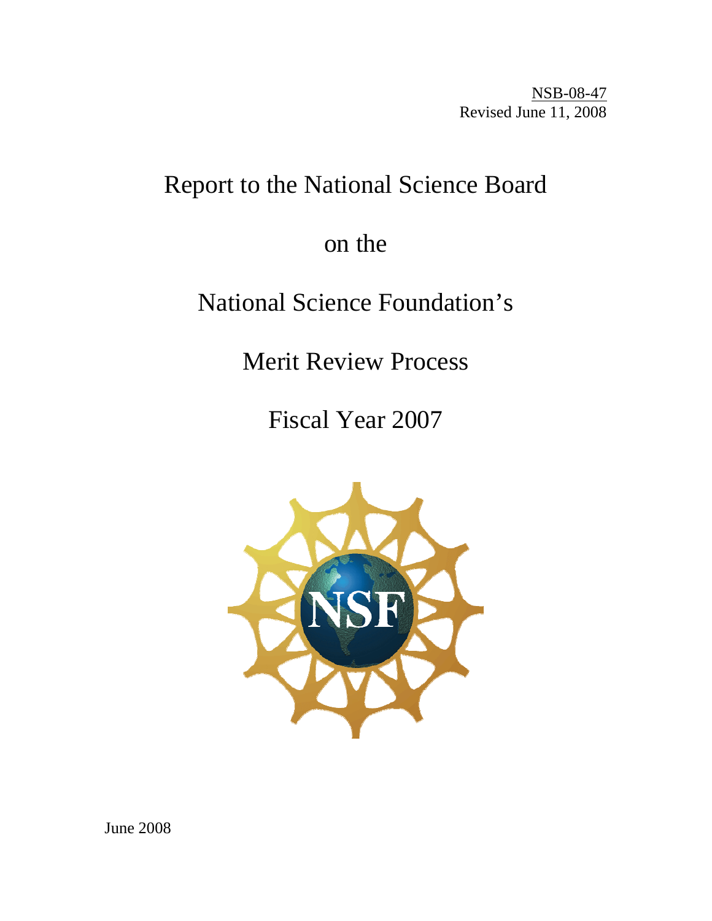NSB-08-47
Revised June 11, 2008

# Report to the National Science Board

# on the

# National Science Foundation's

# Merit Review Process

# Fiscal Year 2007

June 2008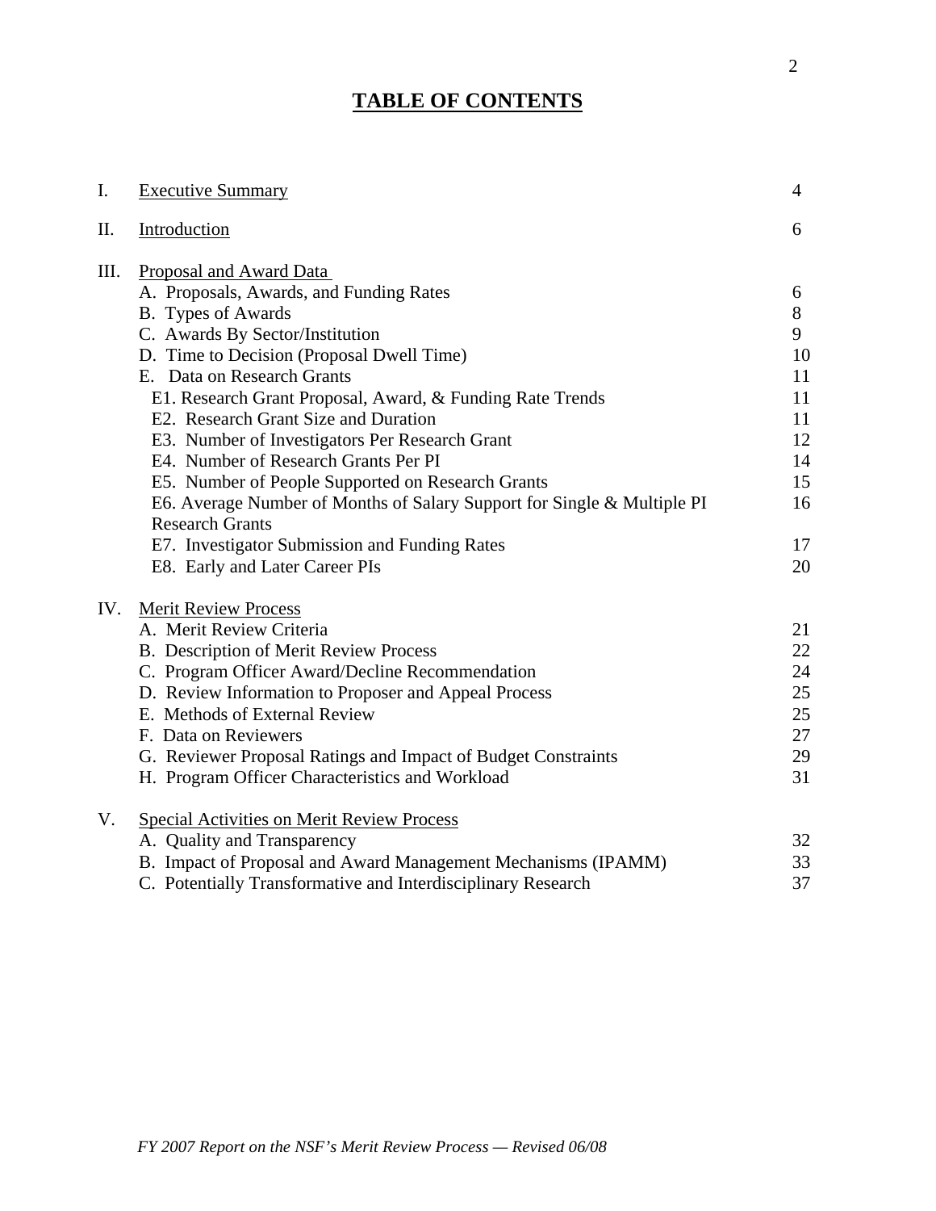# TABLE OF CONTENTS

| | | |
|---|---|---|
| I. | Executive Summary | 4 |
| II. | Introduction | 6 |
| III. | Proposal and Award Data | |
| | A. Proposals, Awards, and Funding Rates | 6 |
| | B. Types of Awards | 8 |
| | C. Awards By Sector/Institution | 9 |
| | D. Time to Decision (Proposal Dwell Time) | 10 |
| | E. Data on Research Grants | 11 |
| | E1. Research Grant Proposal, Award, & Funding Rate Trends | 11 |
| | E2. Research Grant Size and Duration | 11 |
| | E3. Number of Investigators Per Research Grant | 12 |
| | E4. Number of Research Grants Per PI | 14 |
| | E5. Number of People Supported on Research Grants | 15 |
| | E6. Average Number of Months of Salary Support for Single & Multiple PI Research Grants | 16 |
| | E7. Investigator Submission and Funding Rates | 17 |
| | E8. Early and Later Career PIs | 20 |
| IV. | Merit Review Process | |
| | A. Merit Review Criteria | 21 |
| | B. Description of Merit Review Process | 22 |
| | C. Program Officer Award/Decline Recommendation | 24 |
| | D. Review Information to Proposer and Appeal Process | 25 |
| | E. Methods of External Review | 25 |
| | F. Data on Reviewers | 27 |
| | G. Reviewer Proposal Ratings and Impact of Budget Constraints | 29 |
| | H. Program Officer Characteristics and Workload | 31 |
| V. | Special Activities on Merit Review Process | |
| | A. Quality and Transparency | 32 |
| | B. Impact of Proposal and Award Management Mechanisms (IPAMM) | 33 |
| | C. Potentially Transformative and Interdisciplinary Research | 37 |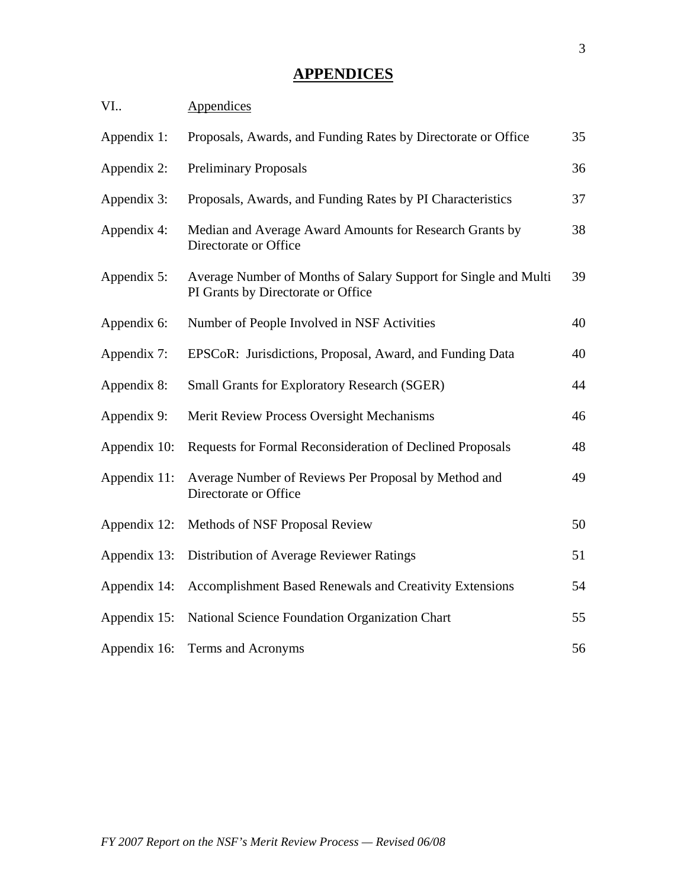# APPENDICES

| VI.. | Appendices | |
|---|---|---|
| Appendix 1: | Proposals, Awards, and Funding Rates by Directorate or Office | 35 |
| Appendix 2: | Preliminary Proposals | 36 |
| Appendix 3: | Proposals, Awards, and Funding Rates by PI Characteristics | 37 |
| Appendix 4: | Median and Average Award Amounts for Research Grants by Directorate or Office | 38 |
| Appendix 5: | Average Number of Months of Salary Support for Single and Multi PI Grants by Directorate or Office | 39 |
| Appendix 6: | Number of People Involved in NSF Activities | 40 |
| Appendix 7: | EPSCoR: Jurisdictions, Proposal, Award, and Funding Data | 40 |
| Appendix 8: | Small Grants for Exploratory Research (SGER) | 44 |
| Appendix 9: | Merit Review Process Oversight Mechanisms | 46 |
| Appendix 10: | Requests for Formal Reconsideration of Declined Proposals | 48 |
| Appendix 11: | Average Number of Reviews Per Proposal by Method and Directorate or Office | 49 |
| Appendix 12: | Methods of NSF Proposal Review | 50 |
| Appendix 13: | Distribution of Average Reviewer Ratings | 51 |
| Appendix 14: | Accomplishment Based Renewals and Creativity Extensions | 54 |
| Appendix 15: | National Science Foundation Organization Chart | 55 |
| Appendix 16: | Terms and Acronyms | 56 |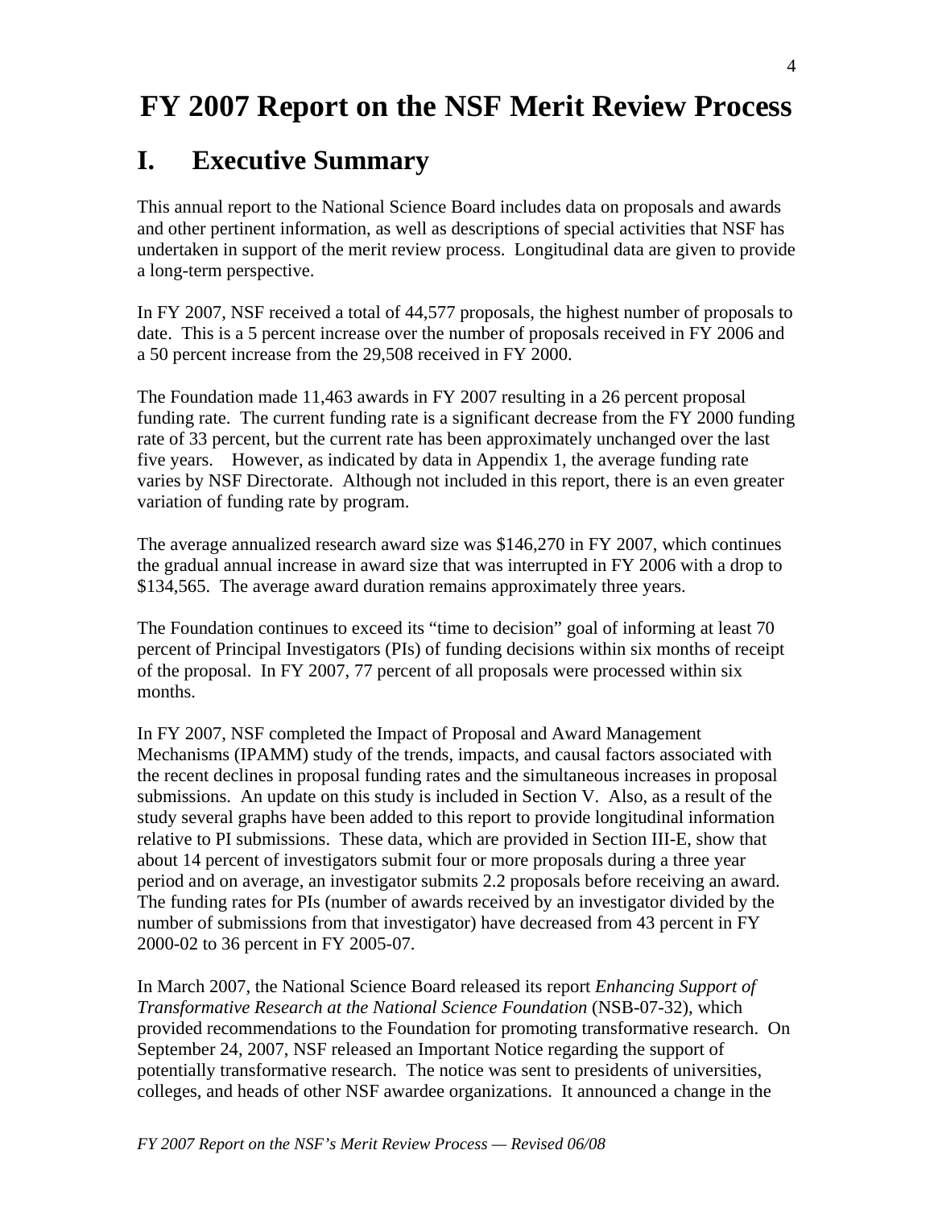# FY 2007 Report on the NSF Merit Review Process

## I. Executive Summary

This annual report to the National Science Board includes data on proposals and awards and other pertinent information, as well as descriptions of special activities that NSF has undertaken in support of the merit review process. Longitudinal data are given to provide a long-term perspective.

In FY 2007, NSF received a total of 44,577 proposals, the highest number of proposals to date. This is a 5 percent increase over the number of proposals received in FY 2006 and a 50 percent increase from the 29,508 received in FY 2000.

The Foundation made 11,463 awards in FY 2007 resulting in a 26 percent proposal funding rate. The current funding rate is a significant decrease from the FY 2000 funding rate of 33 percent, but the current rate has been approximately unchanged over the last five years. However, as indicated by data in Appendix 1, the average funding rate varies by NSF Directorate. Although not included in this report, there is an even greater variation of funding rate by program.

The average annualized research award size was $146,270 in FY 2007, which continues the gradual annual increase in award size that was interrupted in FY 2006 with a drop to $134,565. The average award duration remains approximately three years.

The Foundation continues to exceed its "time to decision" goal of informing at least 70 percent of Principal Investigators (PIs) of funding decisions within six months of receipt of the proposal. In FY 2007, 77 percent of all proposals were processed within six months.

In FY 2007, NSF completed the Impact of Proposal and Award Management Mechanisms (IPAMM) study of the trends, impacts, and causal factors associated with the recent declines in proposal funding rates and the simultaneous increases in proposal submissions. An update on this study is included in Section V. Also, as a result of the study several graphs have been added to this report to provide longitudinal information relative to PI submissions. These data, which are provided in Section III-E, show that about 14 percent of investigators submit four or more proposals during a three year period and on average, an investigator submits 2.2 proposals before receiving an award. The funding rates for PIs (number of awards received by an investigator divided by the number of submissions from that investigator) have decreased from 43 percent in FY 2000-02 to 36 percent in FY 2005-07.

In March 2007, the National Science Board released its report *Enhancing Support of Transformative Research at the National Science Foundation* (NSB-07-32), which provided recommendations to the Foundation for promoting transformative research. On September 24, 2007, NSF released an Important Notice regarding the support of potentially transformative research. The notice was sent to presidents of universities, colleges, and heads of other NSF awardee organizations. It announced a change in the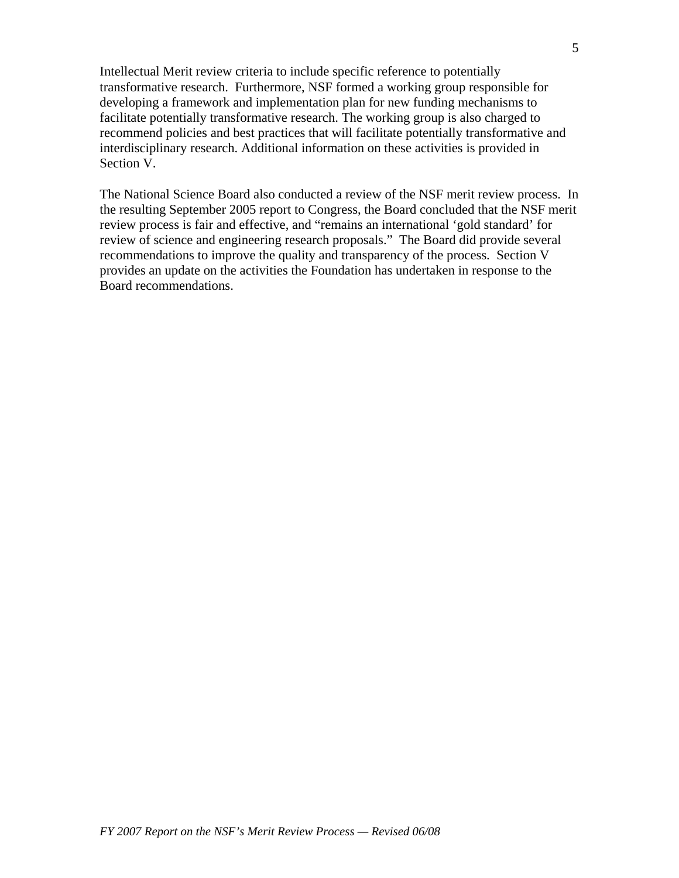Intellectual Merit review criteria to include specific reference to potentially transformative research. Furthermore, NSF formed a working group responsible for developing a framework and implementation plan for new funding mechanisms to facilitate potentially transformative research. The working group is also charged to recommend policies and best practices that will facilitate potentially transformative and interdisciplinary research. Additional information on these activities is provided in Section V.

The National Science Board also conducted a review of the NSF merit review process. In the resulting September 2005 report to Congress, the Board concluded that the NSF merit review process is fair and effective, and "remains an international 'gold standard' for review of science and engineering research proposals." The Board did provide several recommendations to improve the quality and transparency of the process. Section V provides an update on the activities the Foundation has undertaken in response to the Board recommendations.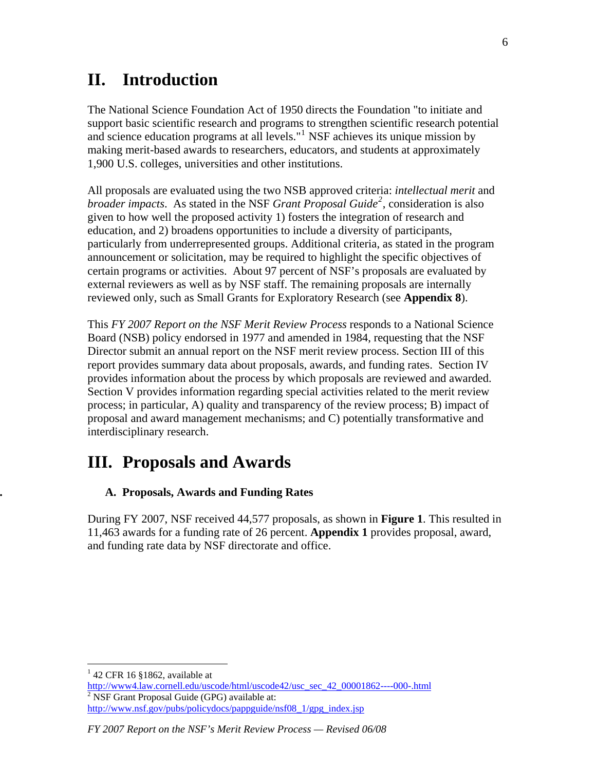# II. Introduction

The National Science Foundation Act of 1950 directs the Foundation "to initiate and support basic scientific research and programs to strengthen scientific research potential and science education programs at all levels."[1] NSF achieves its unique mission by making merit-based awards to researchers, educators, and students at approximately 1,900 U.S. colleges, universities and other institutions.

All proposals are evaluated using the two NSB approved criteria: *intellectual merit* and *broader impacts*. As stated in the NSF *Grant Proposal Guide*[2], consideration is also given to how well the proposed activity 1) fosters the integration of research and education, and 2) broadens opportunities to include a diversity of participants, particularly from underrepresented groups. Additional criteria, as stated in the program announcement or solicitation, may be required to highlight the specific objectives of certain programs or activities. About 97 percent of NSF's proposals are evaluated by external reviewers as well as by NSF staff. The remaining proposals are internally reviewed only, such as Small Grants for Exploratory Research (see **Appendix 8**).

This *FY 2007 Report on the NSF Merit Review Process* responds to a National Science Board (NSB) policy endorsed in 1977 and amended in 1984, requesting that the NSF Director submit an annual report on the NSF merit review process. Section III of this report provides summary data about proposals, awards, and funding rates. Section IV provides information about the process by which proposals are reviewed and awarded. Section V provides information regarding special activities related to the merit review process; in particular, A) quality and transparency of the review process; B) impact of proposal and award management mechanisms; and C) potentially transformative and interdisciplinary research.

# III. Proposals and Awards

## A. Proposals, Awards and Funding Rates

During FY 2007, NSF received 44,577 proposals, as shown in **Figure 1**. This resulted in 11,463 awards for a funding rate of 26 percent. **Appendix 1** provides proposal, award, and funding rate data by NSF directorate and office.

---

[1] 42 CFR 16 §1862, available at http://www4.law.cornell.edu/uscode/html/uscode42/usc_sec_42_00001862----000-.html

[2] NSF Grant Proposal Guide (GPG) available at: http://www.nsf.gov/pubs/policydocs/pappguide/nsf08_1/gpg_index.jsp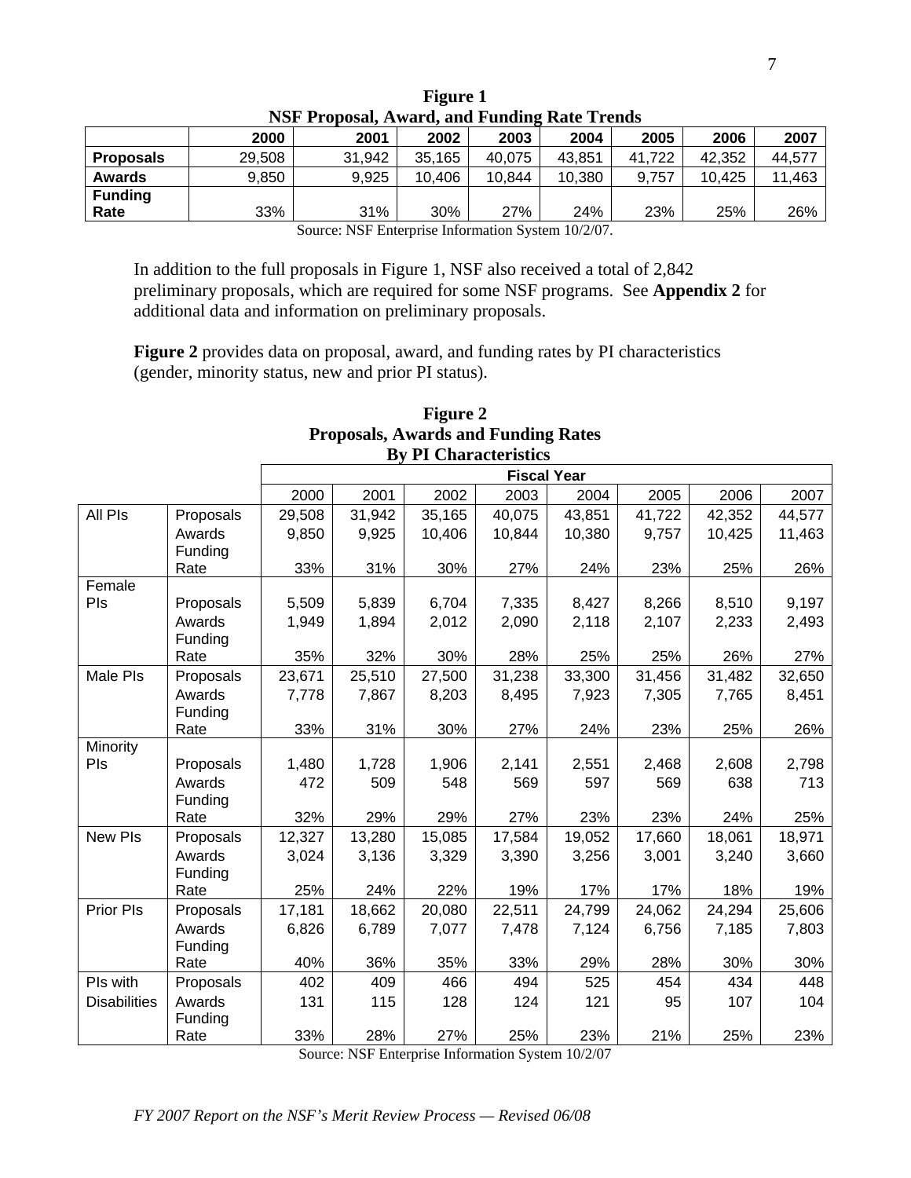**Figure 1**
**NSF Proposal, Award, and Funding Rate Trends**

| | 2000 | 2001 | 2002 | 2003 | 2004 | 2005 | 2006 | 2007 |
|---|---|---|---|---|---|---|---|---|
| **Proposals** | 29,508 | 31,942 | 35,165 | 40,075 | 43,851 | 41,722 | 42,352 | 44,577 |
| **Awards** | 9,850 | 9,925 | 10,406 | 10,844 | 10,380 | 9,757 | 10,425 | 11,463 |
| **Funding Rate** | 33% | 31% | 30% | 27% | 24% | 23% | 25% | 26% |

Source: NSF Enterprise Information System 10/2/07.

In addition to the full proposals in Figure 1, NSF also received a total of 2,842 preliminary proposals, which are required for some NSF programs. See **Appendix 2** for additional data and information on preliminary proposals.

**Figure 2** provides data on proposal, award, and funding rates by PI characteristics (gender, minority status, new and prior PI status).

**Figure 2**
**Proposals, Awards and Funding Rates**
**By PI Characteristics**

| | | Fiscal Year | | | | | | | |
|---|---|---|---|---|---|---|---|---|---|
| | | 2000 | 2001 | 2002 | 2003 | 2004 | 2005 | 2006 | 2007 |
| All PIs | Proposals | 29,508 | 31,942 | 35,165 | 40,075 | 43,851 | 41,722 | 42,352 | 44,577 |
| | Awards | 9,850 | 9,925 | 10,406 | 10,844 | 10,380 | 9,757 | 10,425 | 11,463 |
| | Funding Rate | 33% | 31% | 30% | 27% | 24% | 23% | 25% | 26% |
| Female PIs | Proposals | 5,509 | 5,839 | 6,704 | 7,335 | 8,427 | 8,266 | 8,510 | 9,197 |
| | Awards | 1,949 | 1,894 | 2,012 | 2,090 | 2,118 | 2,107 | 2,233 | 2,493 |
| | Funding Rate | 35% | 32% | 30% | 28% | 25% | 25% | 26% | 27% |
| Male PIs | Proposals | 23,671 | 25,510 | 27,500 | 31,238 | 33,300 | 31,456 | 31,482 | 32,650 |
| | Awards | 7,778 | 7,867 | 8,203 | 8,495 | 7,923 | 7,305 | 7,765 | 8,451 |
| | Funding Rate | 33% | 31% | 30% | 27% | 24% | 23% | 25% | 26% |
| Minority PIs | Proposals | 1,480 | 1,728 | 1,906 | 2,141 | 2,551 | 2,468 | 2,608 | 2,798 |
| | Awards | 472 | 509 | 548 | 569 | 597 | 569 | 638 | 713 |
| | Funding Rate | 32% | 29% | 29% | 27% | 23% | 23% | 24% | 25% |
| New PIs | Proposals | 12,327 | 13,280 | 15,085 | 17,584 | 19,052 | 17,660 | 18,061 | 18,971 |
| | Awards | 3,024 | 3,136 | 3,329 | 3,390 | 3,256 | 3,001 | 3,240 | 3,660 |
| | Funding Rate | 25% | 24% | 22% | 19% | 17% | 17% | 18% | 19% |
| Prior PIs | Proposals | 17,181 | 18,662 | 20,080 | 22,511 | 24,799 | 24,062 | 24,294 | 25,606 |
| | Awards | 6,826 | 6,789 | 7,077 | 7,478 | 7,124 | 6,756 | 7,185 | 7,803 |
| | Funding Rate | 40% | 36% | 35% | 33% | 29% | 28% | 30% | 30% |
| PIs with Disabilities | Proposals | 402 | 409 | 466 | 494 | 525 | 454 | 434 | 448 |
| | Awards | 131 | 115 | 128 | 124 | 121 | 95 | 107 | 104 |
| | Funding Rate | 33% | 28% | 27% | 25% | 23% | 21% | 25% | 23% |

Source: NSF Enterprise Information System 10/2/07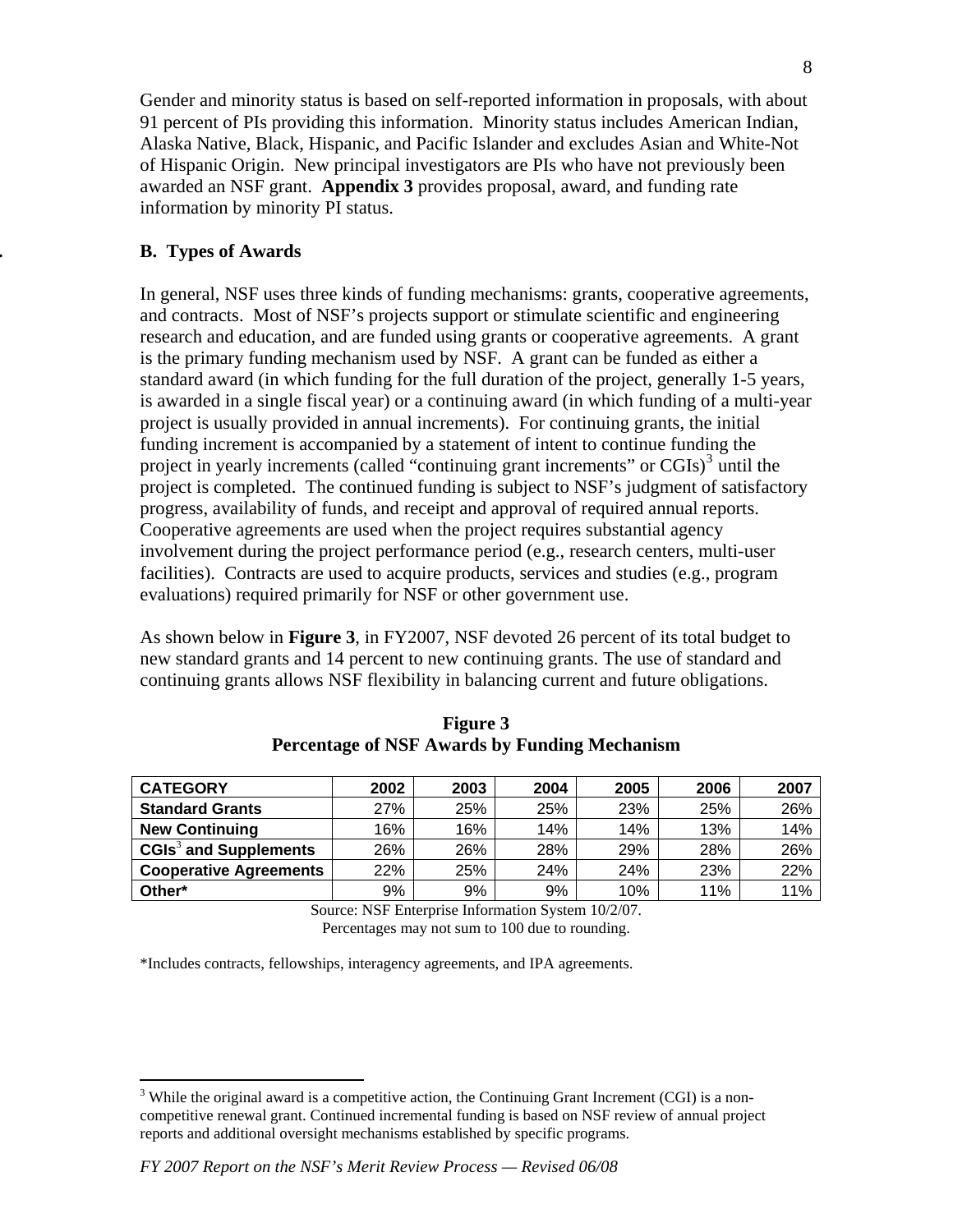Gender and minority status is based on self-reported information in proposals, with about 91 percent of PIs providing this information. Minority status includes American Indian, Alaska Native, Black, Hispanic, and Pacific Islander and excludes Asian and White-Not of Hispanic Origin. New principal investigators are PIs who have not previously been awarded an NSF grant. **Appendix 3** provides proposal, award, and funding rate information by minority PI status.

## B. Types of Awards

In general, NSF uses three kinds of funding mechanisms: grants, cooperative agreements, and contracts. Most of NSF's projects support or stimulate scientific and engineering research and education, and are funded using grants or cooperative agreements. A grant is the primary funding mechanism used by NSF. A grant can be funded as either a standard award (in which funding for the full duration of the project, generally 1-5 years, is awarded in a single fiscal year) or a continuing award (in which funding of a multi-year project is usually provided in annual increments). For continuing grants, the initial funding increment is accompanied by a statement of intent to continue funding the project in yearly increments (called "continuing grant increments" or CGIs)[3] until the project is completed. The continued funding is subject to NSF's judgment of satisfactory progress, availability of funds, and receipt and approval of required annual reports. Cooperative agreements are used when the project requires substantial agency involvement during the project performance period (e.g., research centers, multi-user facilities). Contracts are used to acquire products, services and studies (e.g., program evaluations) required primarily for NSF or other government use.

As shown below in **Figure 3**, in FY2007, NSF devoted 26 percent of its total budget to new standard grants and 14 percent to new continuing grants. The use of standard and continuing grants allows NSF flexibility in balancing current and future obligations.

**Figure 3**
**Percentage of NSF Awards by Funding Mechanism**

| CATEGORY | 2002 | 2003 | 2004 | 2005 | 2006 | 2007 |
|---|---|---|---|---|---|---|
| **Standard Grants** | 27% | 25% | 25% | 23% | 25% | 26% |
| **New Continuing** | 16% | 16% | 14% | 14% | 13% | 14% |
| **CGIs[3] and Supplements** | 26% | 26% | 28% | 29% | 28% | 26% |
| **Cooperative Agreements** | 22% | 25% | 24% | 24% | 23% | 22% |
| **Other*** | 9% | 9% | 9% | 10% | 11% | 11% |

Source: NSF Enterprise Information System 10/2/07.
Percentages may not sum to 100 due to rounding.

*Includes contracts, fellowships, interagency agreements, and IPA agreements.

[3] While the original award is a competitive action, the Continuing Grant Increment (CGI) is a non-competitive renewal grant. Continued incremental funding is based on NSF review of annual project reports and additional oversight mechanisms established by specific programs.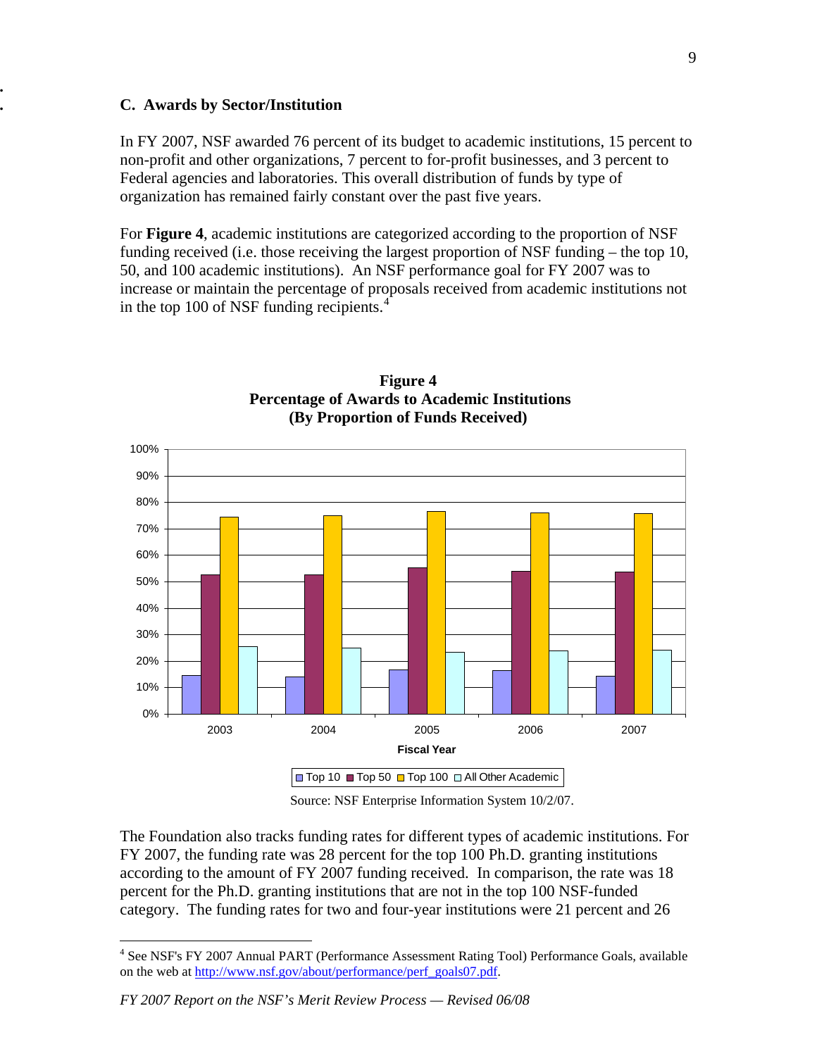### C. Awards by Sector/Institution

In FY 2007, NSF awarded 76 percent of its budget to academic institutions, 15 percent to non-profit and other organizations, 7 percent to for-profit businesses, and 3 percent to Federal agencies and laboratories. This overall distribution of funds by type of organization has remained fairly constant over the past five years.

For **Figure 4**, academic institutions are categorized according to the proportion of NSF funding received (i.e. those receiving the largest proportion of NSF funding – the top 10, 50, and 100 academic institutions). An NSF performance goal for FY 2007 was to increase or maintain the percentage of proposals received from academic institutions not in the top 100 of NSF funding recipients.[4]

**Figure 4**
**Percentage of Awards to Academic Institutions**
**(By Proportion of Funds Received)**

Source: NSF Enterprise Information System 10/2/07.

The Foundation also tracks funding rates for different types of academic institutions. For FY 2007, the funding rate was 28 percent for the top 100 Ph.D. granting institutions according to the amount of FY 2007 funding received. In comparison, the rate was 18 percent for the Ph.D. granting institutions that are not in the top 100 NSF-funded category. The funding rates for two and four-year institutions were 21 percent and 26

[4] See NSF's FY 2007 Annual PART (Performance Assessment Rating Tool) Performance Goals, available on the web at http://www.nsf.gov/about/performance/perf_goals07.pdf.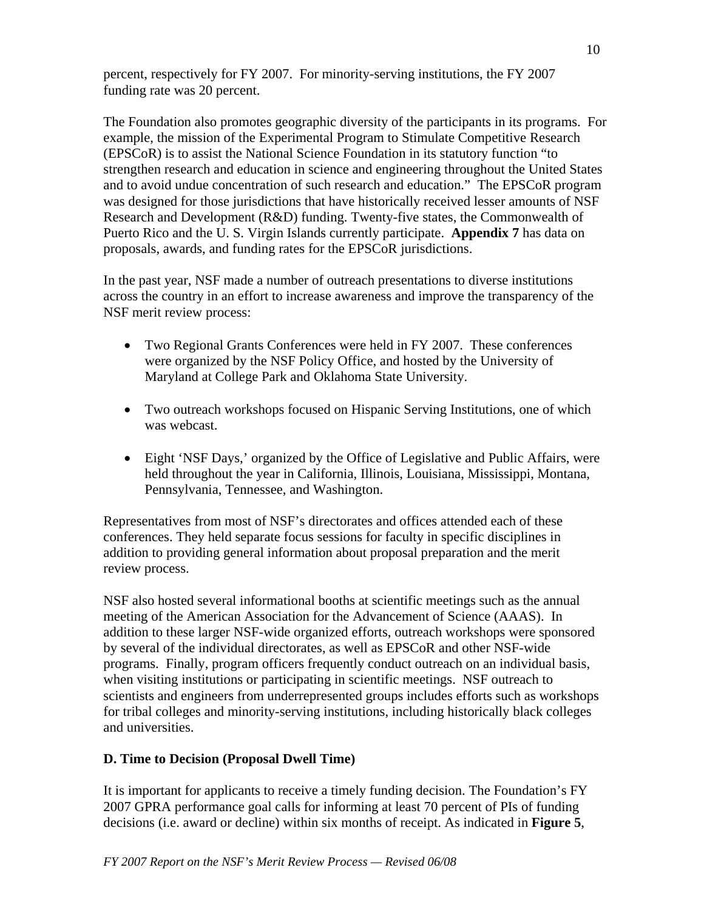percent, respectively for FY 2007. For minority-serving institutions, the FY 2007 funding rate was 20 percent.

The Foundation also promotes geographic diversity of the participants in its programs. For example, the mission of the Experimental Program to Stimulate Competitive Research (EPSCoR) is to assist the National Science Foundation in its statutory function "to strengthen research and education in science and engineering throughout the United States and to avoid undue concentration of such research and education." The EPSCoR program was designed for those jurisdictions that have historically received lesser amounts of NSF Research and Development (R&D) funding. Twenty-five states, the Commonwealth of Puerto Rico and the U. S. Virgin Islands currently participate. **Appendix 7** has data on proposals, awards, and funding rates for the EPSCoR jurisdictions.

In the past year, NSF made a number of outreach presentations to diverse institutions across the country in an effort to increase awareness and improve the transparency of the NSF merit review process:

- Two Regional Grants Conferences were held in FY 2007. These conferences were organized by the NSF Policy Office, and hosted by the University of Maryland at College Park and Oklahoma State University.

- Two outreach workshops focused on Hispanic Serving Institutions, one of which was webcast.

- Eight 'NSF Days,' organized by the Office of Legislative and Public Affairs, were held throughout the year in California, Illinois, Louisiana, Mississippi, Montana, Pennsylvania, Tennessee, and Washington.

Representatives from most of NSF's directorates and offices attended each of these conferences. They held separate focus sessions for faculty in specific disciplines in addition to providing general information about proposal preparation and the merit review process.

NSF also hosted several informational booths at scientific meetings such as the annual meeting of the American Association for the Advancement of Science (AAAS). In addition to these larger NSF-wide organized efforts, outreach workshops were sponsored by several of the individual directorates, as well as EPSCoR and other NSF-wide programs. Finally, program officers frequently conduct outreach on an individual basis, when visiting institutions or participating in scientific meetings. NSF outreach to scientists and engineers from underrepresented groups includes efforts such as workshops for tribal colleges and minority-serving institutions, including historically black colleges and universities.

### D. Time to Decision (Proposal Dwell Time)

It is important for applicants to receive a timely funding decision. The Foundation's FY 2007 GPRA performance goal calls for informing at least 70 percent of PIs of funding decisions (i.e. award or decline) within six months of receipt. As indicated in **Figure 5**,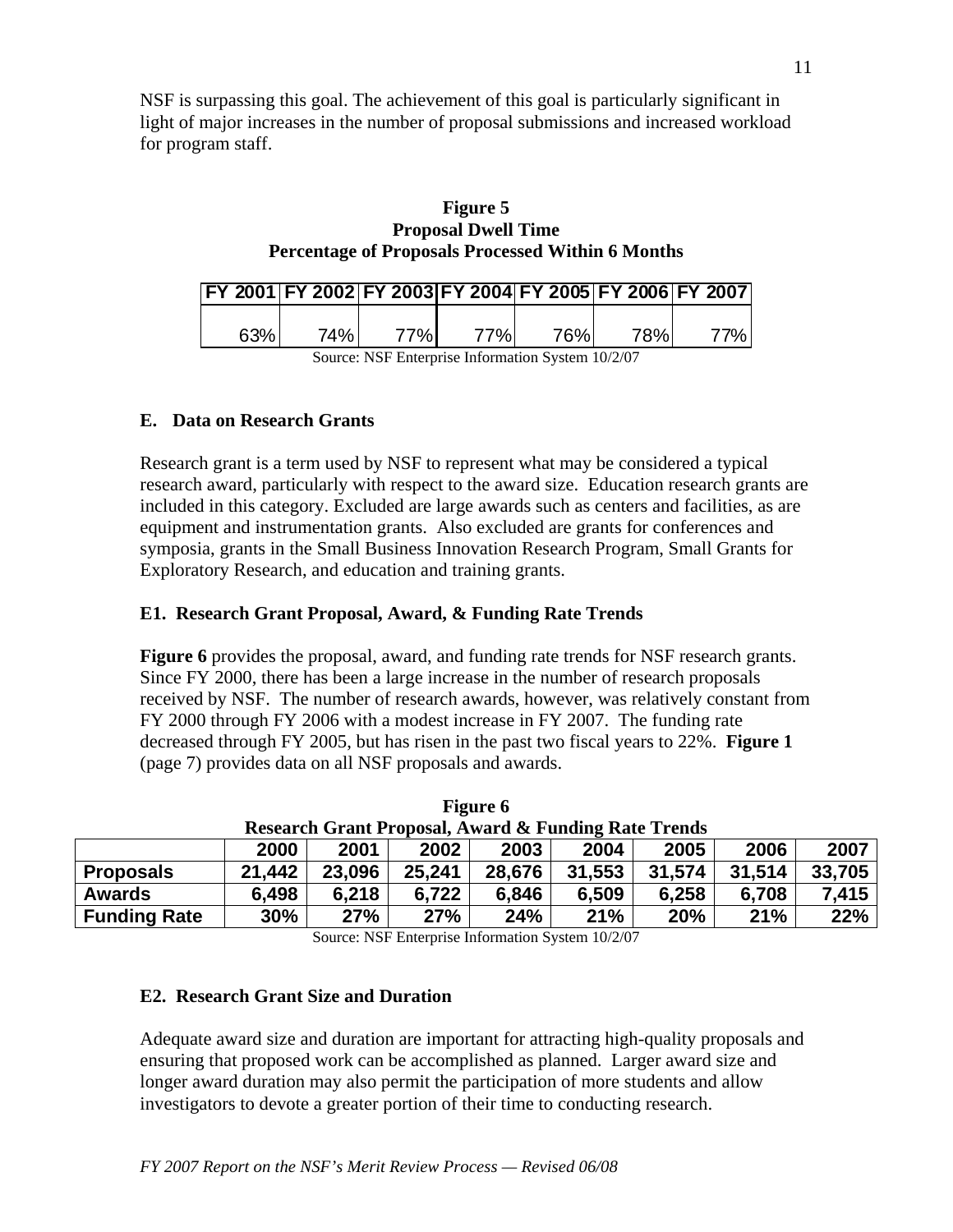NSF is surpassing this goal. The achievement of this goal is particularly significant in light of major increases in the number of proposal submissions and increased workload for program staff.

**Figure 5**
**Proposal Dwell Time**
**Percentage of Proposals Processed Within 6 Months**

| FY 2001 | FY 2002 | FY 2003 | FY 2004 | FY 2005 | FY 2006 | FY 2007 |
|---|---|---|---|---|---|---|
| 63% | 74% | 77% | 77% | 76% | 78% | 77% |

Source: NSF Enterprise Information System 10/2/07

### E. Data on Research Grants

Research grant is a term used by NSF to represent what may be considered a typical research award, particularly with respect to the award size. Education research grants are included in this category. Excluded are large awards such as centers and facilities, as are equipment and instrumentation grants. Also excluded are grants for conferences and symposia, grants in the Small Business Innovation Research Program, Small Grants for Exploratory Research, and education and training grants.

### E1. Research Grant Proposal, Award, & Funding Rate Trends

**Figure 6** provides the proposal, award, and funding rate trends for NSF research grants. Since FY 2000, there has been a large increase in the number of research proposals received by NSF. The number of research awards, however, was relatively constant from FY 2000 through FY 2006 with a modest increase in FY 2007. The funding rate decreased through FY 2005, but has risen in the past two fiscal years to 22%. **Figure 1** (page 7) provides data on all NSF proposals and awards.

**Figure 6**
**Research Grant Proposal, Award & Funding Rate Trends**

| | 2000 | 2001 | 2002 | 2003 | 2004 | 2005 | 2006 | 2007 |
|---|---|---|---|---|---|---|---|---|
| **Proposals** | 21,442 | 23,096 | 25,241 | 28,676 | 31,553 | 31,574 | 31,514 | 33,705 |
| **Awards** | 6,498 | 6,218 | 6,722 | 6,846 | 6,509 | 6,258 | 6,708 | 7,415 |
| **Funding Rate** | 30% | 27% | 27% | 24% | 21% | 20% | 21% | 22% |

Source: NSF Enterprise Information System 10/2/07

### E2. Research Grant Size and Duration

Adequate award size and duration are important for attracting high-quality proposals and ensuring that proposed work can be accomplished as planned. Larger award size and longer award duration may also permit the participation of more students and allow investigators to devote a greater portion of their time to conducting research.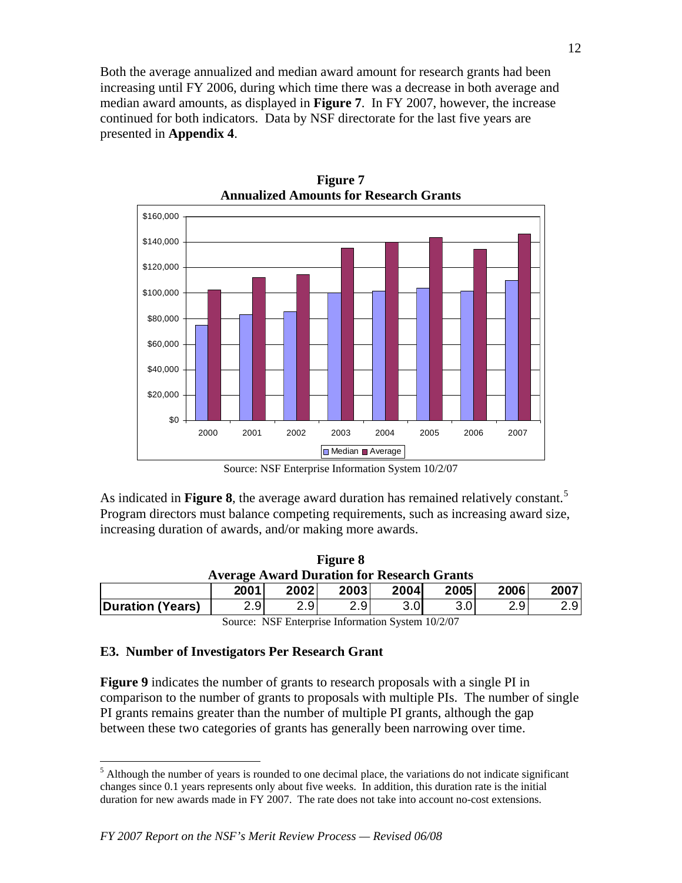Both the average annualized and median award amount for research grants had been increasing until FY 2006, during which time there was a decrease in both average and median award amounts, as displayed in **Figure 7**. In FY 2007, however, the increase continued for both indicators. Data by NSF directorate for the last five years are presented in **Appendix 4**.

**Figure 7**
**Annualized Amounts for Research Grants**

Source: NSF Enterprise Information System 10/2/07

As indicated in **Figure 8**, the average award duration has remained relatively constant.[5] Program directors must balance competing requirements, such as increasing award size, increasing duration of awards, and/or making more awards.

**Figure 8**
**Average Award Duration for Research Grants**

| | 2001 | 2002 | 2003 | 2004 | 2005 | 2006 | 2007 |
|---|---|---|---|---|---|---|---|
| **Duration (Years)** | 2.9 | 2.9 | 2.9 | 3.0 | 3.0 | 2.9 | 2.9 |

Source: NSF Enterprise Information System 10/2/07

### E3. Number of Investigators Per Research Grant

**Figure 9** indicates the number of grants to research proposals with a single PI in comparison to the number of grants to proposals with multiple PIs. The number of single PI grants remains greater than the number of multiple PI grants, although the gap between these two categories of grants has generally been narrowing over time.

[5] Although the number of years is rounded to one decimal place, the variations do not indicate significant changes since 0.1 years represents only about five weeks. In addition, this duration rate is the initial duration for new awards made in FY 2007. The rate does not take into account no-cost extensions.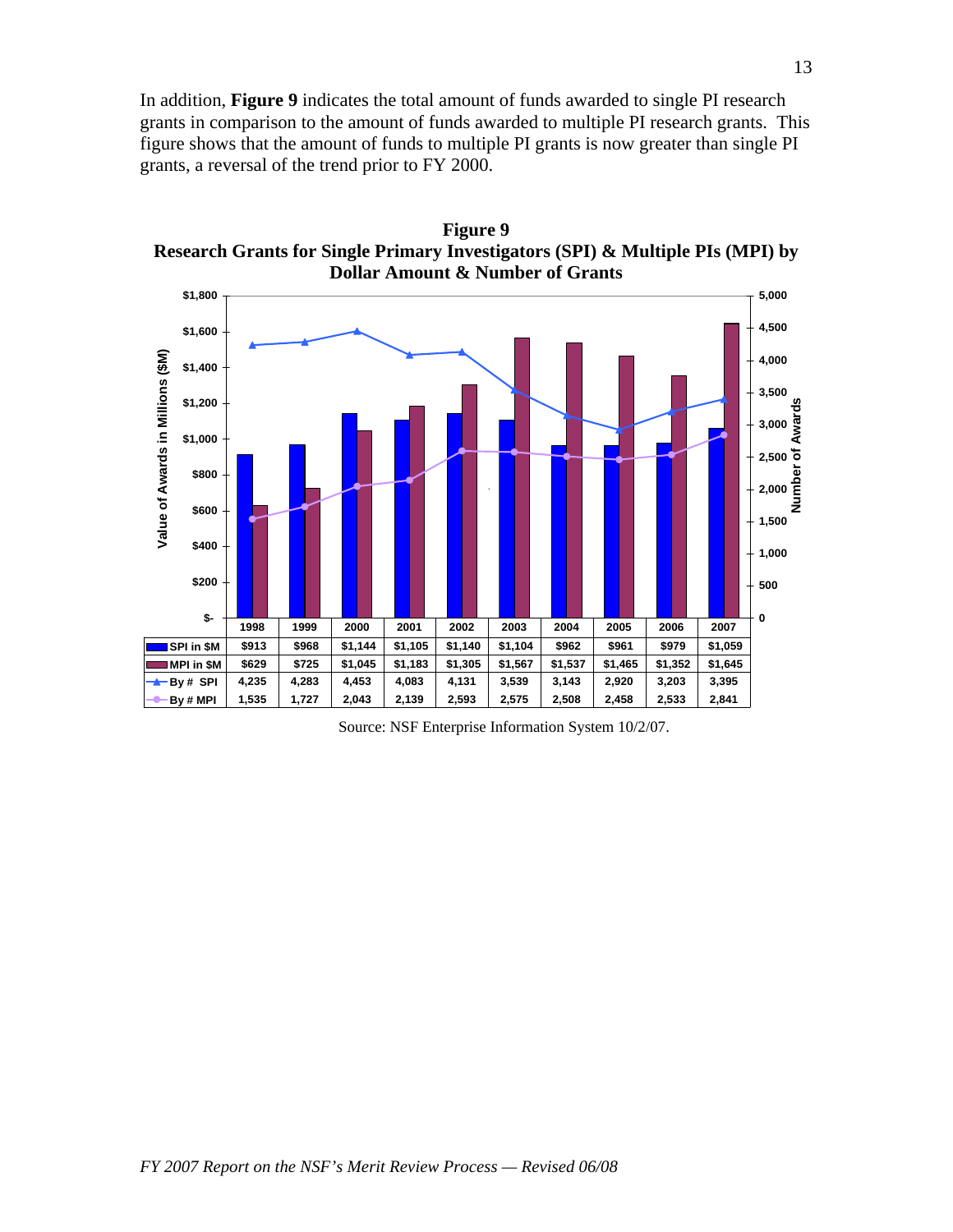In addition, **Figure 9** indicates the total amount of funds awarded to single PI research grants in comparison to the amount of funds awarded to multiple PI research grants. This figure shows that the amount of funds to multiple PI grants is now greater than single PI grants, a reversal of the trend prior to FY 2000.

**Figure 9**
**Research Grants for Single Primary Investigators (SPI) & Multiple PIs (MPI) by Dollar Amount & Number of Grants**

| | 1998 | 1999 | 2000 | 2001 | 2002 | 2003 | 2004 | 2005 | 2006 | 2007 |
|---|---|---|---|---|---|---|---|---|---|---|
| SPI in $M | $913 | $968 | $1,144 | $1,105 | $1,140 | $1,104 | $962 | $961 | $979 | $1,059 |
| MPI in $M | $629 | $725 | $1,045 | $1,183 | $1,305 | $1,567 | $1,537 | $1,465 | $1,352 | $1,645 |
| By # SPI | 4,235 | 4,283 | 4,453 | 4,083 | 4,131 | 3,539 | 3,143 | 2,920 | 3,203 | 3,395 |
| By # MPI | 1,535 | 1,727 | 2,043 | 2,139 | 2,593 | 2,575 | 2,508 | 2,458 | 2,533 | 2,841 |

Source: NSF Enterprise Information System 10/2/07.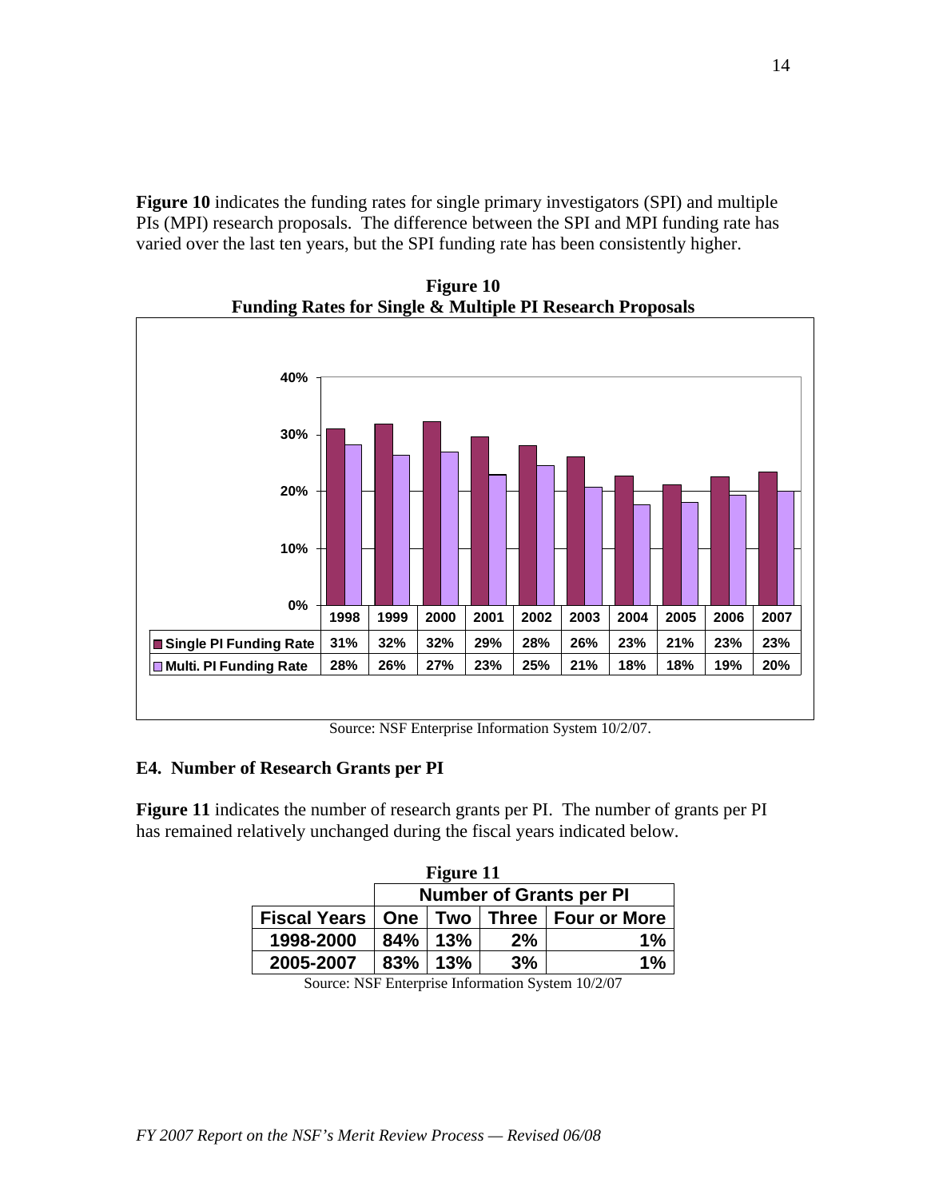**Figure 10** indicates the funding rates for single primary investigators (SPI) and multiple PIs (MPI) research proposals. The difference between the SPI and MPI funding rate has varied over the last ten years, but the SPI funding rate has been consistently higher.

**Figure 10**
**Funding Rates for Single & Multiple PI Research Proposals**

| | 1998 | 1999 | 2000 | 2001 | 2002 | 2003 | 2004 | 2005 | 2006 | 2007 |
|---|---|---|---|---|---|---|---|---|---|---|
| Single PI Funding Rate | 31% | 32% | 32% | 29% | 28% | 26% | 23% | 21% | 23% | 23% |
| Multi. PI Funding Rate | 28% | 26% | 27% | 23% | 25% | 21% | 18% | 18% | 19% | 20% |

Source: NSF Enterprise Information System 10/2/07.

### E4. Number of Research Grants per PI

**Figure 11** indicates the number of research grants per PI. The number of grants per PI has remained relatively unchanged during the fiscal years indicated below.

**Figure 11**

| | Number of Grants per PI | | | |
|---|---|---|---|---|
| **Fiscal Years** | **One** | **Two** | **Three** | **Four or More** |
| **1998-2000** | 84% | 13% | 2% | 1% |
| **2005-2007** | 83% | 13% | 3% | 1% |

Source: NSF Enterprise Information System 10/2/07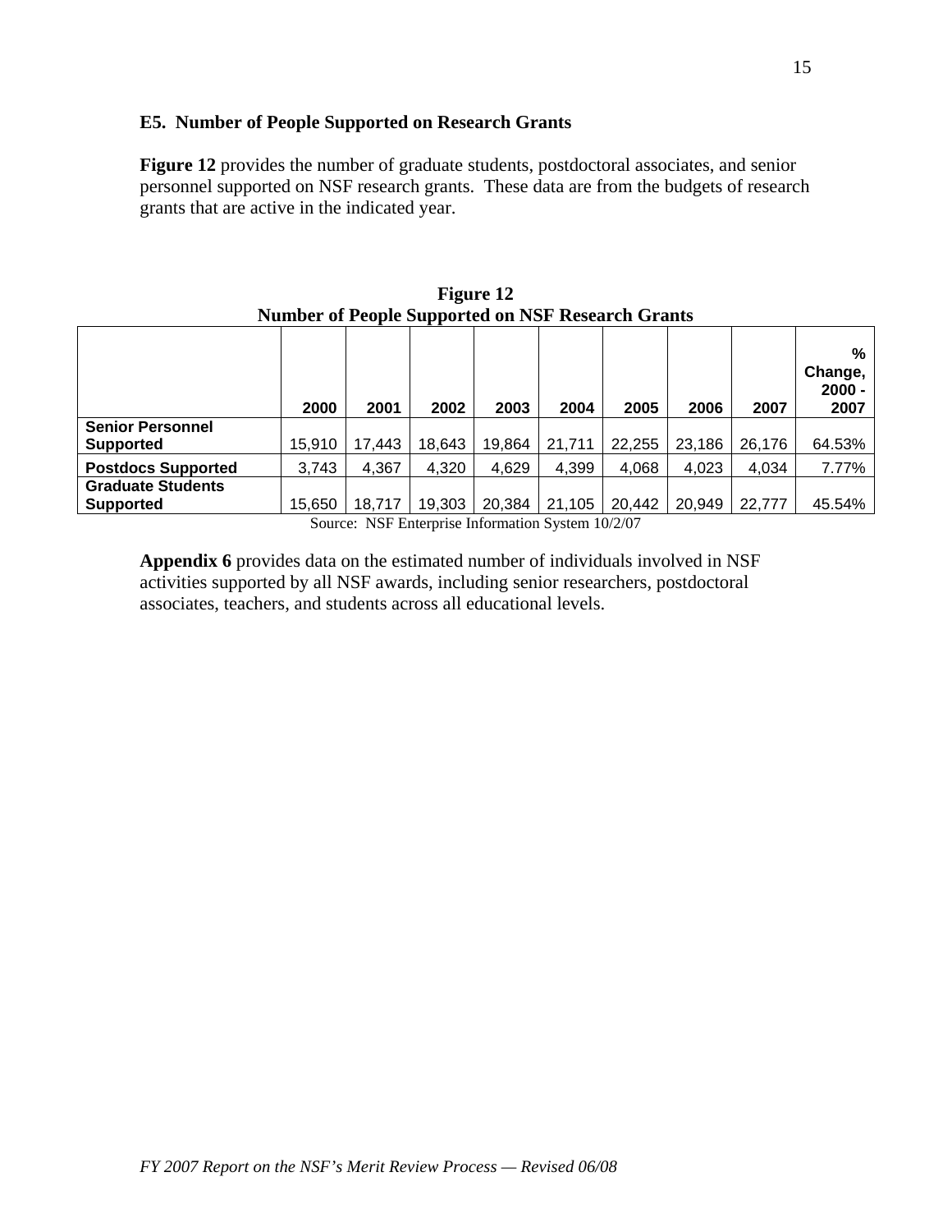### E5. Number of People Supported on Research Grants

**Figure 12** provides the number of graduate students, postdoctoral associates, and senior personnel supported on NSF research grants. These data are from the budgets of research grants that are active in the indicated year.

**Figure 12**
**Number of People Supported on NSF Research Grants**

| | 2000 | 2001 | 2002 | 2003 | 2004 | 2005 | 2006 | 2007 | % Change, 2000 - 2007 |
|---|---|---|---|---|---|---|---|---|---|
| **Senior Personnel Supported** | 15,910 | 17,443 | 18,643 | 19,864 | 21,711 | 22,255 | 23,186 | 26,176 | 64.53% |
| **Postdocs Supported** | 3,743 | 4,367 | 4,320 | 4,629 | 4,399 | 4,068 | 4,023 | 4,034 | 7.77% |
| **Graduate Students Supported** | 15,650 | 18,717 | 19,303 | 20,384 | 21,105 | 20,442 | 20,949 | 22,777 | 45.54% |

Source: NSF Enterprise Information System 10/2/07

**Appendix 6** provides data on the estimated number of individuals involved in NSF activities supported by all NSF awards, including senior researchers, postdoctoral associates, teachers, and students across all educational levels.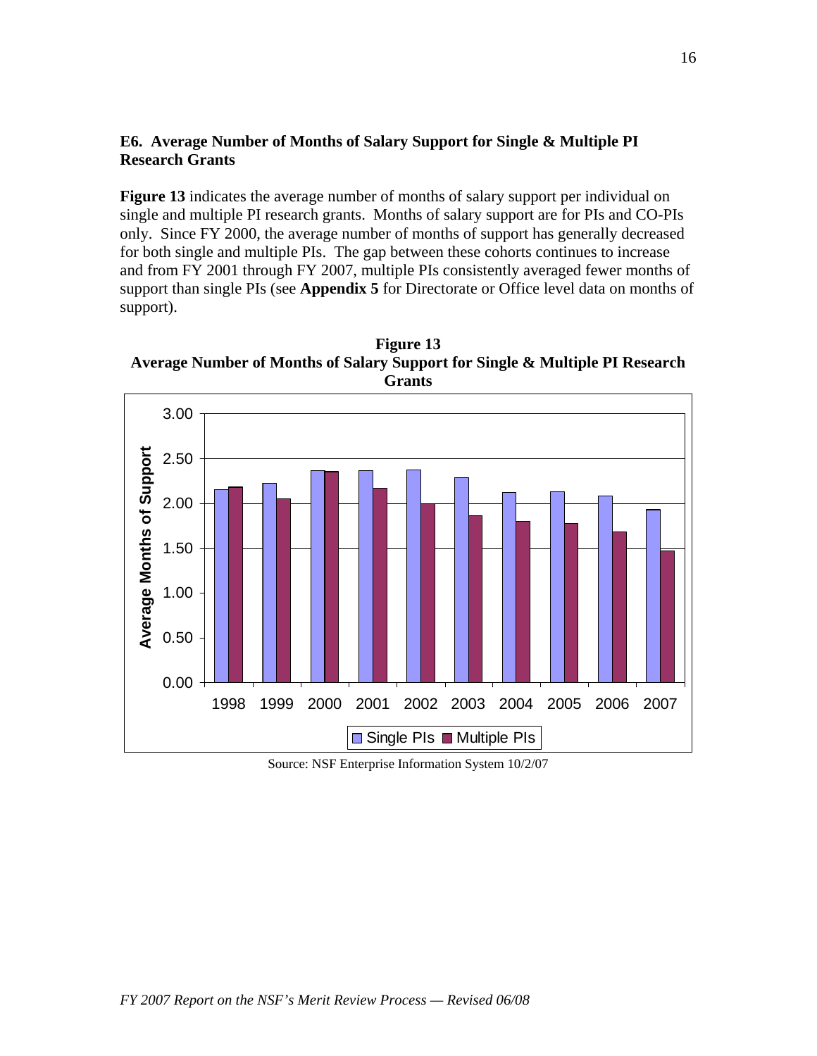## E6. Average Number of Months of Salary Support for Single & Multiple PI Research Grants

**Figure 13** indicates the average number of months of salary support per individual on single and multiple PI research grants. Months of salary support are for PIs and CO-PIs only. Since FY 2000, the average number of months of support has generally decreased for both single and multiple PIs. The gap between these cohorts continues to increase and from FY 2001 through FY 2007, multiple PIs consistently averaged fewer months of support than single PIs (see **Appendix 5** for Directorate or Office level data on months of support).

**Figure 13**
**Average Number of Months of Salary Support for Single & Multiple PI Research Grants**

Source: NSF Enterprise Information System 10/2/07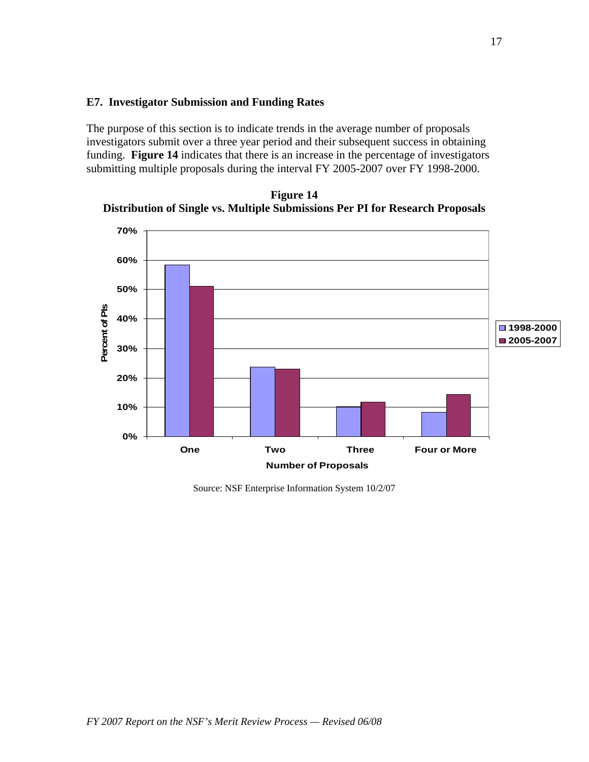### E7. Investigator Submission and Funding Rates

The purpose of this section is to indicate trends in the average number of proposals investigators submit over a three year period and their subsequent success in obtaining funding. **Figure 14** indicates that there is an increase in the percentage of investigators submitting multiple proposals during the interval FY 2005-2007 over FY 1998-2000.

**Figure 14**
**Distribution of Single vs. Multiple Submissions Per PI for Research Proposals**

Source: NSF Enterprise Information System 10/2/07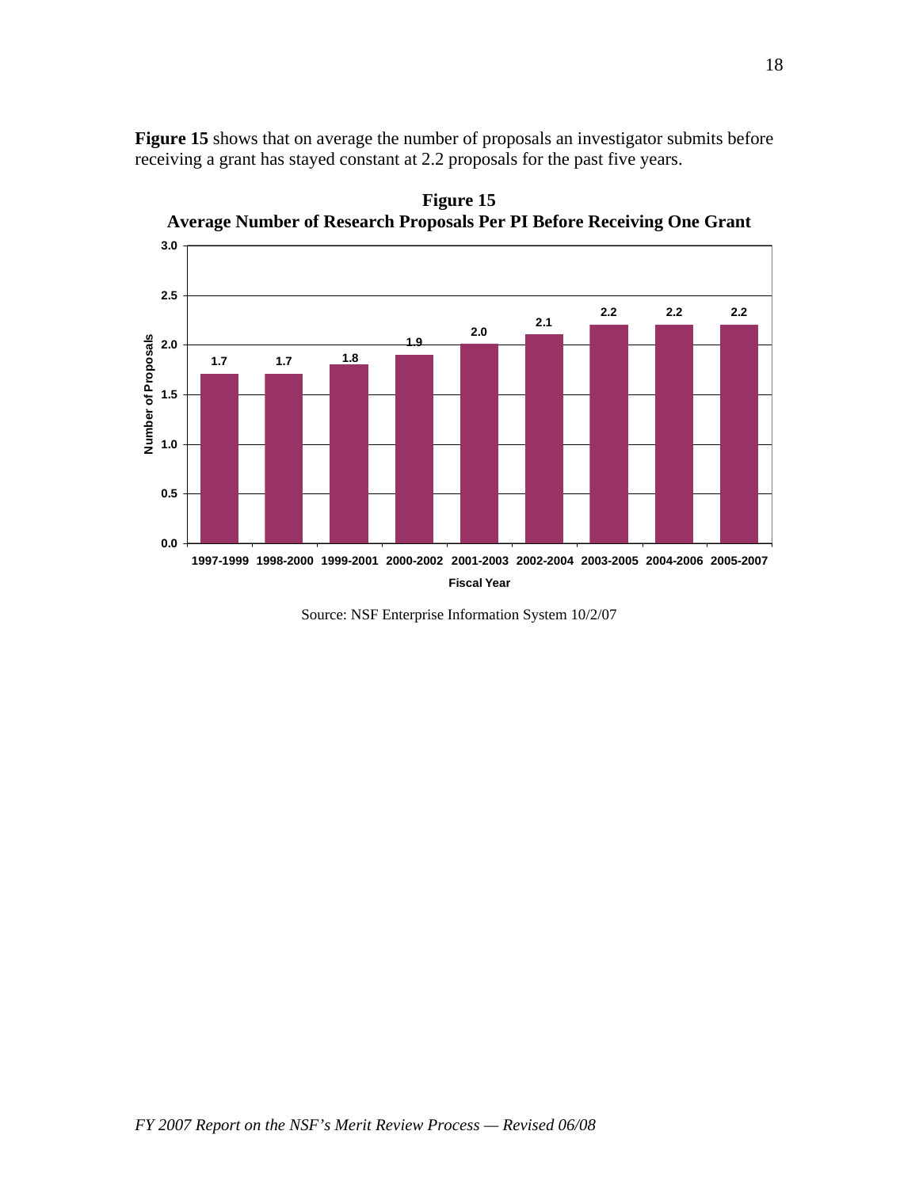**Figure 15** shows that on average the number of proposals an investigator submits before receiving a grant has stayed constant at 2.2 proposals for the past five years.

**Figure 15**
**Average Number of Research Proposals Per PI Before Receiving One Grant**

| Fiscal Year | Number of Proposals |
|---|---|
| 1997-1999 | 1.7 |
| 1998-2000 | 1.7 |
| 1999-2001 | 1.8 |
| 2000-2002 | 1.9 |
| 2001-2003 | 2.0 |
| 2002-2004 | 2.1 |
| 2003-2005 | 2.2 |
| 2004-2006 | 2.2 |
| 2005-2007 | 2.2 |

Source: NSF Enterprise Information System 10/2/07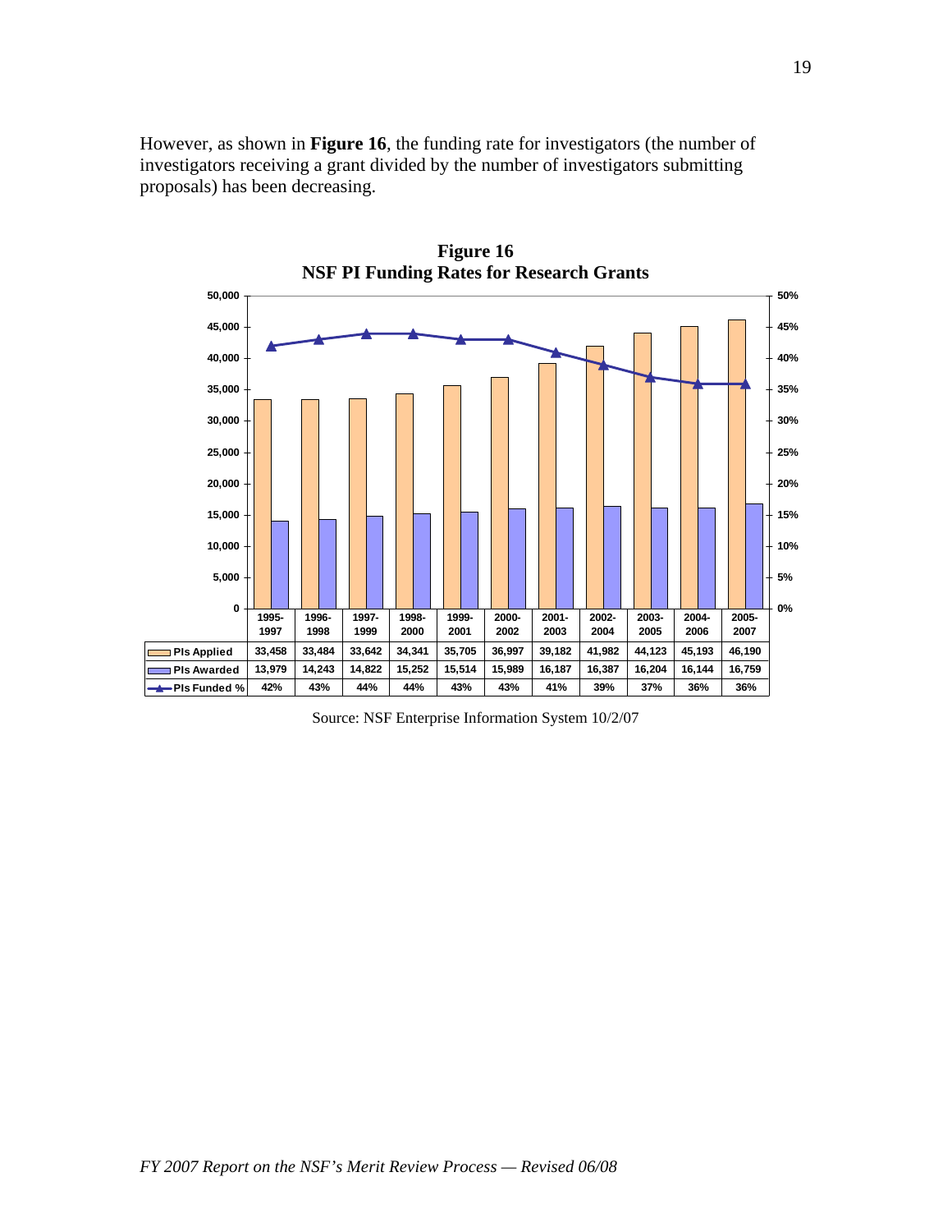However, as shown in **Figure 16**, the funding rate for investigators (the number of investigators receiving a grant divided by the number of investigators submitting proposals) has been decreasing.

**Figure 16**
**NSF PI Funding Rates for Research Grants**

| | 1995-1997 | 1996-1998 | 1997-1999 | 1998-2000 | 1999-2001 | 2000-2002 | 2001-2003 | 2002-2004 | 2003-2005 | 2004-2006 | 2005-2007 |
|---|---|---|---|---|---|---|---|---|---|---|---|
| PIs Applied | 33,458 | 33,484 | 33,642 | 34,341 | 35,705 | 36,997 | 39,182 | 41,982 | 44,123 | 45,193 | 46,190 |
| PIs Awarded | 13,979 | 14,243 | 14,822 | 15,252 | 15,514 | 15,989 | 16,187 | 16,387 | 16,204 | 16,144 | 16,759 |
| PIs Funded % | 42% | 43% | 44% | 44% | 43% | 43% | 41% | 39% | 37% | 36% | 36% |

Source: NSF Enterprise Information System 10/2/07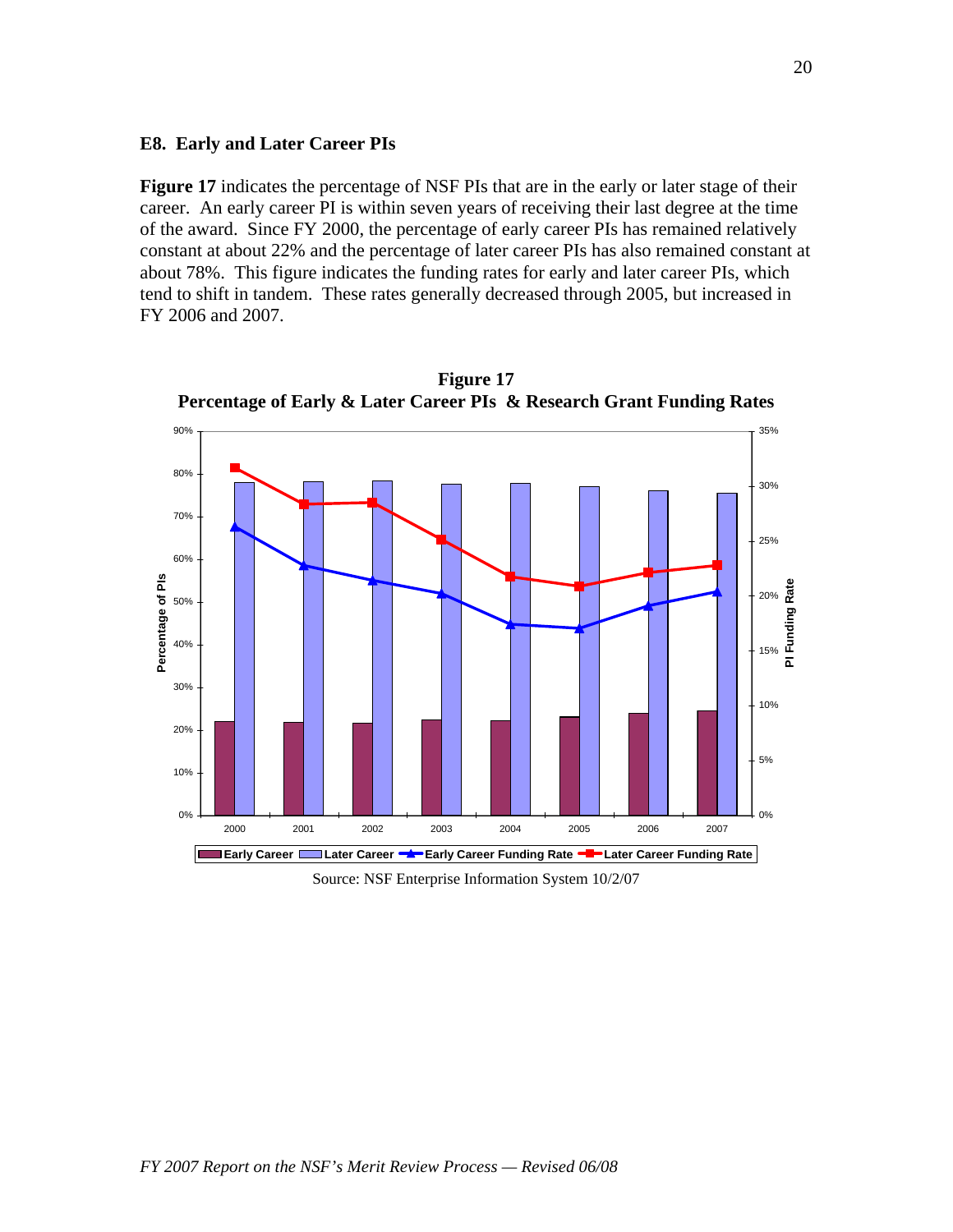## E8. Early and Later Career PIs

**Figure 17** indicates the percentage of NSF PIs that are in the early or later stage of their career. An early career PI is within seven years of receiving their last degree at the time of the award. Since FY 2000, the percentage of early career PIs has remained relatively constant at about 22% and the percentage of later career PIs has also remained constant at about 78%. This figure indicates the funding rates for early and later career PIs, which tend to shift in tandem. These rates generally decreased through 2005, but increased in FY 2006 and 2007.

**Figure 17**
**Percentage of Early & Later Career PIs & Research Grant Funding Rates**

Source: NSF Enterprise Information System 10/2/07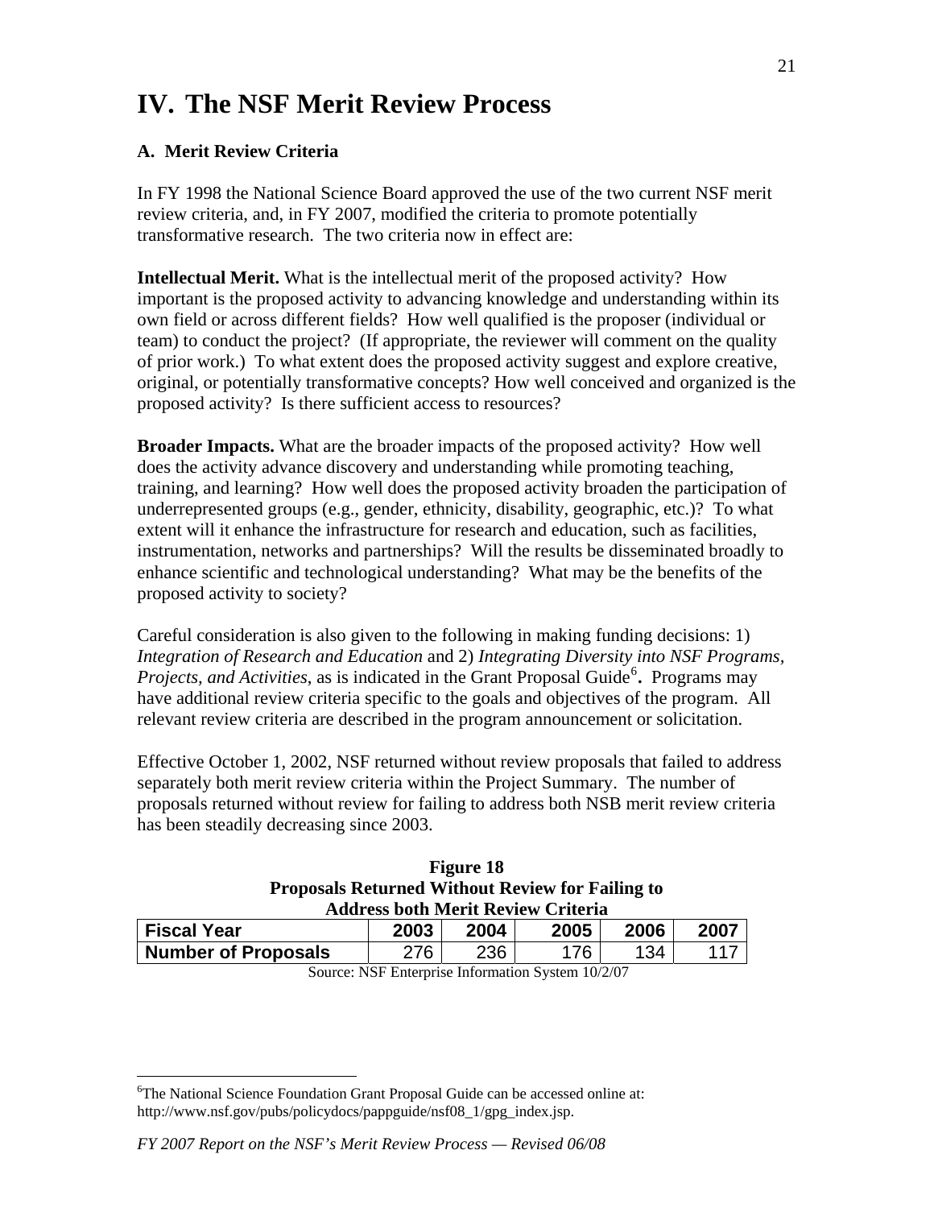# IV. The NSF Merit Review Process

### A. Merit Review Criteria

In FY 1998 the National Science Board approved the use of the two current NSF merit review criteria, and, in FY 2007, modified the criteria to promote potentially transformative research. The two criteria now in effect are:

**Intellectual Merit.** What is the intellectual merit of the proposed activity? How important is the proposed activity to advancing knowledge and understanding within its own field or across different fields? How well qualified is the proposer (individual or team) to conduct the project? (If appropriate, the reviewer will comment on the quality of prior work.) To what extent does the proposed activity suggest and explore creative, original, or potentially transformative concepts? How well conceived and organized is the proposed activity? Is there sufficient access to resources?

**Broader Impacts.** What are the broader impacts of the proposed activity? How well does the activity advance discovery and understanding while promoting teaching, training, and learning? How well does the proposed activity broaden the participation of underrepresented groups (e.g., gender, ethnicity, disability, geographic, etc.)? To what extent will it enhance the infrastructure for research and education, such as facilities, instrumentation, networks and partnerships? Will the results be disseminated broadly to enhance scientific and technological understanding? What may be the benefits of the proposed activity to society?

Careful consideration is also given to the following in making funding decisions: 1) *Integration of Research and Education* and 2) *Integrating Diversity into NSF Programs, Projects, and Activities*, as is indicated in the Grant Proposal Guide[6]**.** Programs may have additional review criteria specific to the goals and objectives of the program. All relevant review criteria are described in the program announcement or solicitation.

Effective October 1, 2002, NSF returned without review proposals that failed to address separately both merit review criteria within the Project Summary. The number of proposals returned without review for failing to address both NSB merit review criteria has been steadily decreasing since 2003.

**Figure 18**
**Proposals Returned Without Review for Failing to Address both Merit Review Criteria**

| Fiscal Year | 2003 | 2004 | 2005 | 2006 | 2007 |
|---|---|---|---|---|---|
| Number of Proposals | 276 | 236 | 176 | 134 | 117 |

Source: NSF Enterprise Information System 10/2/07

[6]The National Science Foundation Grant Proposal Guide can be accessed online at: http://www.nsf.gov/pubs/policydocs/pappguide/nsf08_1/gpg_index.jsp.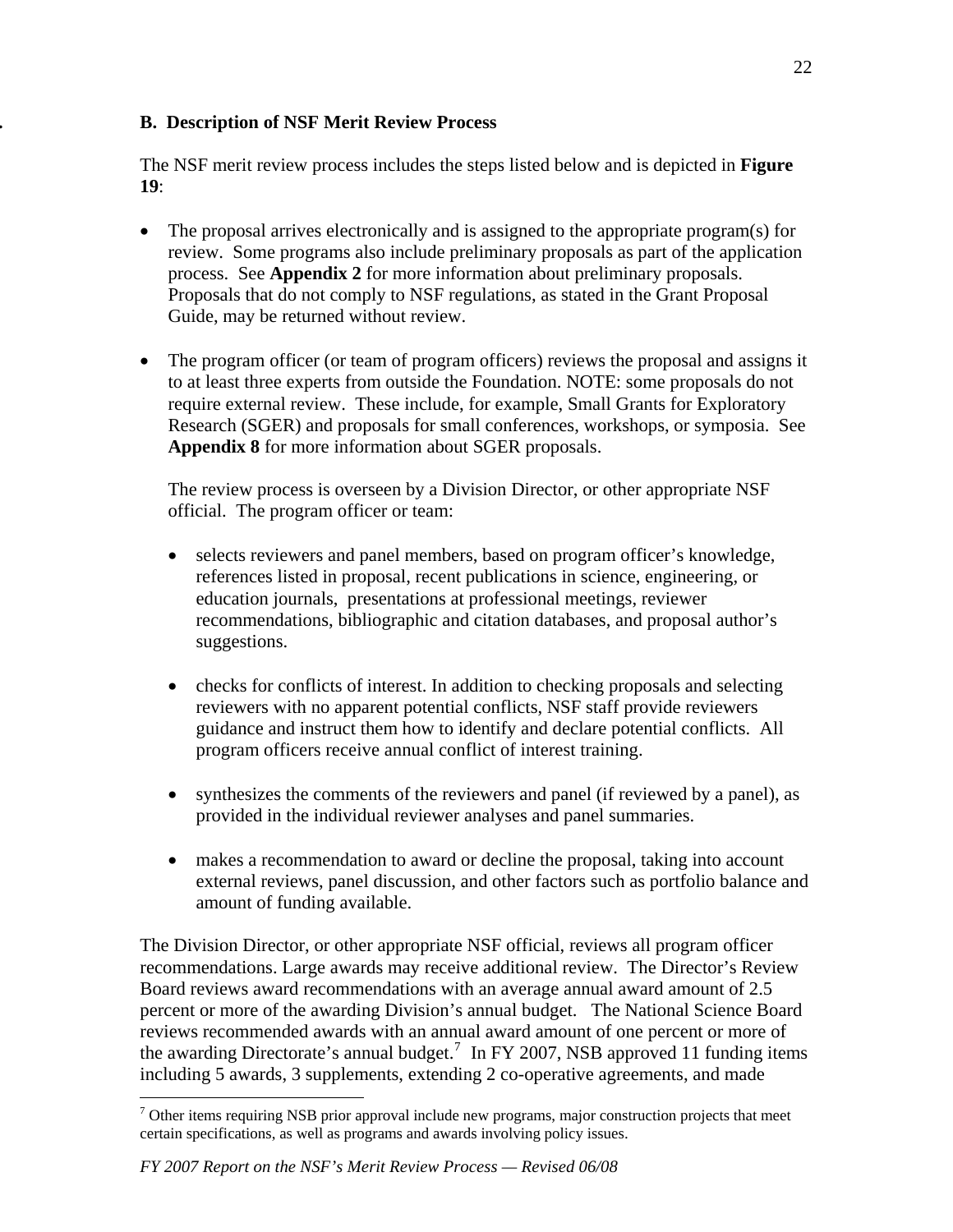### B. Description of NSF Merit Review Process

The NSF merit review process includes the steps listed below and is depicted in **Figure 19**:

- The proposal arrives electronically and is assigned to the appropriate program(s) for review. Some programs also include preliminary proposals as part of the application process. See **Appendix 2** for more information about preliminary proposals. Proposals that do not comply to NSF regulations, as stated in the Grant Proposal Guide, may be returned without review.

- The program officer (or team of program officers) reviews the proposal and assigns it to at least three experts from outside the Foundation. NOTE: some proposals do not require external review. These include, for example, Small Grants for Exploratory Research (SGER) and proposals for small conferences, workshops, or symposia. See **Appendix 8** for more information about SGER proposals.

  The review process is overseen by a Division Director, or other appropriate NSF official. The program officer or team:

  - selects reviewers and panel members, based on program officer's knowledge, references listed in proposal, recent publications in science, engineering, or education journals, presentations at professional meetings, reviewer recommendations, bibliographic and citation databases, and proposal author's suggestions.

  - checks for conflicts of interest. In addition to checking proposals and selecting reviewers with no apparent potential conflicts, NSF staff provide reviewers guidance and instruct them how to identify and declare potential conflicts. All program officers receive annual conflict of interest training.

  - synthesizes the comments of the reviewers and panel (if reviewed by a panel), as provided in the individual reviewer analyses and panel summaries.

  - makes a recommendation to award or decline the proposal, taking into account external reviews, panel discussion, and other factors such as portfolio balance and amount of funding available.

The Division Director, or other appropriate NSF official, reviews all program officer recommendations. Large awards may receive additional review. The Director's Review Board reviews award recommendations with an average annual award amount of 2.5 percent or more of the awarding Division's annual budget. The National Science Board reviews recommended awards with an annual award amount of one percent or more of the awarding Directorate's annual budget.[7] In FY 2007, NSB approved 11 funding items including 5 awards, 3 supplements, extending 2 co-operative agreements, and made

[7] Other items requiring NSB prior approval include new programs, major construction projects that meet certain specifications, as well as programs and awards involving policy issues.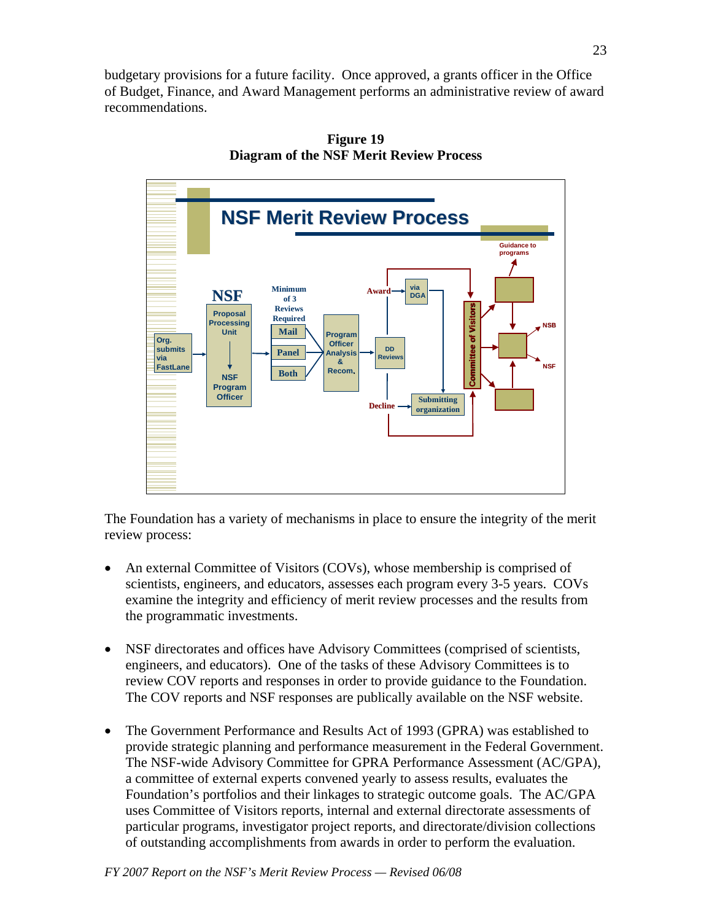budgetary provisions for a future facility. Once approved, a grants officer in the Office of Budget, Finance, and Award Management performs an administrative review of award recommendations.

**Figure 19**
**Diagram of the NSF Merit Review Process**

NSF Merit Review Process

Org. submits via FastLane → NSF: Proposal Processing Unit → NSF Program Officer → Minimum of 3 Reviews Required: Mail / Panel / Both → Program Officer Analysis & Recom. → DD Reviews → Award → via DGA → Submitting organization; Decline → Submitting organization

Committee of Visitors → Guidance to programs; NSB; NSF

The Foundation has a variety of mechanisms in place to ensure the integrity of the merit review process:

- An external Committee of Visitors (COVs), whose membership is comprised of scientists, engineers, and educators, assesses each program every 3-5 years. COVs examine the integrity and efficiency of merit review processes and the results from the programmatic investments.

- NSF directorates and offices have Advisory Committees (comprised of scientists, engineers, and educators). One of the tasks of these Advisory Committees is to review COV reports and responses in order to provide guidance to the Foundation. The COV reports and NSF responses are publically available on the NSF website.

- The Government Performance and Results Act of 1993 (GPRA) was established to provide strategic planning and performance measurement in the Federal Government. The NSF-wide Advisory Committee for GPRA Performance Assessment (AC/GPA), a committee of external experts convened yearly to assess results, evaluates the Foundation's portfolios and their linkages to strategic outcome goals. The AC/GPA uses Committee of Visitors reports, internal and external directorate assessments of particular programs, investigator project reports, and directorate/division collections of outstanding accomplishments from awards in order to perform the evaluation.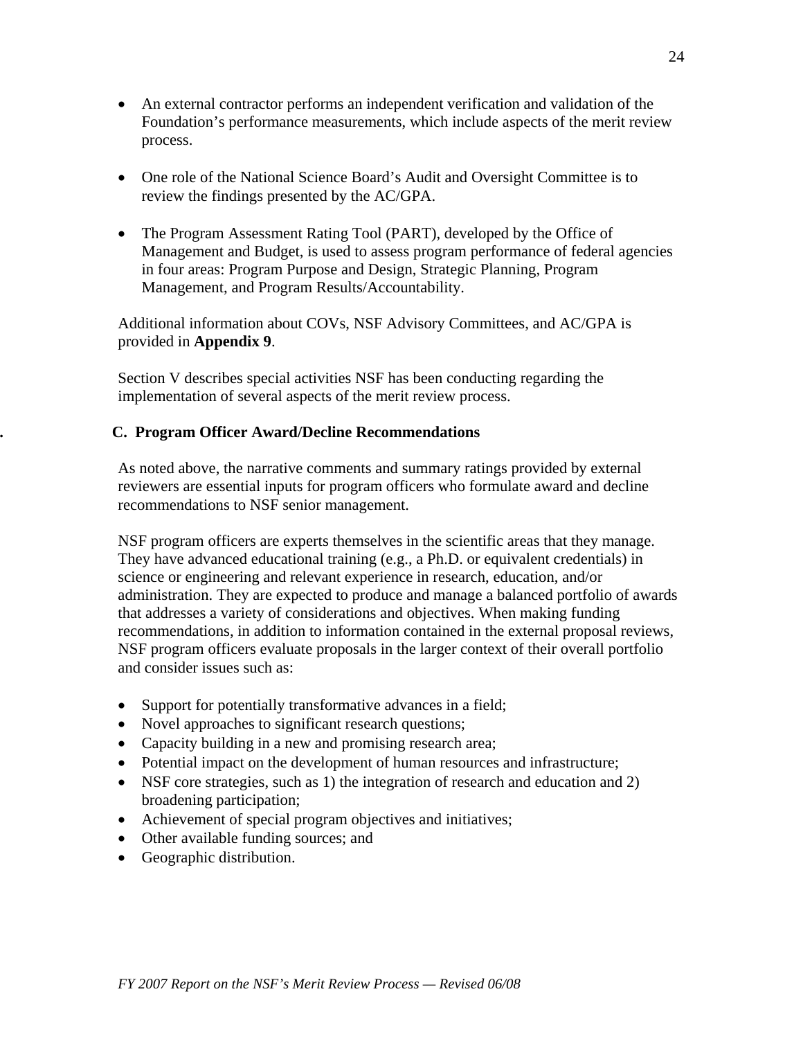- An external contractor performs an independent verification and validation of the Foundation's performance measurements, which include aspects of the merit review process.

- One role of the National Science Board's Audit and Oversight Committee is to review the findings presented by the AC/GPA.

- The Program Assessment Rating Tool (PART), developed by the Office of Management and Budget, is used to assess program performance of federal agencies in four areas: Program Purpose and Design, Strategic Planning, Program Management, and Program Results/Accountability.

Additional information about COVs, NSF Advisory Committees, and AC/GPA is provided in **Appendix 9**.

Section V describes special activities NSF has been conducting regarding the implementation of several aspects of the merit review process.

### C. Program Officer Award/Decline Recommendations

As noted above, the narrative comments and summary ratings provided by external reviewers are essential inputs for program officers who formulate award and decline recommendations to NSF senior management.

NSF program officers are experts themselves in the scientific areas that they manage. They have advanced educational training (e.g., a Ph.D. or equivalent credentials) in science or engineering and relevant experience in research, education, and/or administration. They are expected to produce and manage a balanced portfolio of awards that addresses a variety of considerations and objectives. When making funding recommendations, in addition to information contained in the external proposal reviews, NSF program officers evaluate proposals in the larger context of their overall portfolio and consider issues such as:

- Support for potentially transformative advances in a field;
- Novel approaches to significant research questions;
- Capacity building in a new and promising research area;
- Potential impact on the development of human resources and infrastructure;
- NSF core strategies, such as 1) the integration of research and education and 2) broadening participation;
- Achievement of special program objectives and initiatives;
- Other available funding sources; and
- Geographic distribution.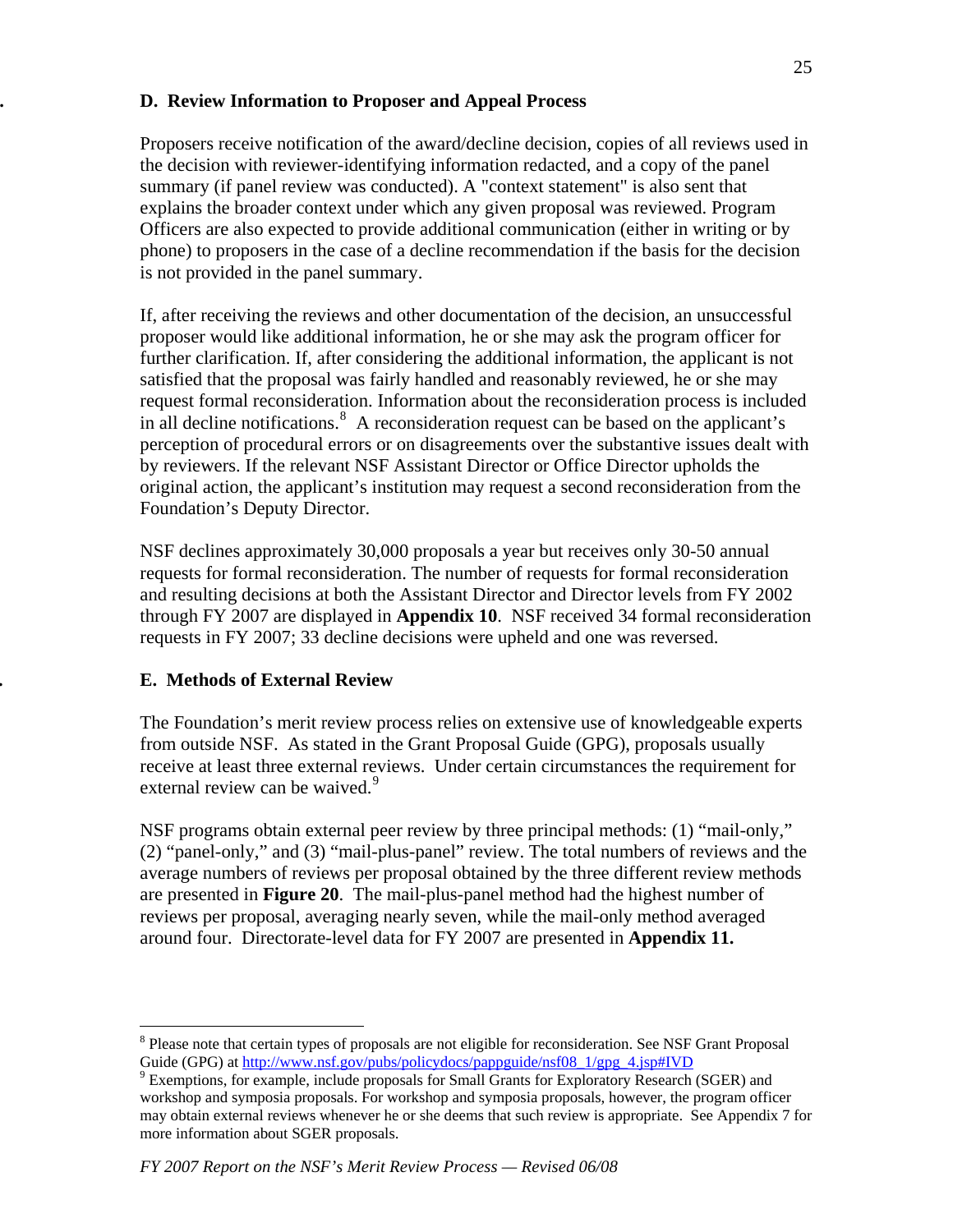### D. Review Information to Proposer and Appeal Process

Proposers receive notification of the award/decline decision, copies of all reviews used in the decision with reviewer-identifying information redacted, and a copy of the panel summary (if panel review was conducted). A "context statement" is also sent that explains the broader context under which any given proposal was reviewed. Program Officers are also expected to provide additional communication (either in writing or by phone) to proposers in the case of a decline recommendation if the basis for the decision is not provided in the panel summary.

If, after receiving the reviews and other documentation of the decision, an unsuccessful proposer would like additional information, he or she may ask the program officer for further clarification. If, after considering the additional information, the applicant is not satisfied that the proposal was fairly handled and reasonably reviewed, he or she may request formal reconsideration. Information about the reconsideration process is included in all decline notifications.[8] A reconsideration request can be based on the applicant's perception of procedural errors or on disagreements over the substantive issues dealt with by reviewers. If the relevant NSF Assistant Director or Office Director upholds the original action, the applicant's institution may request a second reconsideration from the Foundation's Deputy Director.

NSF declines approximately 30,000 proposals a year but receives only 30-50 annual requests for formal reconsideration. The number of requests for formal reconsideration and resulting decisions at both the Assistant Director and Director levels from FY 2002 through FY 2007 are displayed in **Appendix 10**. NSF received 34 formal reconsideration requests in FY 2007; 33 decline decisions were upheld and one was reversed.

### E. Methods of External Review

The Foundation's merit review process relies on extensive use of knowledgeable experts from outside NSF. As stated in the Grant Proposal Guide (GPG), proposals usually receive at least three external reviews. Under certain circumstances the requirement for external review can be waived.[9]

NSF programs obtain external peer review by three principal methods: (1) "mail-only," (2) "panel-only," and (3) "mail-plus-panel" review. The total numbers of reviews and the average numbers of reviews per proposal obtained by the three different review methods are presented in **Figure 20**. The mail-plus-panel method had the highest number of reviews per proposal, averaging nearly seven, while the mail-only method averaged around four. Directorate-level data for FY 2007 are presented in **Appendix 11.**

---

[8] Please note that certain types of proposals are not eligible for reconsideration. See NSF Grant Proposal Guide (GPG) at http://www.nsf.gov/pubs/policydocs/pappguide/nsf08_1/gpg_4.jsp#IVD

[9] Exemptions, for example, include proposals for Small Grants for Exploratory Research (SGER) and workshop and symposia proposals. For workshop and symposia proposals, however, the program officer may obtain external reviews whenever he or she deems that such review is appropriate. See Appendix 7 for more information about SGER proposals.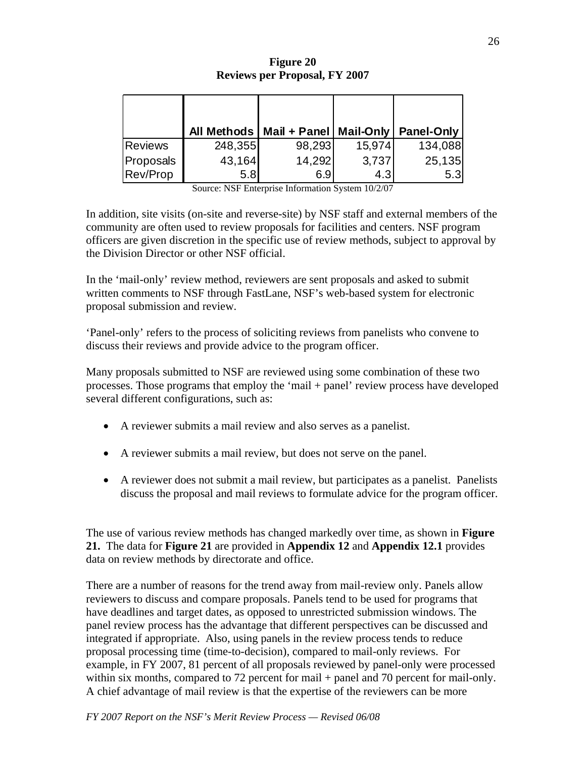**Figure 20**
**Reviews per Proposal, FY 2007**

| | All Methods | Mail + Panel | Mail-Only | Panel-Only |
|---|---|---|---|---|
| Reviews | 248,355 | 98,293 | 15,974 | 134,088 |
| Proposals | 43,164 | 14,292 | 3,737 | 25,135 |
| Rev/Prop | 5.8 | 6.9 | 4.3 | 5.3 |

Source: NSF Enterprise Information System 10/2/07

In addition, site visits (on-site and reverse-site) by NSF staff and external members of the community are often used to review proposals for facilities and centers. NSF program officers are given discretion in the specific use of review methods, subject to approval by the Division Director or other NSF official.

In the 'mail-only' review method, reviewers are sent proposals and asked to submit written comments to NSF through FastLane, NSF's web-based system for electronic proposal submission and review.

'Panel-only' refers to the process of soliciting reviews from panelists who convene to discuss their reviews and provide advice to the program officer.

Many proposals submitted to NSF are reviewed using some combination of these two processes. Those programs that employ the 'mail + panel' review process have developed several different configurations, such as:

- A reviewer submits a mail review and also serves as a panelist.
- A reviewer submits a mail review, but does not serve on the panel.
- A reviewer does not submit a mail review, but participates as a panelist. Panelists discuss the proposal and mail reviews to formulate advice for the program officer.

The use of various review methods has changed markedly over time, as shown in **Figure 21.** The data for **Figure 21** are provided in **Appendix 12** and **Appendix 12.1** provides data on review methods by directorate and office.

There are a number of reasons for the trend away from mail-review only. Panels allow reviewers to discuss and compare proposals. Panels tend to be used for programs that have deadlines and target dates, as opposed to unrestricted submission windows. The panel review process has the advantage that different perspectives can be discussed and integrated if appropriate. Also, using panels in the review process tends to reduce proposal processing time (time-to-decision), compared to mail-only reviews. For example, in FY 2007, 81 percent of all proposals reviewed by panel-only were processed within six months, compared to 72 percent for mail + panel and 70 percent for mail-only. A chief advantage of mail review is that the expertise of the reviewers can be more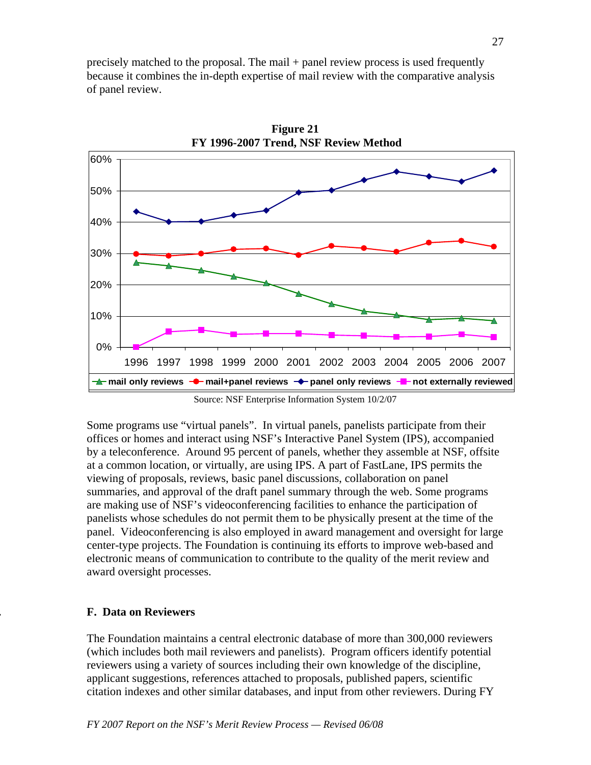precisely matched to the proposal. The mail + panel review process is used frequently because it combines the in-depth expertise of mail review with the comparative analysis of panel review.

**Figure 21**
**FY 1996-2007 Trend, NSF Review Method**

Source: NSF Enterprise Information System 10/2/07

Some programs use "virtual panels". In virtual panels, panelists participate from their offices or homes and interact using NSF's Interactive Panel System (IPS), accompanied by a teleconference. Around 95 percent of panels, whether they assemble at NSF, offsite at a common location, or virtually, are using IPS. A part of FastLane, IPS permits the viewing of proposals, reviews, basic panel discussions, collaboration on panel summaries, and approval of the draft panel summary through the web. Some programs are making use of NSF's videoconferencing facilities to enhance the participation of panelists whose schedules do not permit them to be physically present at the time of the panel. Videoconferencing is also employed in award management and oversight for large center-type projects. The Foundation is continuing its efforts to improve web-based and electronic means of communication to contribute to the quality of the merit review and award oversight processes.

### F. Data on Reviewers

The Foundation maintains a central electronic database of more than 300,000 reviewers (which includes both mail reviewers and panelists). Program officers identify potential reviewers using a variety of sources including their own knowledge of the discipline, applicant suggestions, references attached to proposals, published papers, scientific citation indexes and other similar databases, and input from other reviewers. During FY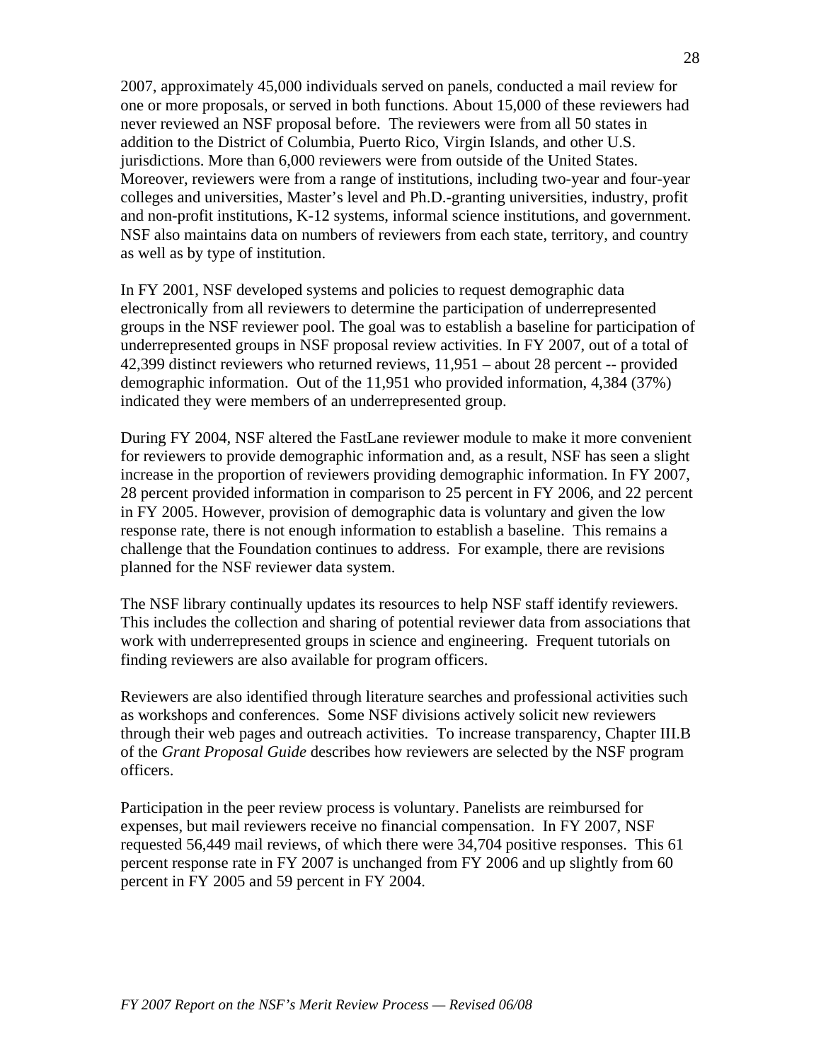2007, approximately 45,000 individuals served on panels, conducted a mail review for one or more proposals, or served in both functions. About 15,000 of these reviewers had never reviewed an NSF proposal before. The reviewers were from all 50 states in addition to the District of Columbia, Puerto Rico, Virgin Islands, and other U.S. jurisdictions. More than 6,000 reviewers were from outside of the United States. Moreover, reviewers were from a range of institutions, including two-year and four-year colleges and universities, Master's level and Ph.D.-granting universities, industry, profit and non-profit institutions, K-12 systems, informal science institutions, and government. NSF also maintains data on numbers of reviewers from each state, territory, and country as well as by type of institution.

In FY 2001, NSF developed systems and policies to request demographic data electronically from all reviewers to determine the participation of underrepresented groups in the NSF reviewer pool. The goal was to establish a baseline for participation of underrepresented groups in NSF proposal review activities. In FY 2007, out of a total of 42,399 distinct reviewers who returned reviews, 11,951 – about 28 percent -- provided demographic information. Out of the 11,951 who provided information, 4,384 (37%) indicated they were members of an underrepresented group.

During FY 2004, NSF altered the FastLane reviewer module to make it more convenient for reviewers to provide demographic information and, as a result, NSF has seen a slight increase in the proportion of reviewers providing demographic information. In FY 2007, 28 percent provided information in comparison to 25 percent in FY 2006, and 22 percent in FY 2005. However, provision of demographic data is voluntary and given the low response rate, there is not enough information to establish a baseline. This remains a challenge that the Foundation continues to address. For example, there are revisions planned for the NSF reviewer data system.

The NSF library continually updates its resources to help NSF staff identify reviewers. This includes the collection and sharing of potential reviewer data from associations that work with underrepresented groups in science and engineering. Frequent tutorials on finding reviewers are also available for program officers.

Reviewers are also identified through literature searches and professional activities such as workshops and conferences. Some NSF divisions actively solicit new reviewers through their web pages and outreach activities. To increase transparency, Chapter III.B of the *Grant Proposal Guide* describes how reviewers are selected by the NSF program officers.

Participation in the peer review process is voluntary. Panelists are reimbursed for expenses, but mail reviewers receive no financial compensation. In FY 2007, NSF requested 56,449 mail reviews, of which there were 34,704 positive responses. This 61 percent response rate in FY 2007 is unchanged from FY 2006 and up slightly from 60 percent in FY 2005 and 59 percent in FY 2004.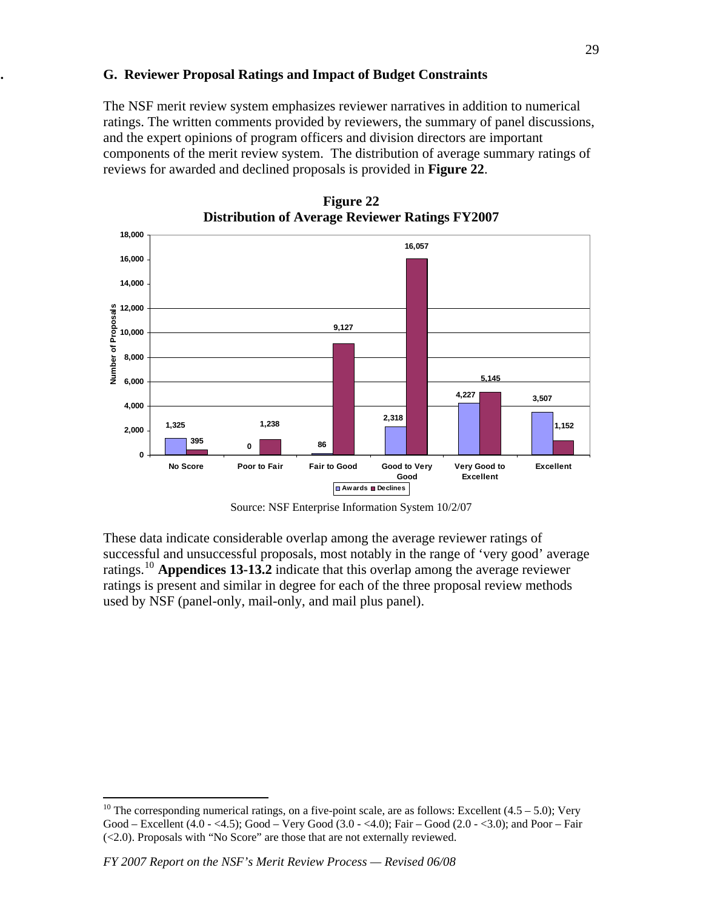## G. Reviewer Proposal Ratings and Impact of Budget Constraints

The NSF merit review system emphasizes reviewer narratives in addition to numerical ratings. The written comments provided by reviewers, the summary of panel discussions, and the expert opinions of program officers and division directors are important components of the merit review system. The distribution of average summary ratings of reviews for awarded and declined proposals is provided in **Figure 22**.

**Figure 22**
**Distribution of Average Reviewer Ratings FY2007**

| | No Score | Poor to Fair | Fair to Good | Good to Very Good | Very Good to Excellent | Excellent |
|---|---|---|---|---|---|---|
| Awards | 1,325 | 0 | 86 | 2,318 | 4,227 | 3,507 |
| Declines | 395 | 1,238 | 9,127 | 16,057 | 5,145 | 1,152 |

Source: NSF Enterprise Information System 10/2/07

These data indicate considerable overlap among the average reviewer ratings of successful and unsuccessful proposals, most notably in the range of 'very good' average ratings.[10] **Appendices 13-13.2** indicate that this overlap among the average reviewer ratings is present and similar in degree for each of the three proposal review methods used by NSF (panel-only, mail-only, and mail plus panel).

---

[10] The corresponding numerical ratings, on a five-point scale, are as follows: Excellent (4.5 – 5.0); Very Good – Excellent (4.0 - <4.5); Good – Very Good (3.0 - <4.0); Fair – Good (2.0 - <3.0); and Poor – Fair (<2.0). Proposals with "No Score" are those that are not externally reviewed.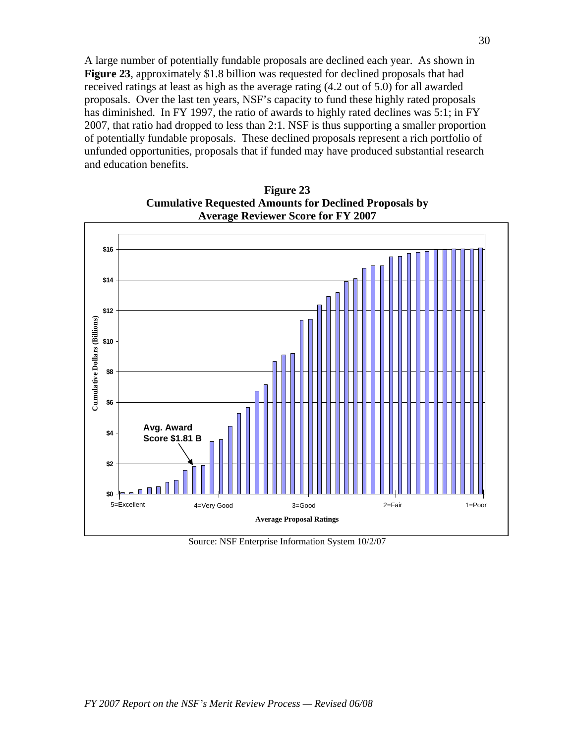A large number of potentially fundable proposals are declined each year. As shown in **Figure 23**, approximately $1.8 billion was requested for declined proposals that had received ratings at least as high as the average rating (4.2 out of 5.0) for all awarded proposals. Over the last ten years, NSF's capacity to fund these highly rated proposals has diminished. In FY 1997, the ratio of awards to highly rated declines was 5:1; in FY 2007, that ratio had dropped to less than 2:1. NSF is thus supporting a smaller proportion of potentially fundable proposals. These declined proposals represent a rich portfolio of unfunded opportunities, proposals that if funded may have produced substantial research and education benefits.

**Figure 23**
**Cumulative Requested Amounts for Declined Proposals by Average Reviewer Score for FY 2007**

Source: NSF Enterprise Information System 10/2/07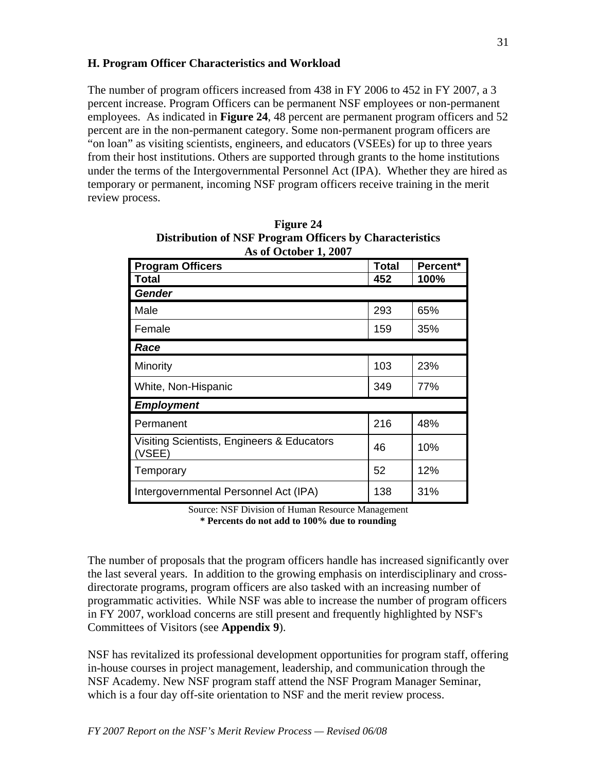### H. Program Officer Characteristics and Workload

The number of program officers increased from 438 in FY 2006 to 452 in FY 2007, a 3 percent increase. Program Officers can be permanent NSF employees or non-permanent employees. As indicated in **Figure 24**, 48 percent are permanent program officers and 52 percent are in the non-permanent category. Some non-permanent program officers are "on loan" as visiting scientists, engineers, and educators (VSEEs) for up to three years from their host institutions. Others are supported through grants to the home institutions under the terms of the Intergovernmental Personnel Act (IPA). Whether they are hired as temporary or permanent, incoming NSF program officers receive training in the merit review process.

**Figure 24**
**Distribution of NSF Program Officers by Characteristics**
**As of October 1, 2007**

| Program Officers | Total | Percent* |
|---|---|---|
| **Total** | **452** | **100%** |
| ***Gender*** | | |
| Male | 293 | 65% |
| Female | 159 | 35% |
| ***Race*** | | |
| Minority | 103 | 23% |
| White, Non-Hispanic | 349 | 77% |
| ***Employment*** | | |
| Permanent | 216 | 48% |
| Visiting Scientists, Engineers & Educators (VSEE) | 46 | 10% |
| Temporary | 52 | 12% |
| Intergovernmental Personnel Act (IPA) | 138 | 31% |

Source: NSF Division of Human Resource Management
**\* Percents do not add to 100% due to rounding**

The number of proposals that the program officers handle has increased significantly over the last several years. In addition to the growing emphasis on interdisciplinary and cross-directorate programs, program officers are also tasked with an increasing number of programmatic activities. While NSF was able to increase the number of program officers in FY 2007, workload concerns are still present and frequently highlighted by NSF's Committees of Visitors (see **Appendix 9**).

NSF has revitalized its professional development opportunities for program staff, offering in-house courses in project management, leadership, and communication through the NSF Academy. New NSF program staff attend the NSF Program Manager Seminar, which is a four day off-site orientation to NSF and the merit review process.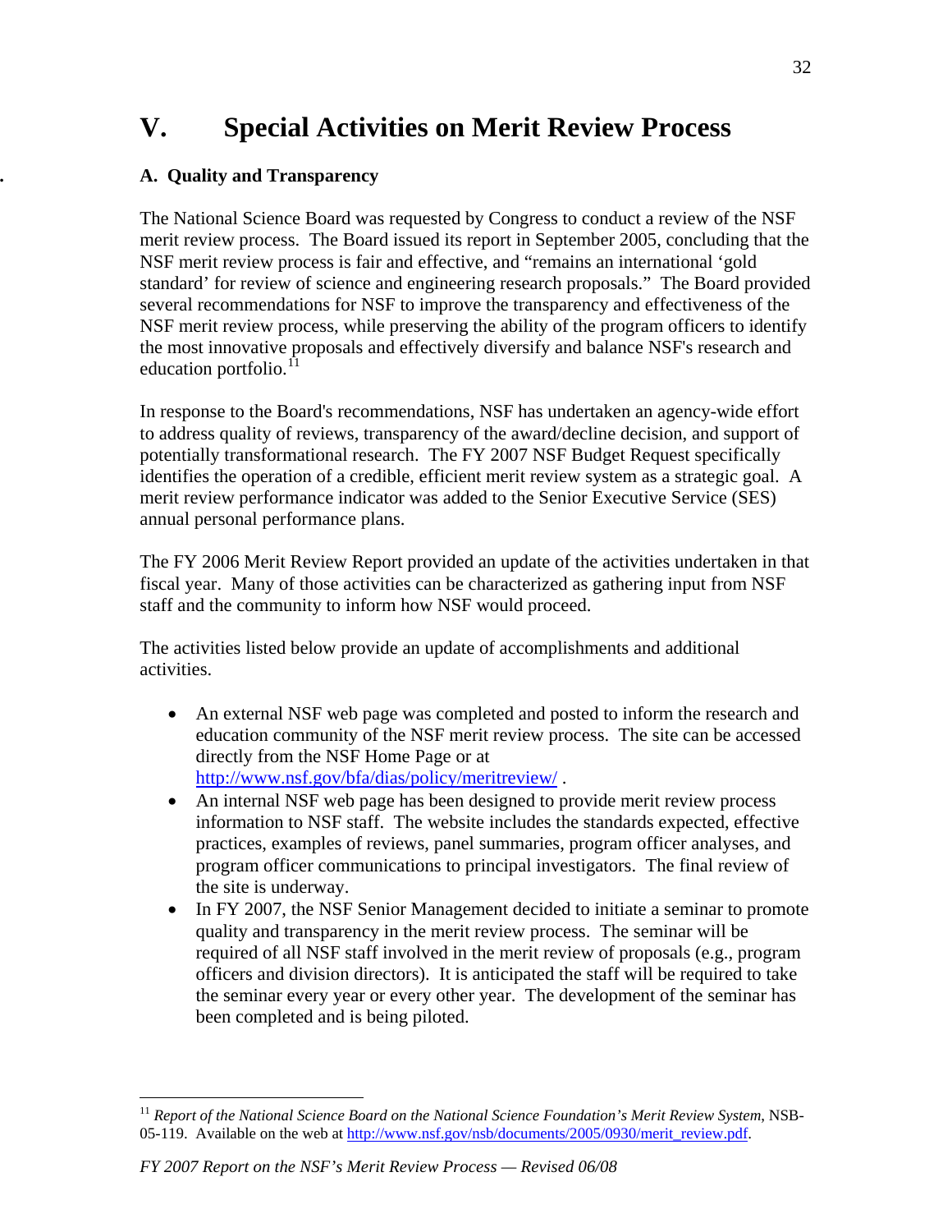# V. Special Activities on Merit Review Process

### A. Quality and Transparency

The National Science Board was requested by Congress to conduct a review of the NSF merit review process. The Board issued its report in September 2005, concluding that the NSF merit review process is fair and effective, and "remains an international 'gold standard' for review of science and engineering research proposals." The Board provided several recommendations for NSF to improve the transparency and effectiveness of the NSF merit review process, while preserving the ability of the program officers to identify the most innovative proposals and effectively diversify and balance NSF's research and education portfolio.[11]

In response to the Board's recommendations, NSF has undertaken an agency-wide effort to address quality of reviews, transparency of the award/decline decision, and support of potentially transformational research. The FY 2007 NSF Budget Request specifically identifies the operation of a credible, efficient merit review system as a strategic goal. A merit review performance indicator was added to the Senior Executive Service (SES) annual personal performance plans.

The FY 2006 Merit Review Report provided an update of the activities undertaken in that fiscal year. Many of those activities can be characterized as gathering input from NSF staff and the community to inform how NSF would proceed.

The activities listed below provide an update of accomplishments and additional activities.

- An external NSF web page was completed and posted to inform the research and education community of the NSF merit review process. The site can be accessed directly from the NSF Home Page or at http://www.nsf.gov/bfa/dias/policy/meritreview/ .
- An internal NSF web page has been designed to provide merit review process information to NSF staff. The website includes the standards expected, effective practices, examples of reviews, panel summaries, program officer analyses, and program officer communications to principal investigators. The final review of the site is underway.
- In FY 2007, the NSF Senior Management decided to initiate a seminar to promote quality and transparency in the merit review process. The seminar will be required of all NSF staff involved in the merit review of proposals (e.g., program officers and division directors). It is anticipated the staff will be required to take the seminar every year or every other year. The development of the seminar has been completed and is being piloted.

---

[11] *Report of the National Science Board on the National Science Foundation's Merit Review System*, NSB-05-119. Available on the web at http://www.nsf.gov/nsb/documents/2005/0930/merit_review.pdf.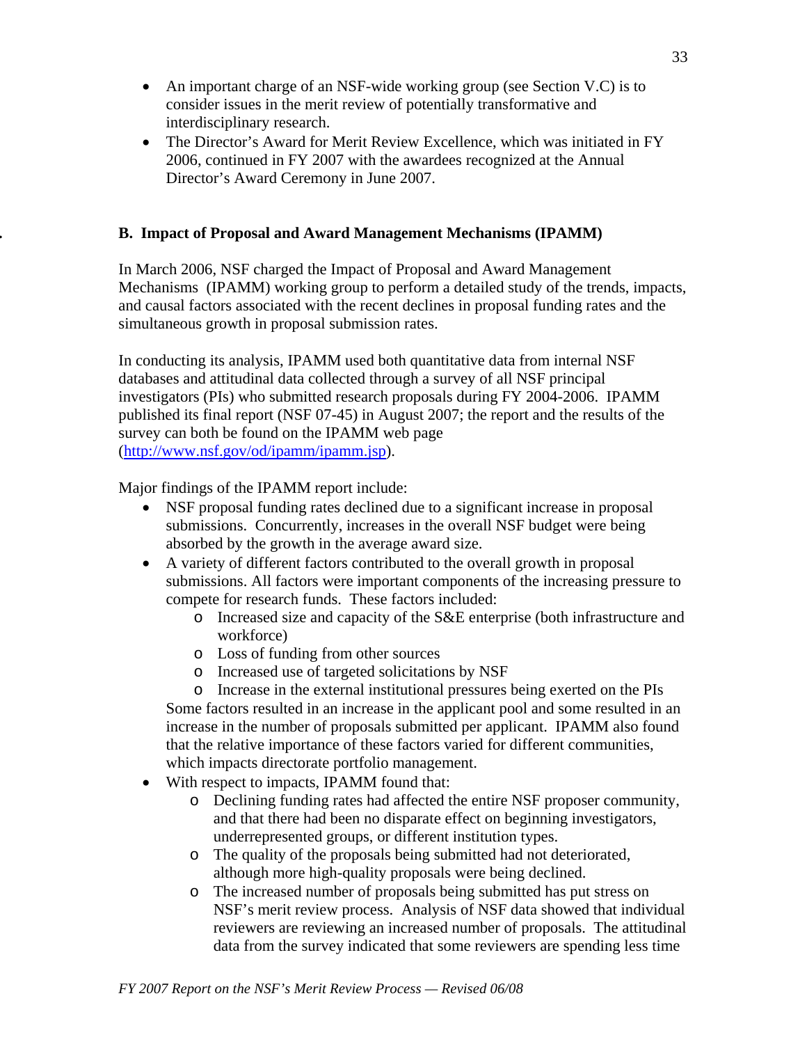- An important charge of an NSF-wide working group (see Section V.C) is to consider issues in the merit review of potentially transformative and interdisciplinary research.
- The Director's Award for Merit Review Excellence, which was initiated in FY 2006, continued in FY 2007 with the awardees recognized at the Annual Director's Award Ceremony in June 2007.

### B. Impact of Proposal and Award Management Mechanisms (IPAMM)

In March 2006, NSF charged the Impact of Proposal and Award Management Mechanisms (IPAMM) working group to perform a detailed study of the trends, impacts, and causal factors associated with the recent declines in proposal funding rates and the simultaneous growth in proposal submission rates.

In conducting its analysis, IPAMM used both quantitative data from internal NSF databases and attitudinal data collected through a survey of all NSF principal investigators (PIs) who submitted research proposals during FY 2004-2006. IPAMM published its final report (NSF 07-45) in August 2007; the report and the results of the survey can both be found on the IPAMM web page (http://www.nsf.gov/od/ipamm/ipamm.jsp).

Major findings of the IPAMM report include:

- NSF proposal funding rates declined due to a significant increase in proposal submissions. Concurrently, increases in the overall NSF budget were being absorbed by the growth in the average award size.
- A variety of different factors contributed to the overall growth in proposal submissions. All factors were important components of the increasing pressure to compete for research funds. These factors included:
  - Increased size and capacity of the S&E enterprise (both infrastructure and workforce)
  - Loss of funding from other sources
  - Increased use of targeted solicitations by NSF
  - Increase in the external institutional pressures being exerted on the PIs

  Some factors resulted in an increase in the applicant pool and some resulted in an increase in the number of proposals submitted per applicant. IPAMM also found that the relative importance of these factors varied for different communities, which impacts directorate portfolio management.
- With respect to impacts, IPAMM found that:
  - Declining funding rates had affected the entire NSF proposer community, and that there had been no disparate effect on beginning investigators, underrepresented groups, or different institution types.
  - The quality of the proposals being submitted had not deteriorated, although more high-quality proposals were being declined.
  - The increased number of proposals being submitted has put stress on NSF's merit review process. Analysis of NSF data showed that individual reviewers are reviewing an increased number of proposals. The attitudinal data from the survey indicated that some reviewers are spending less time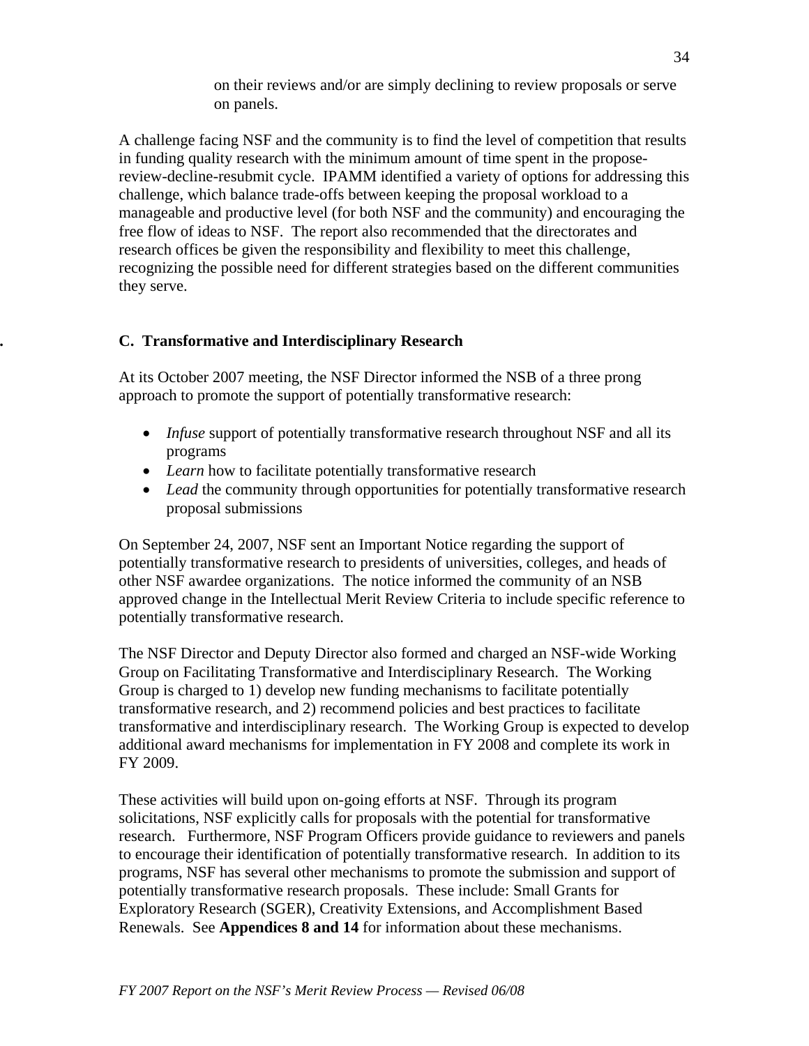on their reviews and/or are simply declining to review proposals or serve on panels.

A challenge facing NSF and the community is to find the level of competition that results in funding quality research with the minimum amount of time spent in the propose-review-decline-resubmit cycle. IPAMM identified a variety of options for addressing this challenge, which balance trade-offs between keeping the proposal workload to a manageable and productive level (for both NSF and the community) and encouraging the free flow of ideas to NSF. The report also recommended that the directorates and research offices be given the responsibility and flexibility to meet this challenge, recognizing the possible need for different strategies based on the different communities they serve.

### C. Transformative and Interdisciplinary Research

At its October 2007 meeting, the NSF Director informed the NSB of a three prong approach to promote the support of potentially transformative research:

- *Infuse* support of potentially transformative research throughout NSF and all its programs
- *Learn* how to facilitate potentially transformative research
- *Lead* the community through opportunities for potentially transformative research proposal submissions

On September 24, 2007, NSF sent an Important Notice regarding the support of potentially transformative research to presidents of universities, colleges, and heads of other NSF awardee organizations. The notice informed the community of an NSB approved change in the Intellectual Merit Review Criteria to include specific reference to potentially transformative research.

The NSF Director and Deputy Director also formed and charged an NSF-wide Working Group on Facilitating Transformative and Interdisciplinary Research. The Working Group is charged to 1) develop new funding mechanisms to facilitate potentially transformative research, and 2) recommend policies and best practices to facilitate transformative and interdisciplinary research. The Working Group is expected to develop additional award mechanisms for implementation in FY 2008 and complete its work in FY 2009.

These activities will build upon on-going efforts at NSF. Through its program solicitations, NSF explicitly calls for proposals with the potential for transformative research. Furthermore, NSF Program Officers provide guidance to reviewers and panels to encourage their identification of potentially transformative research. In addition to its programs, NSF has several other mechanisms to promote the submission and support of potentially transformative research proposals. These include: Small Grants for Exploratory Research (SGER), Creativity Extensions, and Accomplishment Based Renewals. See **Appendices 8 and 14** for information about these mechanisms.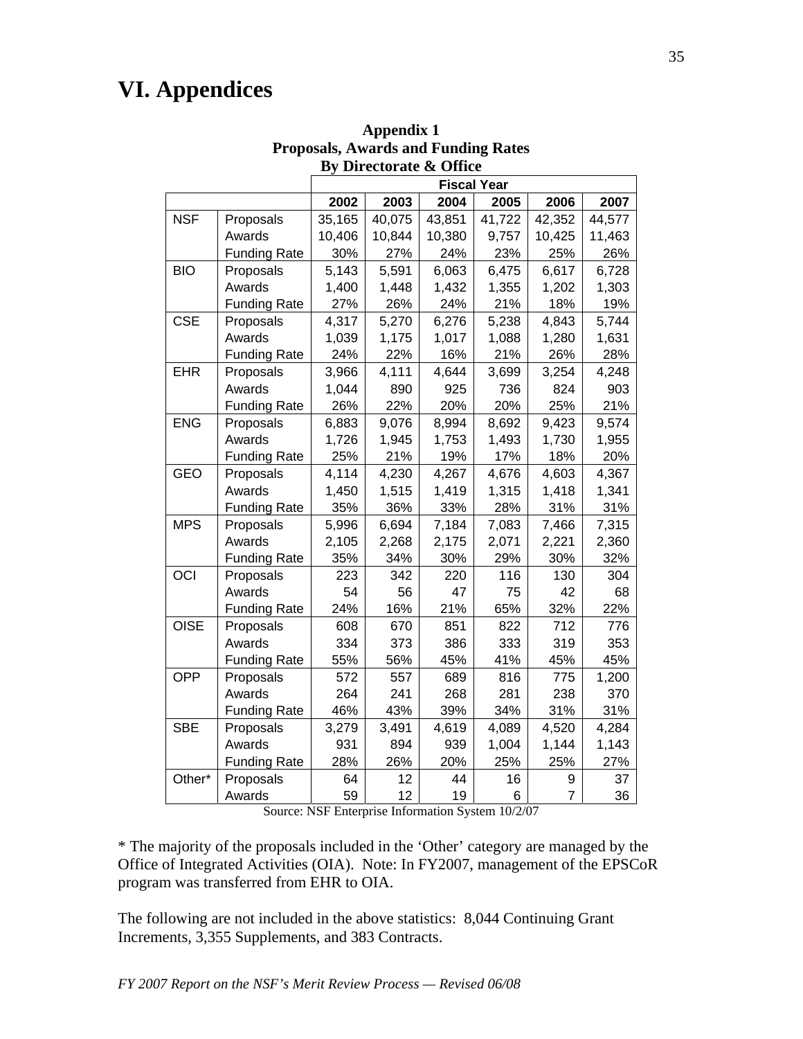# VI. Appendices

**Appendix 1**
**Proposals, Awards and Funding Rates**
**By Directorate & Office**

| | | Fiscal Year | | | | | |
|---|---|---|---|---|---|---|---|
| | | 2002 | 2003 | 2004 | 2005 | 2006 | 2007 |
| NSF | Proposals | 35,165 | 40,075 | 43,851 | 41,722 | 42,352 | 44,577 |
| | Awards | 10,406 | 10,844 | 10,380 | 9,757 | 10,425 | 11,463 |
| | Funding Rate | 30% | 27% | 24% | 23% | 25% | 26% |
| BIO | Proposals | 5,143 | 5,591 | 6,063 | 6,475 | 6,617 | 6,728 |
| | Awards | 1,400 | 1,448 | 1,432 | 1,355 | 1,202 | 1,303 |
| | Funding Rate | 27% | 26% | 24% | 21% | 18% | 19% |
| CSE | Proposals | 4,317 | 5,270 | 6,276 | 5,238 | 4,843 | 5,744 |
| | Awards | 1,039 | 1,175 | 1,017 | 1,088 | 1,280 | 1,631 |
| | Funding Rate | 24% | 22% | 16% | 21% | 26% | 28% |
| EHR | Proposals | 3,966 | 4,111 | 4,644 | 3,699 | 3,254 | 4,248 |
| | Awards | 1,044 | 890 | 925 | 736 | 824 | 903 |
| | Funding Rate | 26% | 22% | 20% | 20% | 25% | 21% |
| ENG | Proposals | 6,883 | 9,076 | 8,994 | 8,692 | 9,423 | 9,574 |
| | Awards | 1,726 | 1,945 | 1,753 | 1,493 | 1,730 | 1,955 |
| | Funding Rate | 25% | 21% | 19% | 17% | 18% | 20% |
| GEO | Proposals | 4,114 | 4,230 | 4,267 | 4,676 | 4,603 | 4,367 |
| | Awards | 1,450 | 1,515 | 1,419 | 1,315 | 1,418 | 1,341 |
| | Funding Rate | 35% | 36% | 33% | 28% | 31% | 31% |
| MPS | Proposals | 5,996 | 6,694 | 7,184 | 7,083 | 7,466 | 7,315 |
| | Awards | 2,105 | 2,268 | 2,175 | 2,071 | 2,221 | 2,360 |
| | Funding Rate | 35% | 34% | 30% | 29% | 30% | 32% |
| OCI | Proposals | 223 | 342 | 220 | 116 | 130 | 304 |
| | Awards | 54 | 56 | 47 | 75 | 42 | 68 |
| | Funding Rate | 24% | 16% | 21% | 65% | 32% | 22% |
| OISE | Proposals | 608 | 670 | 851 | 822 | 712 | 776 |
| | Awards | 334 | 373 | 386 | 333 | 319 | 353 |
| | Funding Rate | 55% | 56% | 45% | 41% | 45% | 45% |
| OPP | Proposals | 572 | 557 | 689 | 816 | 775 | 1,200 |
| | Awards | 264 | 241 | 268 | 281 | 238 | 370 |
| | Funding Rate | 46% | 43% | 39% | 34% | 31% | 31% |
| SBE | Proposals | 3,279 | 3,491 | 4,619 | 4,089 | 4,520 | 4,284 |
| | Awards | 931 | 894 | 939 | 1,004 | 1,144 | 1,143 |
| | Funding Rate | 28% | 26% | 20% | 25% | 25% | 27% |
| Other* | Proposals | 64 | 12 | 44 | 16 | 9 | 37 |
| | Awards | 59 | 12 | 19 | 6 | 7 | 36 |

Source: NSF Enterprise Information System 10/2/07

* The majority of the proposals included in the 'Other' category are managed by the Office of Integrated Activities (OIA). Note: In FY2007, management of the EPSCoR program was transferred from EHR to OIA.

The following are not included in the above statistics: 8,044 Continuing Grant Increments, 3,355 Supplements, and 383 Contracts.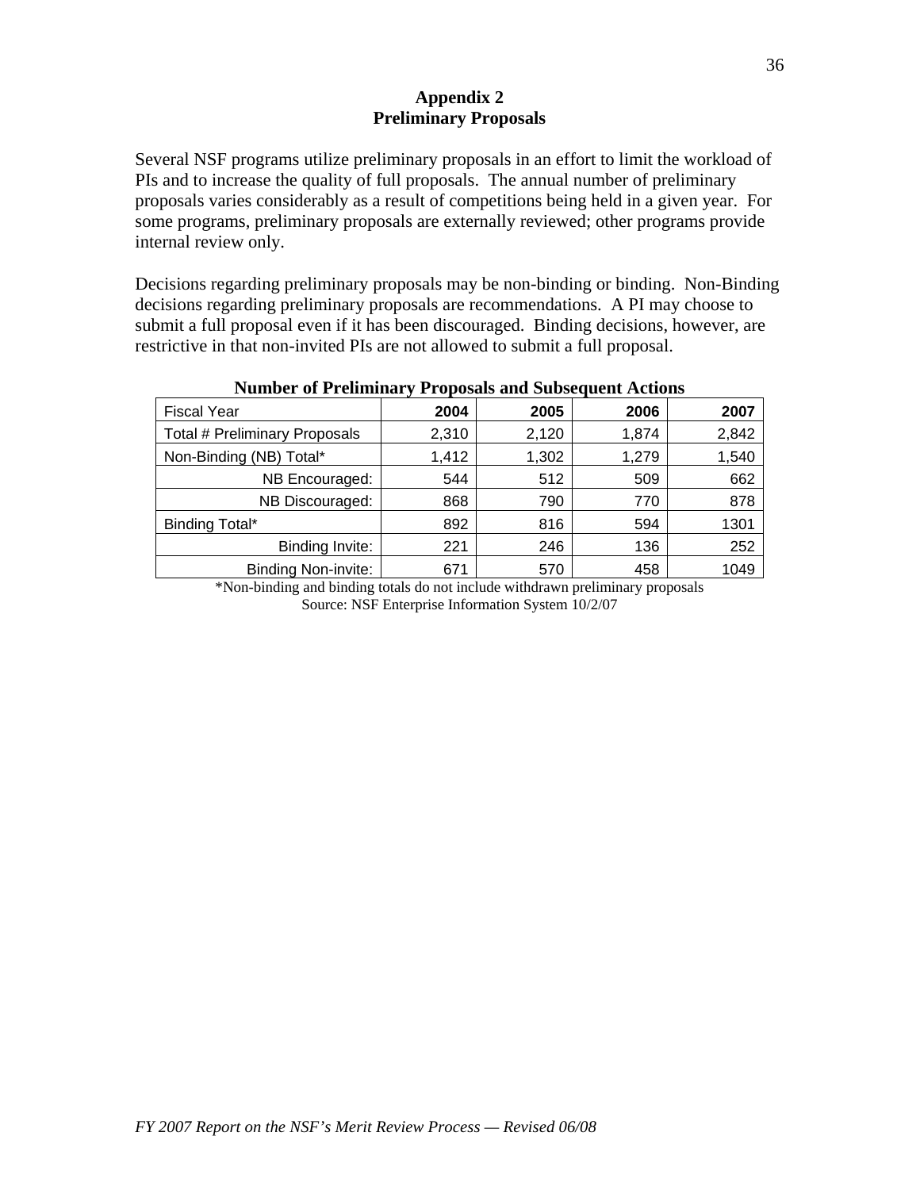## Appendix 2
## Preliminary Proposals

Several NSF programs utilize preliminary proposals in an effort to limit the workload of PIs and to increase the quality of full proposals. The annual number of preliminary proposals varies considerably as a result of competitions being held in a given year. For some programs, preliminary proposals are externally reviewed; other programs provide internal review only.

Decisions regarding preliminary proposals may be non-binding or binding. Non-Binding decisions regarding preliminary proposals are recommendations. A PI may choose to submit a full proposal even if it has been discouraged. Binding decisions, however, are restrictive in that non-invited PIs are not allowed to submit a full proposal.

**Number of Preliminary Proposals and Subsequent Actions**

| Fiscal Year | 2004 | 2005 | 2006 | 2007 |
|---|---|---|---|---|
| Total # Preliminary Proposals | 2,310 | 2,120 | 1,874 | 2,842 |
| Non-Binding (NB) Total* | 1,412 | 1,302 | 1,279 | 1,540 |
| NB Encouraged: | 544 | 512 | 509 | 662 |
| NB Discouraged: | 868 | 790 | 770 | 878 |
| Binding Total* | 892 | 816 | 594 | 1301 |
| Binding Invite: | 221 | 246 | 136 | 252 |
| Binding Non-invite: | 671 | 570 | 458 | 1049 |

*Non-binding and binding totals do not include withdrawn preliminary proposals
Source: NSF Enterprise Information System 10/2/07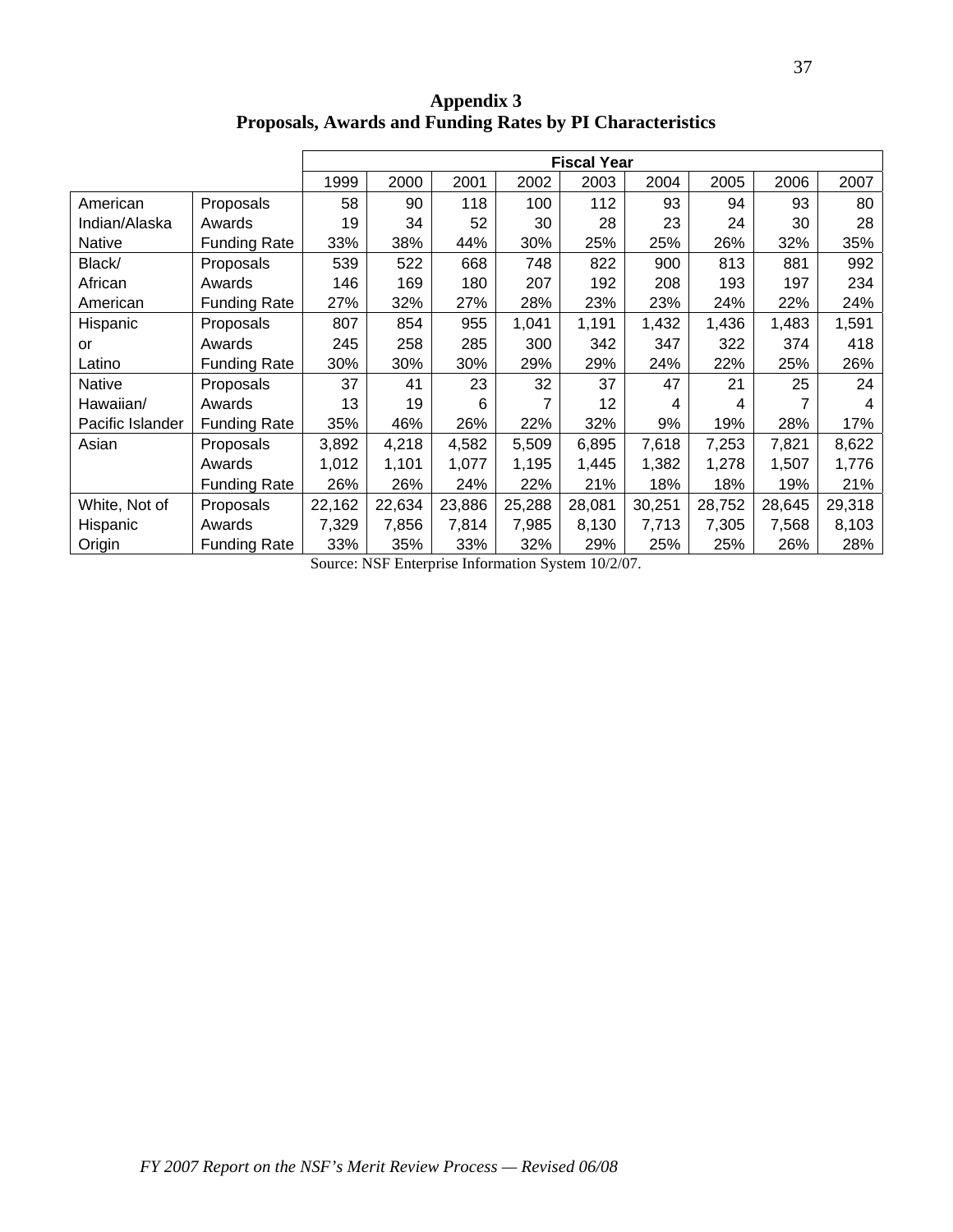## Appendix 3
## Proposals, Awards and Funding Rates by PI Characteristics

| | | Fiscal Year | | | | | | | | |
|---|---|---|---|---|---|---|---|---|---|---|
| | | 1999 | 2000 | 2001 | 2002 | 2003 | 2004 | 2005 | 2006 | 2007 |
| American Indian/Alaska Native | Proposals | 58 | 90 | 118 | 100 | 112 | 93 | 94 | 93 | 80 |
| | Awards | 19 | 34 | 52 | 30 | 28 | 23 | 24 | 30 | 28 |
| | Funding Rate | 33% | 38% | 44% | 30% | 25% | 25% | 26% | 32% | 35% |
| Black/ African American | Proposals | 539 | 522 | 668 | 748 | 822 | 900 | 813 | 881 | 992 |
| | Awards | 146 | 169 | 180 | 207 | 192 | 208 | 193 | 197 | 234 |
| | Funding Rate | 27% | 32% | 27% | 28% | 23% | 23% | 24% | 22% | 24% |
| Hispanic or Latino | Proposals | 807 | 854 | 955 | 1,041 | 1,191 | 1,432 | 1,436 | 1,483 | 1,591 |
| | Awards | 245 | 258 | 285 | 300 | 342 | 347 | 322 | 374 | 418 |
| | Funding Rate | 30% | 30% | 30% | 29% | 29% | 24% | 22% | 25% | 26% |
| Native Hawaiian/ Pacific Islander | Proposals | 37 | 41 | 23 | 32 | 37 | 47 | 21 | 25 | 24 |
| | Awards | 13 | 19 | 6 | 7 | 12 | 4 | 4 | 7 | 4 |
| | Funding Rate | 35% | 46% | 26% | 22% | 32% | 9% | 19% | 28% | 17% |
| Asian | Proposals | 3,892 | 4,218 | 4,582 | 5,509 | 6,895 | 7,618 | 7,253 | 7,821 | 8,622 |
| | Awards | 1,012 | 1,101 | 1,077 | 1,195 | 1,445 | 1,382 | 1,278 | 1,507 | 1,776 |
| | Funding Rate | 26% | 26% | 24% | 22% | 21% | 18% | 18% | 19% | 21% |
| White, Not of Hispanic Origin | Proposals | 22,162 | 22,634 | 23,886 | 25,288 | 28,081 | 30,251 | 28,752 | 28,645 | 29,318 |
| | Awards | 7,329 | 7,856 | 7,814 | 7,985 | 8,130 | 7,713 | 7,305 | 7,568 | 8,103 |
| | Funding Rate | 33% | 35% | 33% | 32% | 29% | 25% | 25% | 26% | 28% |

Source: NSF Enterprise Information System 10/2/07.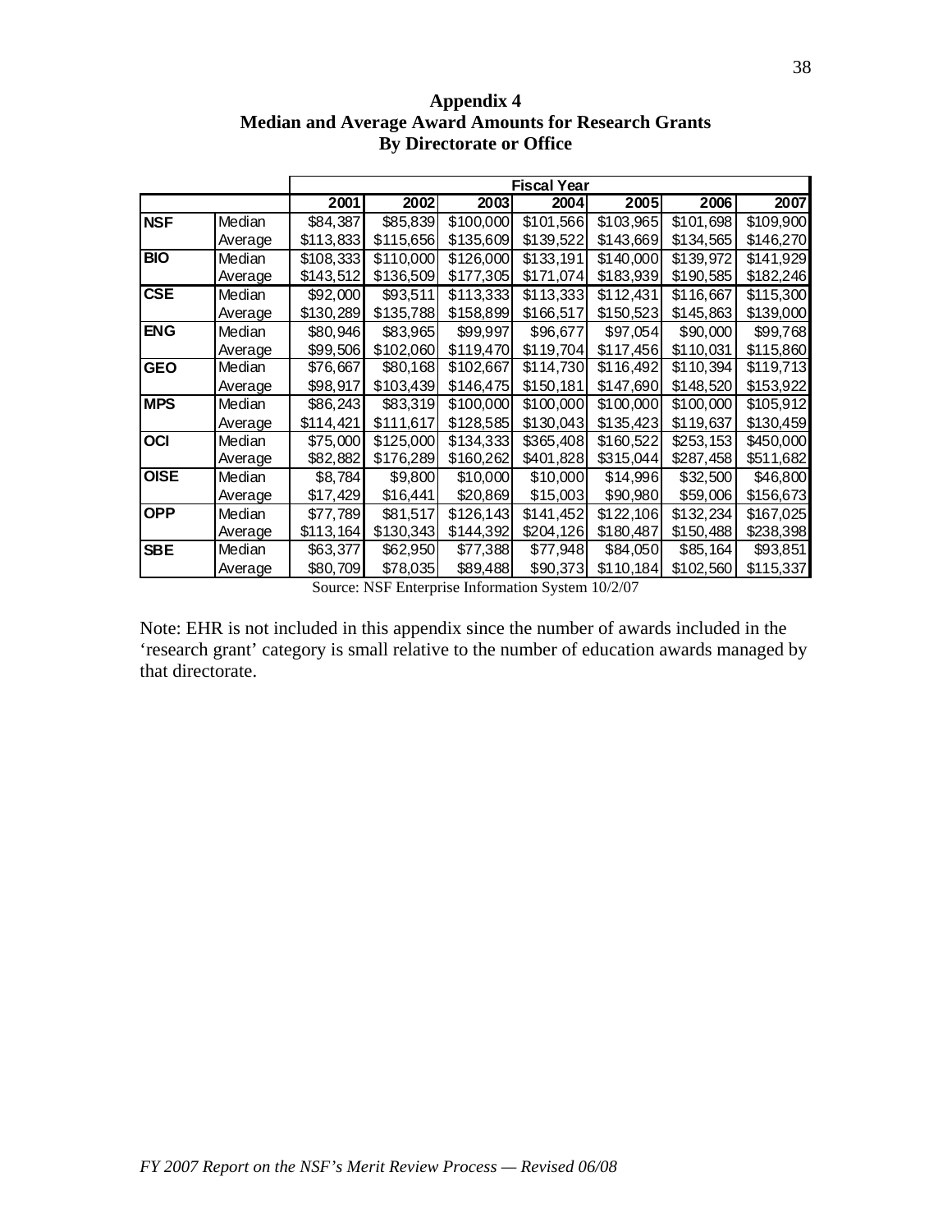**Appendix 4**
**Median and Average Award Amounts for Research Grants**
**By Directorate or Office**

| | | Fiscal Year | | | | | | |
|---|---|---|---|---|---|---|---|---|
| | | 2001 | 2002 | 2003 | 2004 | 2005 | 2006 | 2007 |
| **NSF** | Median | $84,387 | $85,839 | $100,000 | $101,566 | $103,965 | $101,698 | $109,900 |
| | Average | $113,833 | $115,656 | $135,609 | $139,522 | $143,669 | $134,565 | $146,270 |
| **BIO** | Median | $108,333 | $110,000 | $126,000 | $133,191 | $140,000 | $139,972 | $141,929 |
| | Average | $143,512 | $136,509 | $177,305 | $171,074 | $183,939 | $190,585 | $182,246 |
| **CSE** | Median | $92,000 | $93,511 | $113,333 | $113,333 | $112,431 | $116,667 | $115,300 |
| | Average | $130,289 | $135,788 | $158,899 | $166,517 | $150,523 | $145,863 | $139,000 |
| **ENG** | Median | $80,946 | $83,965 | $99,997 | $96,677 | $97,054 | $90,000 | $99,768 |
| | Average | $99,506 | $102,060 | $119,470 | $119,704 | $117,456 | $110,031 | $115,860 |
| **GEO** | Median | $76,667 | $80,168 | $102,667 | $114,730 | $116,492 | $110,394 | $119,713 |
| | Average | $98,917 | $103,439 | $146,475 | $150,181 | $147,690 | $148,520 | $153,922 |
| **MPS** | Median | $86,243 | $83,319 | $100,000 | $100,000 | $100,000 | $100,000 | $105,912 |
| | Average | $114,421 | $111,617 | $128,585 | $130,043 | $135,423 | $119,637 | $130,459 |
| **OCI** | Median | $75,000 | $125,000 | $134,333 | $365,408 | $160,522 | $253,153 | $450,000 |
| | Average | $82,882 | $176,289 | $160,262 | $401,828 | $315,044 | $287,458 | $511,682 |
| **OISE** | Median | $8,784 | $9,800 | $10,000 | $10,000 | $14,996 | $32,500 | $46,800 |
| | Average | $17,429 | $16,441 | $20,869 | $15,003 | $90,980 | $59,006 | $156,673 |
| **OPP** | Median | $77,789 | $81,517 | $126,143 | $141,452 | $122,106 | $132,234 | $167,025 |
| | Average | $113,164 | $130,343 | $144,392 | $204,126 | $180,487 | $150,488 | $238,398 |
| **SBE** | Median | $63,377 | $62,950 | $77,388 | $77,948 | $84,050 | $85,164 | $93,851 |
| | Average | $80,709 | $78,035 | $89,488 | $90,373 | $110,184 | $102,560 | $115,337 |

Source: NSF Enterprise Information System 10/2/07

Note: EHR is not included in this appendix since the number of awards included in the 'research grant' category is small relative to the number of education awards managed by that directorate.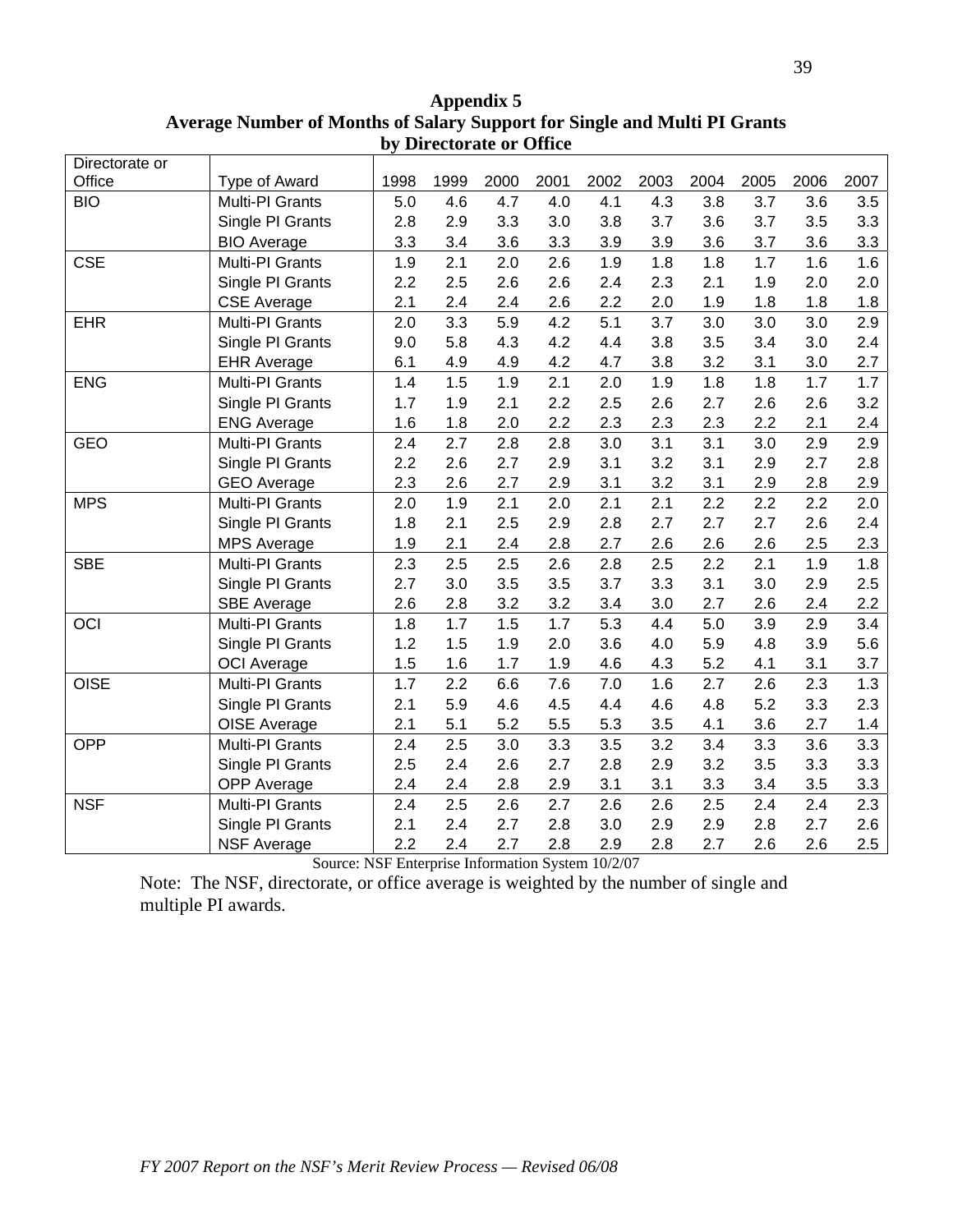## Appendix 5
## Average Number of Months of Salary Support for Single and Multi PI Grants by Directorate or Office

| Directorate or Office | Type of Award | 1998 | 1999 | 2000 | 2001 | 2002 | 2003 | 2004 | 2005 | 2006 | 2007 |
|---|---|---|---|---|---|---|---|---|---|---|---|
| BIO | Multi-PI Grants | 5.0 | 4.6 | 4.7 | 4.0 | 4.1 | 4.3 | 3.8 | 3.7 | 3.6 | 3.5 |
| | Single PI Grants | 2.8 | 2.9 | 3.3 | 3.0 | 3.8 | 3.7 | 3.6 | 3.7 | 3.5 | 3.3 |
| | BIO Average | 3.3 | 3.4 | 3.6 | 3.3 | 3.9 | 3.9 | 3.6 | 3.7 | 3.6 | 3.3 |
| CSE | Multi-PI Grants | 1.9 | 2.1 | 2.0 | 2.6 | 1.9 | 1.8 | 1.8 | 1.7 | 1.6 | 1.6 |
| | Single PI Grants | 2.2 | 2.5 | 2.6 | 2.6 | 2.4 | 2.3 | 2.1 | 1.9 | 2.0 | 2.0 |
| | CSE Average | 2.1 | 2.4 | 2.4 | 2.6 | 2.2 | 2.0 | 1.9 | 1.8 | 1.8 | 1.8 |
| EHR | Multi-PI Grants | 2.0 | 3.3 | 5.9 | 4.2 | 5.1 | 3.7 | 3.0 | 3.0 | 3.0 | 2.9 |
| | Single PI Grants | 9.0 | 5.8 | 4.3 | 4.2 | 4.4 | 3.8 | 3.5 | 3.4 | 3.0 | 2.4 |
| | EHR Average | 6.1 | 4.9 | 4.9 | 4.2 | 4.7 | 3.8 | 3.2 | 3.1 | 3.0 | 2.7 |
| ENG | Multi-PI Grants | 1.4 | 1.5 | 1.9 | 2.1 | 2.0 | 1.9 | 1.8 | 1.8 | 1.7 | 1.7 |
| | Single PI Grants | 1.7 | 1.9 | 2.1 | 2.2 | 2.5 | 2.6 | 2.7 | 2.6 | 2.6 | 3.2 |
| | ENG Average | 1.6 | 1.8 | 2.0 | 2.2 | 2.3 | 2.3 | 2.3 | 2.2 | 2.1 | 2.4 |
| GEO | Multi-PI Grants | 2.4 | 2.7 | 2.8 | 2.8 | 3.0 | 3.1 | 3.1 | 3.0 | 2.9 | 2.9 |
| | Single PI Grants | 2.2 | 2.6 | 2.7 | 2.9 | 3.1 | 3.2 | 3.1 | 2.9 | 2.7 | 2.8 |
| | GEO Average | 2.3 | 2.6 | 2.7 | 2.9 | 3.1 | 3.2 | 3.1 | 2.9 | 2.8 | 2.9 |
| MPS | Multi-PI Grants | 2.0 | 1.9 | 2.1 | 2.0 | 2.1 | 2.1 | 2.2 | 2.2 | 2.2 | 2.0 |
| | Single PI Grants | 1.8 | 2.1 | 2.5 | 2.9 | 2.8 | 2.7 | 2.7 | 2.7 | 2.6 | 2.4 |
| | MPS Average | 1.9 | 2.1 | 2.4 | 2.8 | 2.7 | 2.6 | 2.6 | 2.6 | 2.5 | 2.3 |
| SBE | Multi-PI Grants | 2.3 | 2.5 | 2.5 | 2.6 | 2.8 | 2.5 | 2.2 | 2.1 | 1.9 | 1.8 |
| | Single PI Grants | 2.7 | 3.0 | 3.5 | 3.5 | 3.7 | 3.3 | 3.1 | 3.0 | 2.9 | 2.5 |
| | SBE Average | 2.6 | 2.8 | 3.2 | 3.2 | 3.4 | 3.0 | 2.7 | 2.6 | 2.4 | 2.2 |
| OCI | Multi-PI Grants | 1.8 | 1.7 | 1.5 | 1.7 | 5.3 | 4.4 | 5.0 | 3.9 | 2.9 | 3.4 |
| | Single PI Grants | 1.2 | 1.5 | 1.9 | 2.0 | 3.6 | 4.0 | 5.9 | 4.8 | 3.9 | 5.6 |
| | OCI Average | 1.5 | 1.6 | 1.7 | 1.9 | 4.6 | 4.3 | 5.2 | 4.1 | 3.1 | 3.7 |
| OISE | Multi-PI Grants | 1.7 | 2.2 | 6.6 | 7.6 | 7.0 | 1.6 | 2.7 | 2.6 | 2.3 | 1.3 |
| | Single PI Grants | 2.1 | 5.9 | 4.6 | 4.5 | 4.4 | 4.6 | 4.8 | 5.2 | 3.3 | 2.3 |
| | OISE Average | 2.1 | 5.1 | 5.2 | 5.5 | 5.3 | 3.5 | 4.1 | 3.6 | 2.7 | 1.4 |
| OPP | Multi-PI Grants | 2.4 | 2.5 | 3.0 | 3.3 | 3.5 | 3.2 | 3.4 | 3.3 | 3.6 | 3.3 |
| | Single PI Grants | 2.5 | 2.4 | 2.6 | 2.7 | 2.8 | 2.9 | 3.2 | 3.5 | 3.3 | 3.3 |
| | OPP Average | 2.4 | 2.4 | 2.8 | 2.9 | 3.1 | 3.1 | 3.3 | 3.4 | 3.5 | 3.3 |
| NSF | Multi-PI Grants | 2.4 | 2.5 | 2.6 | 2.7 | 2.6 | 2.6 | 2.5 | 2.4 | 2.4 | 2.3 |
| | Single PI Grants | 2.1 | 2.4 | 2.7 | 2.8 | 3.0 | 2.9 | 2.9 | 2.8 | 2.7 | 2.6 |
| | NSF Average | 2.2 | 2.4 | 2.7 | 2.8 | 2.9 | 2.8 | 2.7 | 2.6 | 2.6 | 2.5 |

Source: NSF Enterprise Information System 10/2/07

Note: The NSF, directorate, or office average is weighted by the number of single and multiple PI awards.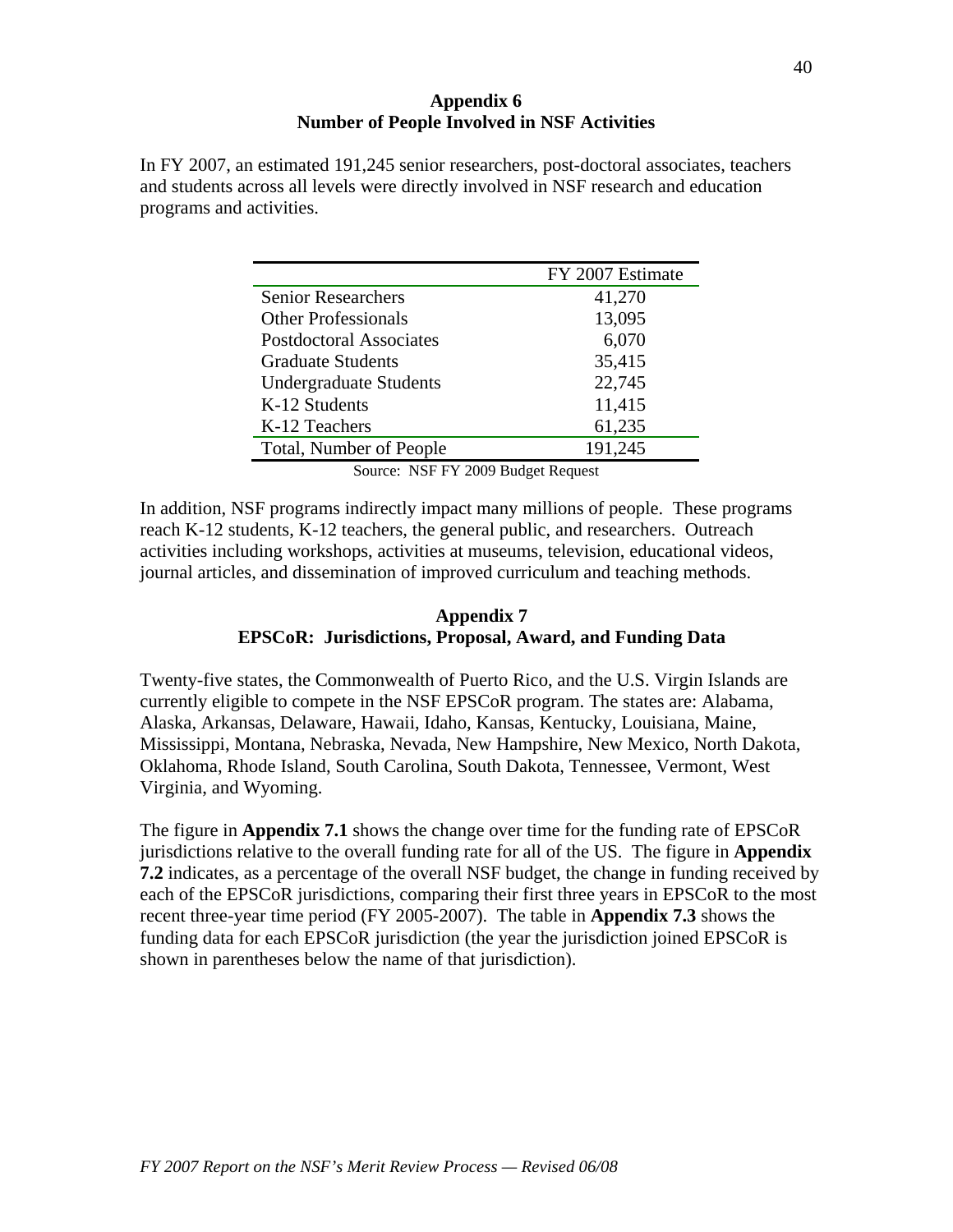## Appendix 6
## Number of People Involved in NSF Activities

In FY 2007, an estimated 191,245 senior researchers, post-doctoral associates, teachers and students across all levels were directly involved in NSF research and education programs and activities.

| | FY 2007 Estimate |
|---|---|
| Senior Researchers | 41,270 |
| Other Professionals | 13,095 |
| Postdoctoral Associates | 6,070 |
| Graduate Students | 35,415 |
| Undergraduate Students | 22,745 |
| K-12 Students | 11,415 |
| K-12 Teachers | 61,235 |
| Total, Number of People | 191,245 |

Source: NSF FY 2009 Budget Request

In addition, NSF programs indirectly impact many millions of people. These programs reach K-12 students, K-12 teachers, the general public, and researchers. Outreach activities including workshops, activities at museums, television, educational videos, journal articles, and dissemination of improved curriculum and teaching methods.

## Appendix 7
## EPSCoR: Jurisdictions, Proposal, Award, and Funding Data

Twenty-five states, the Commonwealth of Puerto Rico, and the U.S. Virgin Islands are currently eligible to compete in the NSF EPSCoR program. The states are: Alabama, Alaska, Arkansas, Delaware, Hawaii, Idaho, Kansas, Kentucky, Louisiana, Maine, Mississippi, Montana, Nebraska, Nevada, New Hampshire, New Mexico, North Dakota, Oklahoma, Rhode Island, South Carolina, South Dakota, Tennessee, Vermont, West Virginia, and Wyoming.

The figure in **Appendix 7.1** shows the change over time for the funding rate of EPSCoR jurisdictions relative to the overall funding rate for all of the US. The figure in **Appendix 7.2** indicates, as a percentage of the overall NSF budget, the change in funding received by each of the EPSCoR jurisdictions, comparing their first three years in EPSCoR to the most recent three-year time period (FY 2005-2007). The table in **Appendix 7.3** shows the funding data for each EPSCoR jurisdiction (the year the jurisdiction joined EPSCoR is shown in parentheses below the name of that jurisdiction).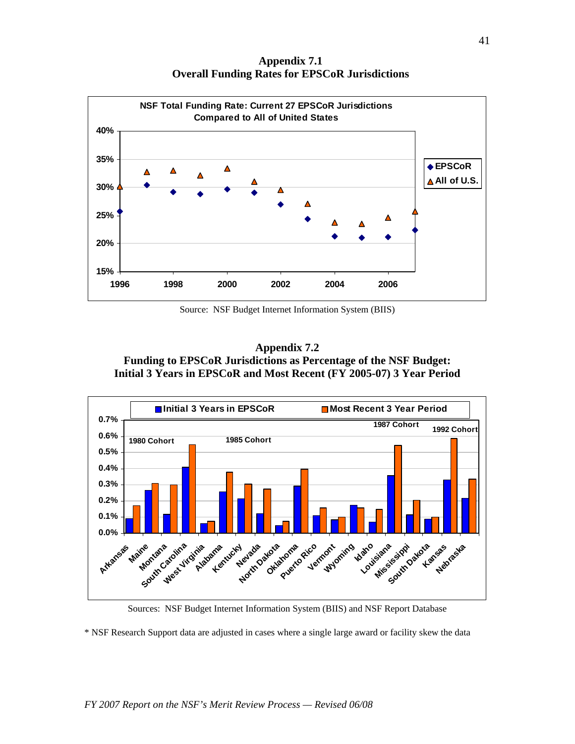## Appendix 7.1
## Overall Funding Rates for EPSCoR Jurisdictions

**NSF Total Funding Rate: Current 27 EPSCoR Jurisdictions Compared to All of United States**

Source: NSF Budget Internet Information System (BIIS)

## Appendix 7.2
## Funding to EPSCoR Jurisdictions as Percentage of the NSF Budget: Initial 3 Years in EPSCoR and Most Recent (FY 2005-07) 3 Year Period

Sources: NSF Budget Internet Information System (BIIS) and NSF Report Database

* NSF Research Support data are adjusted in cases where a single large award or facility skew the data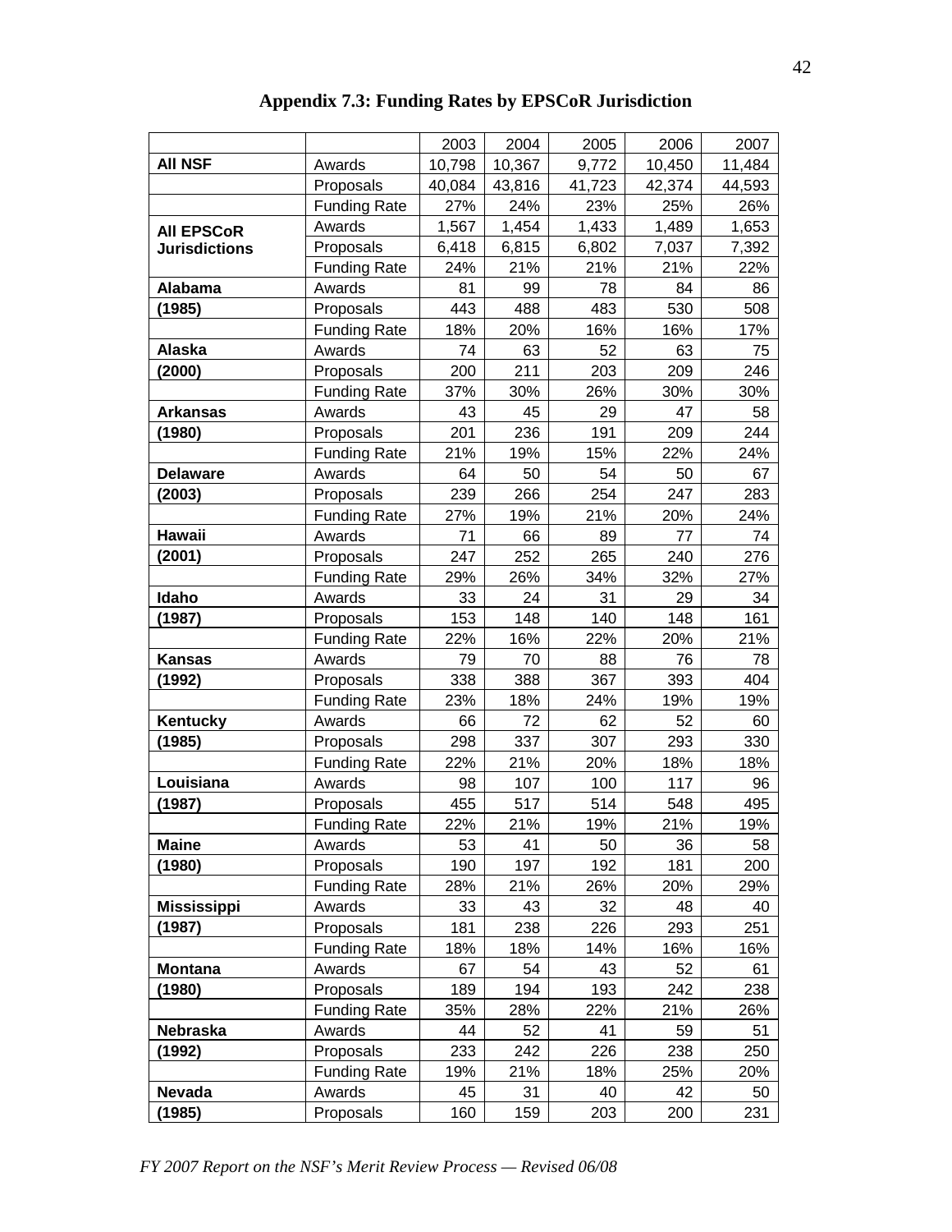## Appendix 7.3: Funding Rates by EPSCoR Jurisdiction

| | | 2003 | 2004 | 2005 | 2006 | 2007 |
|---|---|---|---|---|---|---|
| **All NSF** | Awards | 10,798 | 10,367 | 9,772 | 10,450 | 11,484 |
| | Proposals | 40,084 | 43,816 | 41,723 | 42,374 | 44,593 |
| | Funding Rate | 27% | 24% | 23% | 25% | 26% |
| **All EPSCoR Jurisdictions** | Awards | 1,567 | 1,454 | 1,433 | 1,489 | 1,653 |
| | Proposals | 6,418 | 6,815 | 6,802 | 7,037 | 7,392 |
| | Funding Rate | 24% | 21% | 21% | 21% | 22% |
| **Alabama** | Awards | 81 | 99 | 78 | 84 | 86 |
| **(1985)** | Proposals | 443 | 488 | 483 | 530 | 508 |
| | Funding Rate | 18% | 20% | 16% | 16% | 17% |
| **Alaska** | Awards | 74 | 63 | 52 | 63 | 75 |
| **(2000)** | Proposals | 200 | 211 | 203 | 209 | 246 |
| | Funding Rate | 37% | 30% | 26% | 30% | 30% |
| **Arkansas** | Awards | 43 | 45 | 29 | 47 | 58 |
| **(1980)** | Proposals | 201 | 236 | 191 | 209 | 244 |
| | Funding Rate | 21% | 19% | 15% | 22% | 24% |
| **Delaware** | Awards | 64 | 50 | 54 | 50 | 67 |
| **(2003)** | Proposals | 239 | 266 | 254 | 247 | 283 |
| | Funding Rate | 27% | 19% | 21% | 20% | 24% |
| **Hawaii** | Awards | 71 | 66 | 89 | 77 | 74 |
| **(2001)** | Proposals | 247 | 252 | 265 | 240 | 276 |
| | Funding Rate | 29% | 26% | 34% | 32% | 27% |
| **Idaho** | Awards | 33 | 24 | 31 | 29 | 34 |
| **(1987)** | Proposals | 153 | 148 | 140 | 148 | 161 |
| | Funding Rate | 22% | 16% | 22% | 20% | 21% |
| **Kansas** | Awards | 79 | 70 | 88 | 76 | 78 |
| **(1992)** | Proposals | 338 | 388 | 367 | 393 | 404 |
| | Funding Rate | 23% | 18% | 24% | 19% | 19% |
| **Kentucky** | Awards | 66 | 72 | 62 | 52 | 60 |
| **(1985)** | Proposals | 298 | 337 | 307 | 293 | 330 |
| | Funding Rate | 22% | 21% | 20% | 18% | 18% |
| **Louisiana** | Awards | 98 | 107 | 100 | 117 | 96 |
| **(1987)** | Proposals | 455 | 517 | 514 | 548 | 495 |
| | Funding Rate | 22% | 21% | 19% | 21% | 19% |
| **Maine** | Awards | 53 | 41 | 50 | 36 | 58 |
| **(1980)** | Proposals | 190 | 197 | 192 | 181 | 200 |
| | Funding Rate | 28% | 21% | 26% | 20% | 29% |
| **Mississippi** | Awards | 33 | 43 | 32 | 48 | 40 |
| **(1987)** | Proposals | 181 | 238 | 226 | 293 | 251 |
| | Funding Rate | 18% | 18% | 14% | 16% | 16% |
| **Montana** | Awards | 67 | 54 | 43 | 52 | 61 |
| **(1980)** | Proposals | 189 | 194 | 193 | 242 | 238 |
| | Funding Rate | 35% | 28% | 22% | 21% | 26% |
| **Nebraska** | Awards | 44 | 52 | 41 | 59 | 51 |
| **(1992)** | Proposals | 233 | 242 | 226 | 238 | 250 |
| | Funding Rate | 19% | 21% | 18% | 25% | 20% |
| **Nevada** | Awards | 45 | 31 | 40 | 42 | 50 |
| **(1985)** | Proposals | 160 | 159 | 203 | 200 | 231 |

*FY 2007 Report on the NSF's Merit Review Process — Revised 06/08*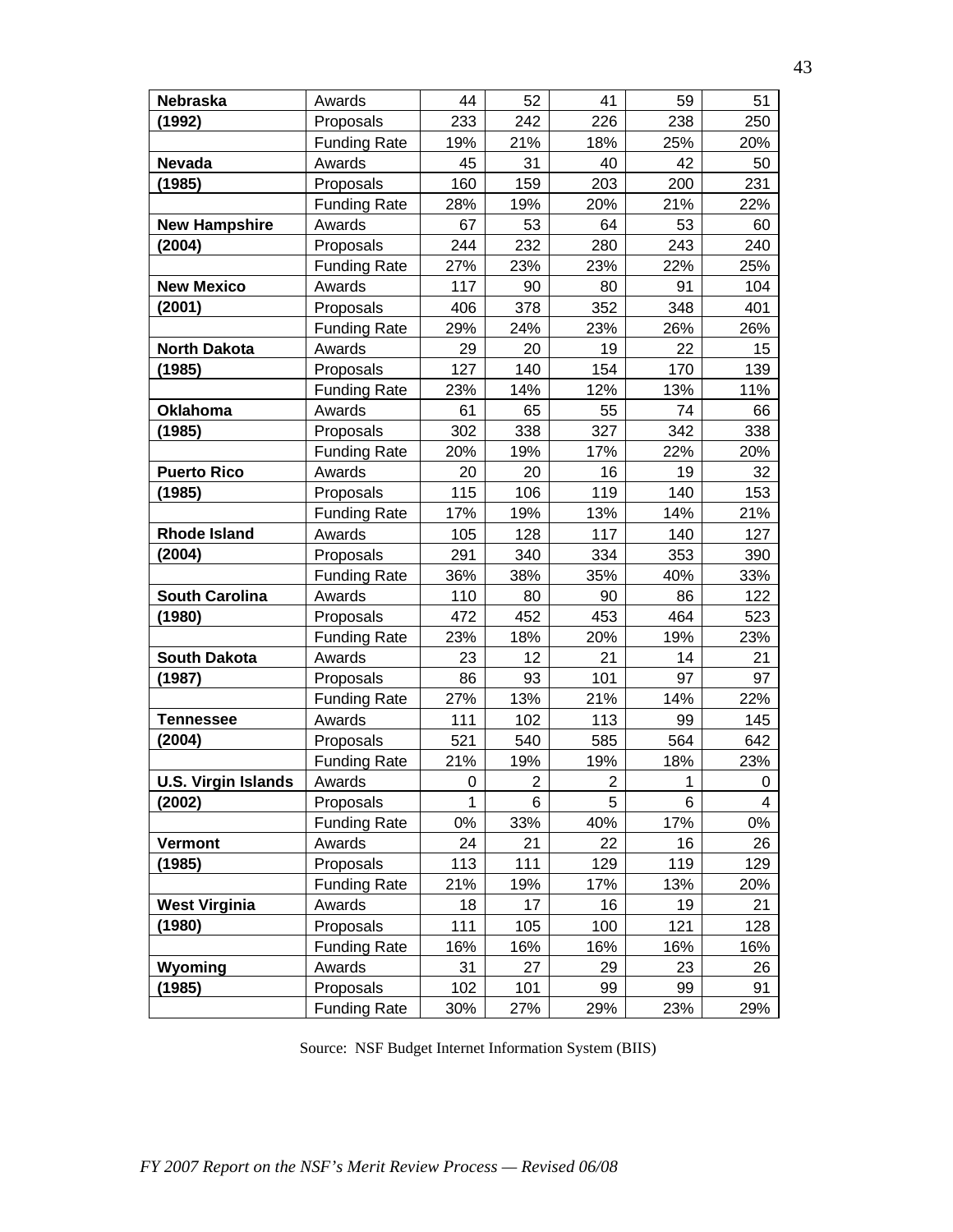| | | | | | | |
|---|---|---|---|---|---|---|
| **Nebraska** | Awards | 44 | 52 | 41 | 59 | 51 |
| **(1992)** | Proposals | 233 | 242 | 226 | 238 | 250 |
| | Funding Rate | 19% | 21% | 18% | 25% | 20% |
| **Nevada** | Awards | 45 | 31 | 40 | 42 | 50 |
| **(1985)** | Proposals | 160 | 159 | 203 | 200 | 231 |
| | Funding Rate | 28% | 19% | 20% | 21% | 22% |
| **New Hampshire** | Awards | 67 | 53 | 64 | 53 | 60 |
| **(2004)** | Proposals | 244 | 232 | 280 | 243 | 240 |
| | Funding Rate | 27% | 23% | 23% | 22% | 25% |
| **New Mexico** | Awards | 117 | 90 | 80 | 91 | 104 |
| **(2001)** | Proposals | 406 | 378 | 352 | 348 | 401 |
| | Funding Rate | 29% | 24% | 23% | 26% | 26% |
| **North Dakota** | Awards | 29 | 20 | 19 | 22 | 15 |
| **(1985)** | Proposals | 127 | 140 | 154 | 170 | 139 |
| | Funding Rate | 23% | 14% | 12% | 13% | 11% |
| **Oklahoma** | Awards | 61 | 65 | 55 | 74 | 66 |
| **(1985)** | Proposals | 302 | 338 | 327 | 342 | 338 |
| | Funding Rate | 20% | 19% | 17% | 22% | 20% |
| **Puerto Rico** | Awards | 20 | 20 | 16 | 19 | 32 |
| **(1985)** | Proposals | 115 | 106 | 119 | 140 | 153 |
| | Funding Rate | 17% | 19% | 13% | 14% | 21% |
| **Rhode Island** | Awards | 105 | 128 | 117 | 140 | 127 |
| **(2004)** | Proposals | 291 | 340 | 334 | 353 | 390 |
| | Funding Rate | 36% | 38% | 35% | 40% | 33% |
| **South Carolina** | Awards | 110 | 80 | 90 | 86 | 122 |
| **(1980)** | Proposals | 472 | 452 | 453 | 464 | 523 |
| | Funding Rate | 23% | 18% | 20% | 19% | 23% |
| **South Dakota** | Awards | 23 | 12 | 21 | 14 | 21 |
| **(1987)** | Proposals | 86 | 93 | 101 | 97 | 97 |
| | Funding Rate | 27% | 13% | 21% | 14% | 22% |
| **Tennessee** | Awards | 111 | 102 | 113 | 99 | 145 |
| **(2004)** | Proposals | 521 | 540 | 585 | 564 | 642 |
| | Funding Rate | 21% | 19% | 19% | 18% | 23% |
| **U.S. Virgin Islands** | Awards | 0 | 2 | 2 | 1 | 0 |
| **(2002)** | Proposals | 1 | 6 | 5 | 6 | 4 |
| | Funding Rate | 0% | 33% | 40% | 17% | 0% |
| **Vermont** | Awards | 24 | 21 | 22 | 16 | 26 |
| **(1985)** | Proposals | 113 | 111 | 129 | 119 | 129 |
| | Funding Rate | 21% | 19% | 17% | 13% | 20% |
| **West Virginia** | Awards | 18 | 17 | 16 | 19 | 21 |
| **(1980)** | Proposals | 111 | 105 | 100 | 121 | 128 |
| | Funding Rate | 16% | 16% | 16% | 16% | 16% |
| **Wyoming** | Awards | 31 | 27 | 29 | 23 | 26 |
| **(1985)** | Proposals | 102 | 101 | 99 | 99 | 91 |
| | Funding Rate | 30% | 27% | 29% | 23% | 29% |

Source: NSF Budget Internet Information System (BIIS)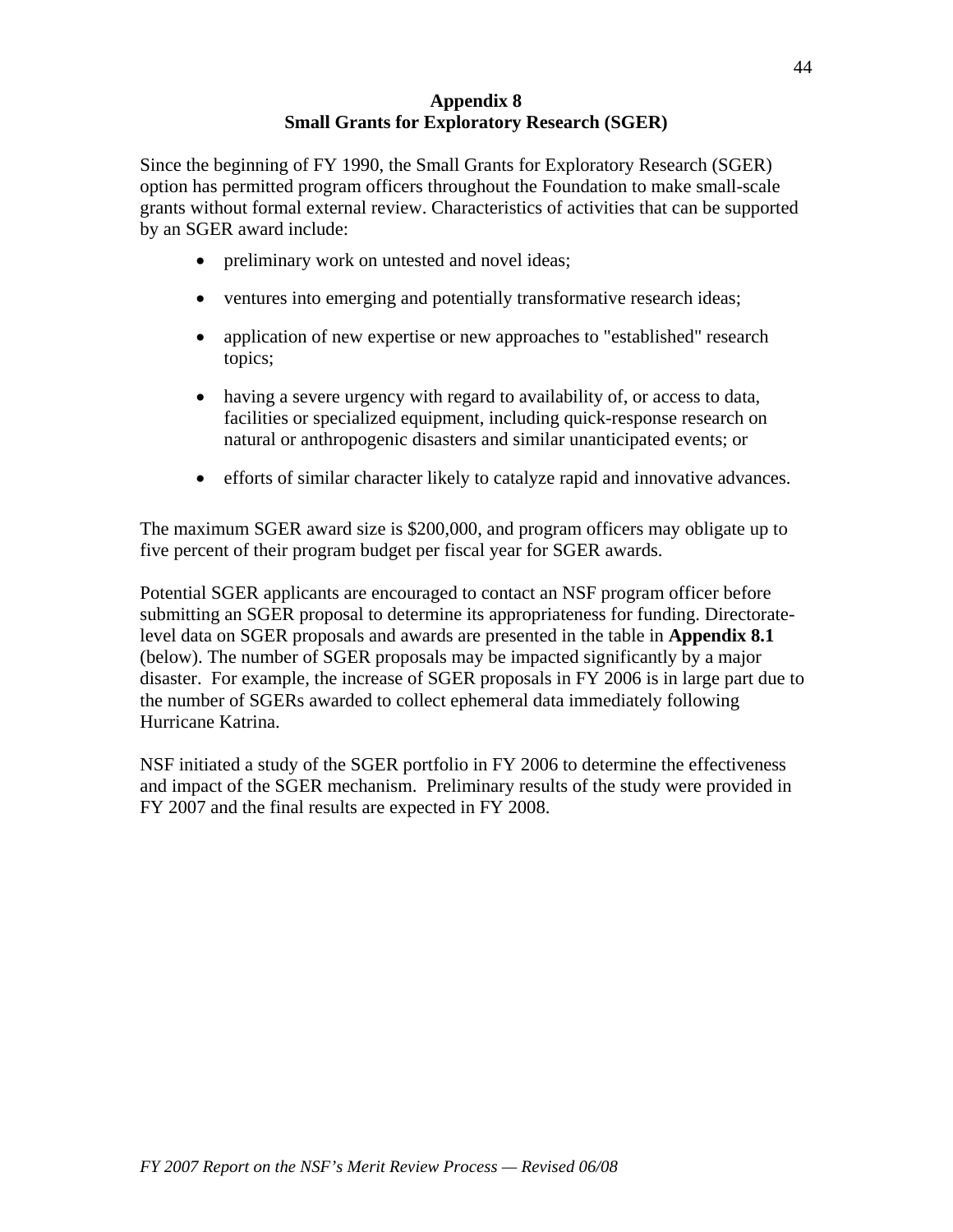# Appendix 8
## Small Grants for Exploratory Research (SGER)

Since the beginning of FY 1990, the Small Grants for Exploratory Research (SGER) option has permitted program officers throughout the Foundation to make small-scale grants without formal external review. Characteristics of activities that can be supported by an SGER award include:

- preliminary work on untested and novel ideas;
- ventures into emerging and potentially transformative research ideas;
- application of new expertise or new approaches to "established" research topics;
- having a severe urgency with regard to availability of, or access to data, facilities or specialized equipment, including quick-response research on natural or anthropogenic disasters and similar unanticipated events; or
- efforts of similar character likely to catalyze rapid and innovative advances.

The maximum SGER award size is $200,000, and program officers may obligate up to five percent of their program budget per fiscal year for SGER awards.

Potential SGER applicants are encouraged to contact an NSF program officer before submitting an SGER proposal to determine its appropriateness for funding. Directorate-level data on SGER proposals and awards are presented in the table in **Appendix 8.1** (below). The number of SGER proposals may be impacted significantly by a major disaster. For example, the increase of SGER proposals in FY 2006 is in large part due to the number of SGERs awarded to collect ephemeral data immediately following Hurricane Katrina.

NSF initiated a study of the SGER portfolio in FY 2006 to determine the effectiveness and impact of the SGER mechanism. Preliminary results of the study were provided in FY 2007 and the final results are expected in FY 2008.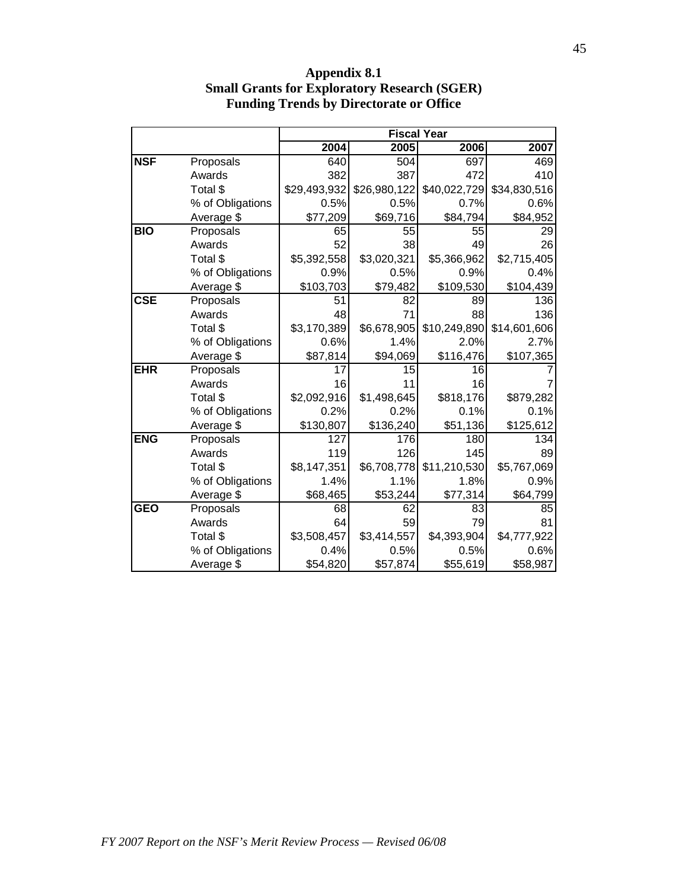**Appendix 8.1**
**Small Grants for Exploratory Research (SGER)**
**Funding Trends by Directorate or Office**

| | | Fiscal Year | | | |
|---|---|---|---|---|---|
| | | **2004** | **2005** | **2006** | **2007** |
| **NSF** | Proposals | 640 | 504 | 697 | 469 |
| | Awards | 382 | 387 | 472 | 410 |
| | Total $ | $29,493,932 | $26,980,122 | $40,022,729 | $34,830,516 |
| | % of Obligations | 0.5% | 0.5% | 0.7% | 0.6% |
| | Average $ | $77,209 | $69,716 | $84,794 | $84,952 |
| **BIO** | Proposals | 65 | 55 | 55 | 29 |
| | Awards | 52 | 38 | 49 | 26 |
| | Total $ | $5,392,558 | $3,020,321 | $5,366,962 | $2,715,405 |
| | % of Obligations | 0.9% | 0.5% | 0.9% | 0.4% |
| | Average $ | $103,703 | $79,482 | $109,530 | $104,439 |
| **CSE** | Proposals | 51 | 82 | 89 | 136 |
| | Awards | 48 | 71 | 88 | 136 |
| | Total $ | $3,170,389 | $6,678,905 | $10,249,890 | $14,601,606 |
| | % of Obligations | 0.6% | 1.4% | 2.0% | 2.7% |
| | Average $ | $87,814 | $94,069 | $116,476 | $107,365 |
| **EHR** | Proposals | 17 | 15 | 16 | 7 |
| | Awards | 16 | 11 | 16 | 7 |
| | Total $ | $2,092,916 | $1,498,645 | $818,176 | $879,282 |
| | % of Obligations | 0.2% | 0.2% | 0.1% | 0.1% |
| | Average $ | $130,807 | $136,240 | $51,136 | $125,612 |
| **ENG** | Proposals | 127 | 176 | 180 | 134 |
| | Awards | 119 | 126 | 145 | 89 |
| | Total $ | $8,147,351 | $6,708,778 | $11,210,530 | $5,767,069 |
| | % of Obligations | 1.4% | 1.1% | 1.8% | 0.9% |
| | Average $ | $68,465 | $53,244 | $77,314 | $64,799 |
| **GEO** | Proposals | 68 | 62 | 83 | 85 |
| | Awards | 64 | 59 | 79 | 81 |
| | Total $ | $3,508,457 | $3,414,557 | $4,393,904 | $4,777,922 |
| | % of Obligations | 0.4% | 0.5% | 0.5% | 0.6% |
| | Average $ | $54,820 | $57,874 | $55,619 | $58,987 |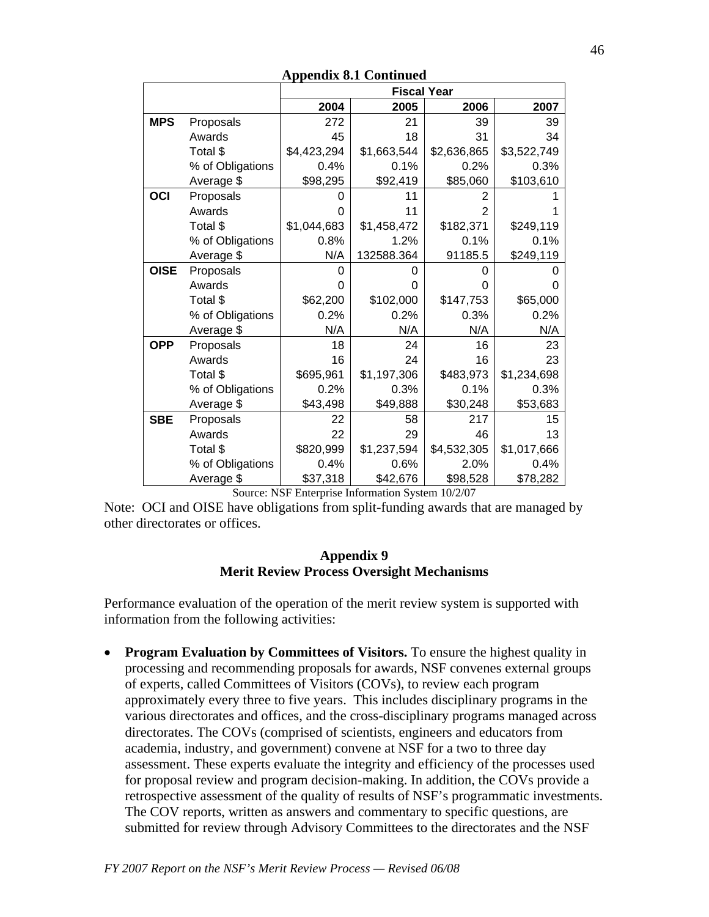**Appendix 8.1 Continued**

| | | Fiscal Year | | | |
|---|---|---|---|---|---|
| | | 2004 | 2005 | 2006 | 2007 |
| **MPS** | Proposals | 272 | 21 | 39 | 39 |
| | Awards | 45 | 18 | 31 | 34 |
| | Total $ | $4,423,294 | $1,663,544 | $2,636,865 | $3,522,749 |
| | % of Obligations | 0.4% | 0.1% | 0.2% | 0.3% |
| | Average $ | $98,295 | $92,419 | $85,060 | $103,610 |
| **OCI** | Proposals | 0 | 11 | 2 | 1 |
| | Awards | 0 | 11 | 2 | 1 |
| | Total $ | $1,044,683 | $1,458,472 | $182,371 | $249,119 |
| | % of Obligations | 0.8% | 1.2% | 0.1% | 0.1% |
| | Average $ | N/A | 132588.364 | 91185.5 | $249,119 |
| **OISE** | Proposals | 0 | 0 | 0 | 0 |
| | Awards | 0 | 0 | 0 | 0 |
| | Total $ | $62,200 | $102,000 | $147,753 | $65,000 |
| | % of Obligations | 0.2% | 0.2% | 0.3% | 0.2% |
| | Average $ | N/A | N/A | N/A | N/A |
| **OPP** | Proposals | 18 | 24 | 16 | 23 |
| | Awards | 16 | 24 | 16 | 23 |
| | Total $ | $695,961 | $1,197,306 | $483,973 | $1,234,698 |
| | % of Obligations | 0.2% | 0.3% | 0.1% | 0.3% |
| | Average $ | $43,498 | $49,888 | $30,248 | $53,683 |
| **SBE** | Proposals | 22 | 58 | 217 | 15 |
| | Awards | 22 | 29 | 46 | 13 |
| | Total $ | $820,999 | $1,237,594 | $4,532,305 | $1,017,666 |
| | % of Obligations | 0.4% | 0.6% | 2.0% | 0.4% |
| | Average $ | $37,318 | $42,676 | $98,528 | $78,282 |

Source: NSF Enterprise Information System 10/2/07

Note: OCI and OISE have obligations from split-funding awards that are managed by other directorates or offices.

## Appendix 9
## Merit Review Process Oversight Mechanisms

Performance evaluation of the operation of the merit review system is supported with information from the following activities:

- **Program Evaluation by Committees of Visitors.** To ensure the highest quality in processing and recommending proposals for awards, NSF convenes external groups of experts, called Committees of Visitors (COVs), to review each program approximately every three to five years. This includes disciplinary programs in the various directorates and offices, and the cross-disciplinary programs managed across directorates. The COVs (comprised of scientists, engineers and educators from academia, industry, and government) convene at NSF for a two to three day assessment. These experts evaluate the integrity and efficiency of the processes used for proposal review and program decision-making. In addition, the COVs provide a retrospective assessment of the quality of results of NSF's programmatic investments. The COV reports, written as answers and commentary to specific questions, are submitted for review through Advisory Committees to the directorates and the NSF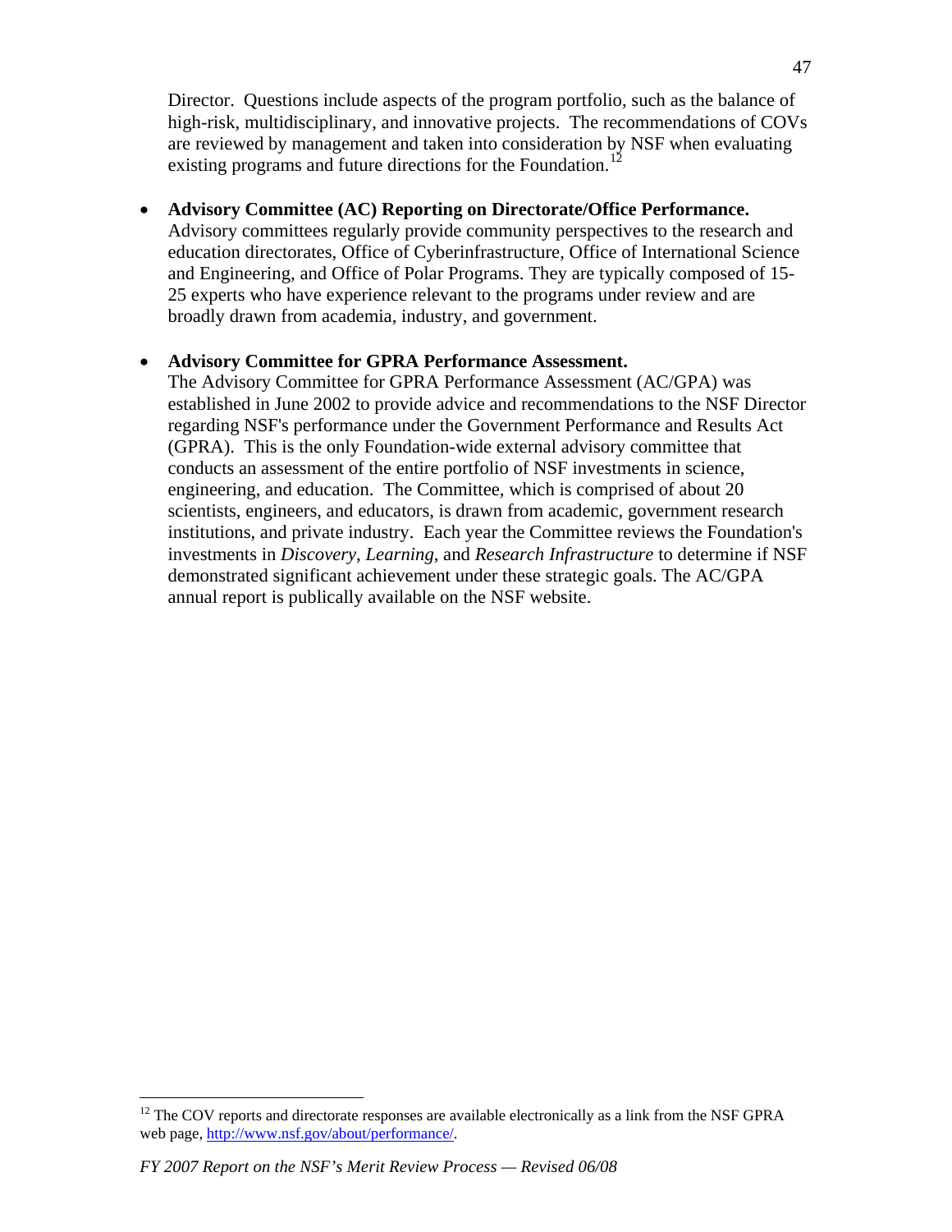Director. Questions include aspects of the program portfolio, such as the balance of high-risk, multidisciplinary, and innovative projects. The recommendations of COVs are reviewed by management and taken into consideration by NSF when evaluating existing programs and future directions for the Foundation.[12]

- **Advisory Committee (AC) Reporting on Directorate/Office Performance.** Advisory committees regularly provide community perspectives to the research and education directorates, Office of Cyberinfrastructure, Office of International Science and Engineering, and Office of Polar Programs. They are typically composed of 15-25 experts who have experience relevant to the programs under review and are broadly drawn from academia, industry, and government.

- **Advisory Committee for GPRA Performance Assessment.** The Advisory Committee for GPRA Performance Assessment (AC/GPA) was established in June 2002 to provide advice and recommendations to the NSF Director regarding NSF's performance under the Government Performance and Results Act (GPRA). This is the only Foundation-wide external advisory committee that conducts an assessment of the entire portfolio of NSF investments in science, engineering, and education. The Committee, which is comprised of about 20 scientists, engineers, and educators, is drawn from academic, government research institutions, and private industry. Each year the Committee reviews the Foundation's investments in *Discovery*, *Learning*, and *Research Infrastructure* to determine if NSF demonstrated significant achievement under these strategic goals. The AC/GPA annual report is publically available on the NSF website.

---

[12] The COV reports and directorate responses are available electronically as a link from the NSF GPRA web page, http://www.nsf.gov/about/performance/.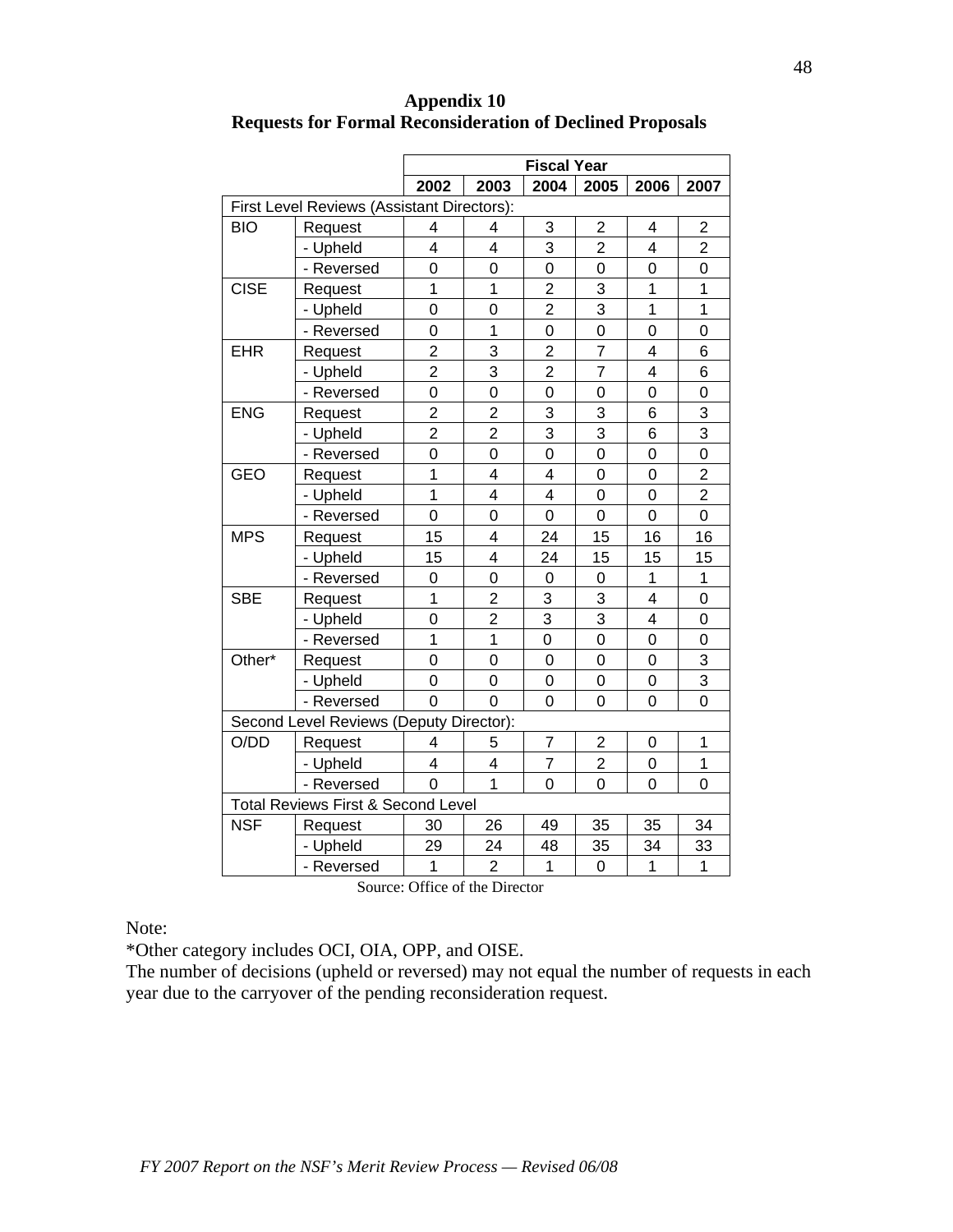# Appendix 10
## Requests for Formal Reconsideration of Declined Proposals

| | | Fiscal Year | | | | | |
|---|---|---|---|---|---|---|---|
| | | 2002 | 2003 | 2004 | 2005 | 2006 | 2007 |
| First Level Reviews (Assistant Directors): | | | | | | | |
| BIO | Request | 4 | 4 | 3 | 2 | 4 | 2 |
| | - Upheld | 4 | 4 | 3 | 2 | 4 | 2 |
| | - Reversed | 0 | 0 | 0 | 0 | 0 | 0 |
| CISE | Request | 1 | 1 | 2 | 3 | 1 | 1 |
| | - Upheld | 0 | 0 | 2 | 3 | 1 | 1 |
| | - Reversed | 0 | 1 | 0 | 0 | 0 | 0 |
| EHR | Request | 2 | 3 | 2 | 7 | 4 | 6 |
| | - Upheld | 2 | 3 | 2 | 7 | 4 | 6 |
| | - Reversed | 0 | 0 | 0 | 0 | 0 | 0 |
| ENG | Request | 2 | 2 | 3 | 3 | 6 | 3 |
| | - Upheld | 2 | 2 | 3 | 3 | 6 | 3 |
| | - Reversed | 0 | 0 | 0 | 0 | 0 | 0 |
| GEO | Request | 1 | 4 | 4 | 0 | 0 | 2 |
| | - Upheld | 1 | 4 | 4 | 0 | 0 | 2 |
| | - Reversed | 0 | 0 | 0 | 0 | 0 | 0 |
| MPS | Request | 15 | 4 | 24 | 15 | 16 | 16 |
| | - Upheld | 15 | 4 | 24 | 15 | 15 | 15 |
| | - Reversed | 0 | 0 | 0 | 0 | 1 | 1 |
| SBE | Request | 1 | 2 | 3 | 3 | 4 | 0 |
| | - Upheld | 0 | 2 | 3 | 3 | 4 | 0 |
| | - Reversed | 1 | 1 | 0 | 0 | 0 | 0 |
| Other* | Request | 0 | 0 | 0 | 0 | 0 | 3 |
| | - Upheld | 0 | 0 | 0 | 0 | 0 | 3 |
| | - Reversed | 0 | 0 | 0 | 0 | 0 | 0 |
| Second Level Reviews (Deputy Director): | | | | | | | |
| O/DD | Request | 4 | 5 | 7 | 2 | 0 | 1 |
| | - Upheld | 4 | 4 | 7 | 2 | 0 | 1 |
| | - Reversed | 0 | 1 | 0 | 0 | 0 | 0 |
| Total Reviews First & Second Level | | | | | | | |
| NSF | Request | 30 | 26 | 49 | 35 | 35 | 34 |
| | - Upheld | 29 | 24 | 48 | 35 | 34 | 33 |
| | - Reversed | 1 | 2 | 1 | 0 | 1 | 1 |

Source: Office of the Director

Note:
*Other category includes OCI, OIA, OPP, and OISE.
The number of decisions (upheld or reversed) may not equal the number of requests in each year due to the carryover of the pending reconsideration request.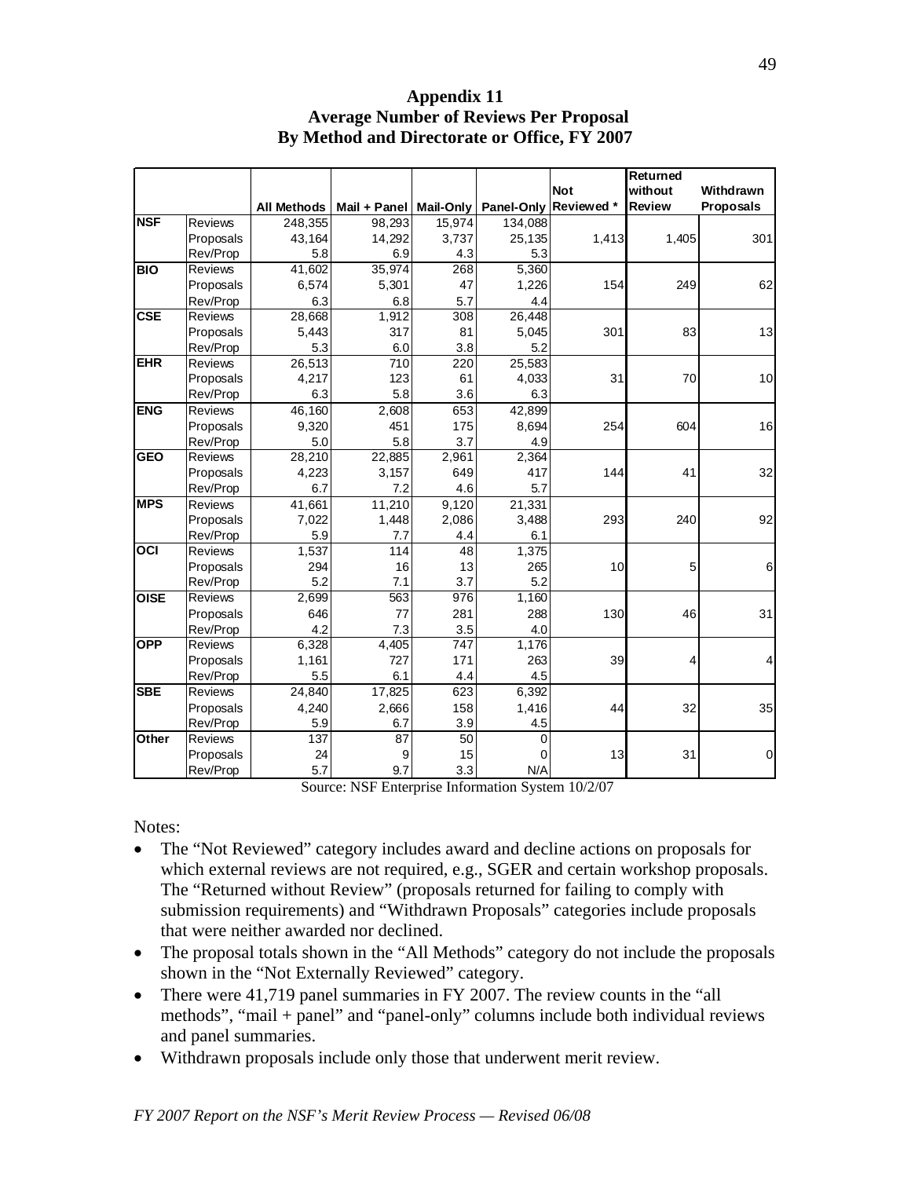# Appendix 11
## Average Number of Reviews Per Proposal
## By Method and Directorate or Office, FY 2007

| | | All Methods | Mail + Panel | Mail-Only | Panel-Only | Not Reviewed * | Returned without Review | Withdrawn Proposals |
|---|---|---|---|---|---|---|---|---|
| **NSF** | Reviews | 248,355 | 98,293 | 15,974 | 134,088 | | | |
| | Proposals | 43,164 | 14,292 | 3,737 | 25,135 | 1,413 | 1,405 | 301 |
| | Rev/Prop | 5.8 | 6.9 | 4.3 | 5.3 | | | |
| **BIO** | Reviews | 41,602 | 35,974 | 268 | 5,360 | | | |
| | Proposals | 6,574 | 5,301 | 47 | 1,226 | 154 | 249 | 62 |
| | Rev/Prop | 6.3 | 6.8 | 5.7 | 4.4 | | | |
| **CSE** | Reviews | 28,668 | 1,912 | 308 | 26,448 | | | |
| | Proposals | 5,443 | 317 | 81 | 5,045 | 301 | 83 | 13 |
| | Rev/Prop | 5.3 | 6.0 | 3.8 | 5.2 | | | |
| **EHR** | Reviews | 26,513 | 710 | 220 | 25,583 | | | |
| | Proposals | 4,217 | 123 | 61 | 4,033 | 31 | 70 | 10 |
| | Rev/Prop | 6.3 | 5.8 | 3.6 | 6.3 | | | |
| **ENG** | Reviews | 46,160 | 2,608 | 653 | 42,899 | | | |
| | Proposals | 9,320 | 451 | 175 | 8,694 | 254 | 604 | 16 |
| | Rev/Prop | 5.0 | 5.8 | 3.7 | 4.9 | | | |
| **GEO** | Reviews | 28,210 | 22,885 | 2,961 | 2,364 | | | |
| | Proposals | 4,223 | 3,157 | 649 | 417 | 144 | 41 | 32 |
| | Rev/Prop | 6.7 | 7.2 | 4.6 | 5.7 | | | |
| **MPS** | Reviews | 41,661 | 11,210 | 9,120 | 21,331 | | | |
| | Proposals | 7,022 | 1,448 | 2,086 | 3,488 | 293 | 240 | 92 |
| | Rev/Prop | 5.9 | 7.7 | 4.4 | 6.1 | | | |
| **OCI** | Reviews | 1,537 | 114 | 48 | 1,375 | | | |
| | Proposals | 294 | 16 | 13 | 265 | 10 | 5 | 6 |
| | Rev/Prop | 5.2 | 7.1 | 3.7 | 5.2 | | | |
| **OISE** | Reviews | 2,699 | 563 | 976 | 1,160 | | | |
| | Proposals | 646 | 77 | 281 | 288 | 130 | 46 | 31 |
| | Rev/Prop | 4.2 | 7.3 | 3.5 | 4.0 | | | |
| **OPP** | Reviews | 6,328 | 4,405 | 747 | 1,176 | | | |
| | Proposals | 1,161 | 727 | 171 | 263 | 39 | 4 | 4 |
| | Rev/Prop | 5.5 | 6.1 | 4.4 | 4.5 | | | |
| **SBE** | Reviews | 24,840 | 17,825 | 623 | 6,392 | | | |
| | Proposals | 4,240 | 2,666 | 158 | 1,416 | 44 | 32 | 35 |
| | Rev/Prop | 5.9 | 6.7 | 3.9 | 4.5 | | | |
| **Other** | Reviews | 137 | 87 | 50 | 0 | | | |
| | Proposals | 24 | 9 | 15 | 0 | 13 | 31 | 0 |
| | Rev/Prop | 5.7 | 9.7 | 3.3 | N/A | | | |

Source: NSF Enterprise Information System 10/2/07

Notes:

- The "Not Reviewed" category includes award and decline actions on proposals for which external reviews are not required, e.g., SGER and certain workshop proposals. The "Returned without Review" (proposals returned for failing to comply with submission requirements) and "Withdrawn Proposals" categories include proposals that were neither awarded nor declined.
- The proposal totals shown in the "All Methods" category do not include the proposals shown in the "Not Externally Reviewed" category.
- There were 41,719 panel summaries in FY 2007. The review counts in the "all methods", "mail + panel" and "panel-only" columns include both individual reviews and panel summaries.
- Withdrawn proposals include only those that underwent merit review.

*FY 2007 Report on the NSF's Merit Review Process — Revised 06/08*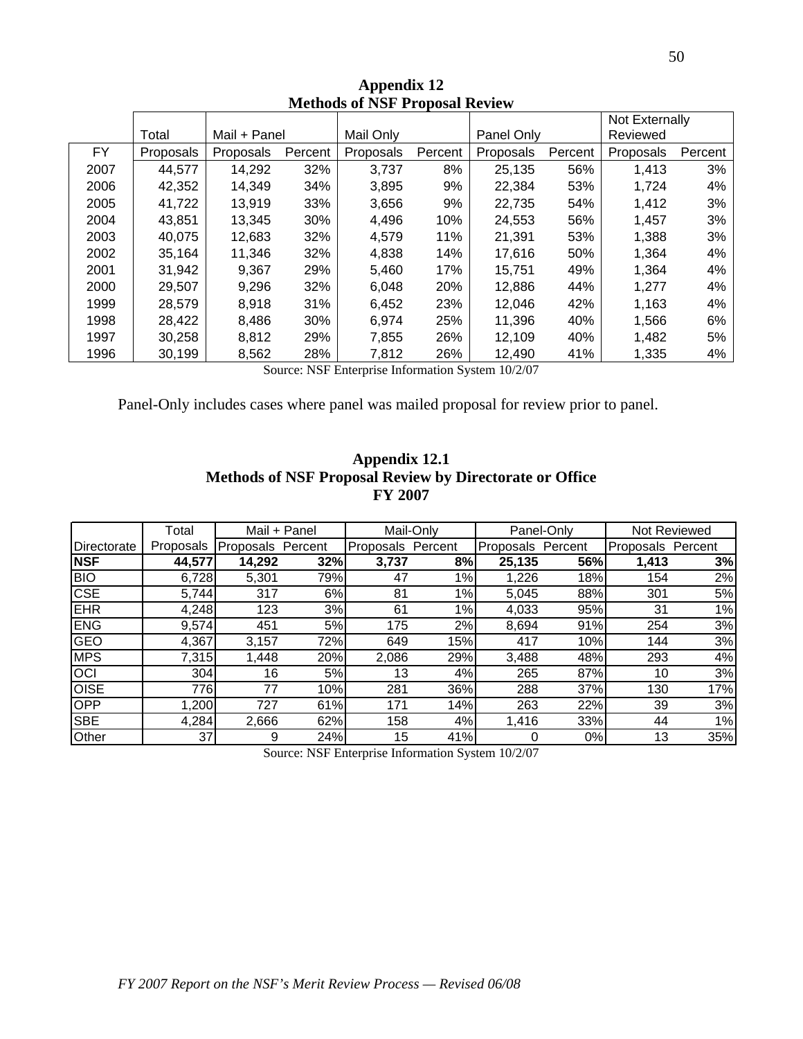## Appendix 12
## Methods of NSF Proposal Review

| | Total | Mail + Panel | | Mail Only | | Panel Only | | Not Externally Reviewed | |
|---|---|---|---|---|---|---|---|---|---|
| FY | Proposals | Proposals | Percent | Proposals | Percent | Proposals | Percent | Proposals | Percent |
| 2007 | 44,577 | 14,292 | 32% | 3,737 | 8% | 25,135 | 56% | 1,413 | 3% |
| 2006 | 42,352 | 14,349 | 34% | 3,895 | 9% | 22,384 | 53% | 1,724 | 4% |
| 2005 | 41,722 | 13,919 | 33% | 3,656 | 9% | 22,735 | 54% | 1,412 | 3% |
| 2004 | 43,851 | 13,345 | 30% | 4,496 | 10% | 24,553 | 56% | 1,457 | 3% |
| 2003 | 40,075 | 12,683 | 32% | 4,579 | 11% | 21,391 | 53% | 1,388 | 3% |
| 2002 | 35,164 | 11,346 | 32% | 4,838 | 14% | 17,616 | 50% | 1,364 | 4% |
| 2001 | 31,942 | 9,367 | 29% | 5,460 | 17% | 15,751 | 49% | 1,364 | 4% |
| 2000 | 29,507 | 9,296 | 32% | 6,048 | 20% | 12,886 | 44% | 1,277 | 4% |
| 1999 | 28,579 | 8,918 | 31% | 6,452 | 23% | 12,046 | 42% | 1,163 | 4% |
| 1998 | 28,422 | 8,486 | 30% | 6,974 | 25% | 11,396 | 40% | 1,566 | 6% |
| 1997 | 30,258 | 8,812 | 29% | 7,855 | 26% | 12,109 | 40% | 1,482 | 5% |
| 1996 | 30,199 | 8,562 | 28% | 7,812 | 26% | 12,490 | 41% | 1,335 | 4% |

Source: NSF Enterprise Information System 10/2/07

Panel-Only includes cases where panel was mailed proposal for review prior to panel.

## Appendix 12.1
## Methods of NSF Proposal Review by Directorate or Office
## FY 2007

| | Total | Mail + Panel | | Mail-Only | | Panel-Only | | Not Reviewed | |
|---|---|---|---|---|---|---|---|---|---|
| Directorate | Proposals | Proposals | Percent | Proposals | Percent | Proposals | Percent | Proposals | Percent |
| **NSF** | **44,577** | **14,292** | **32%** | **3,737** | **8%** | **25,135** | **56%** | **1,413** | **3%** |
| BIO | 6,728 | 5,301 | 79% | 47 | 1% | 1,226 | 18% | 154 | 2% |
| CSE | 5,744 | 317 | 6% | 81 | 1% | 5,045 | 88% | 301 | 5% |
| EHR | 4,248 | 123 | 3% | 61 | 1% | 4,033 | 95% | 31 | 1% |
| ENG | 9,574 | 451 | 5% | 175 | 2% | 8,694 | 91% | 254 | 3% |
| GEO | 4,367 | 3,157 | 72% | 649 | 15% | 417 | 10% | 144 | 3% |
| MPS | 7,315 | 1,448 | 20% | 2,086 | 29% | 3,488 | 48% | 293 | 4% |
| OCI | 304 | 16 | 5% | 13 | 4% | 265 | 87% | 10 | 3% |
| OISE | 776 | 77 | 10% | 281 | 36% | 288 | 37% | 130 | 17% |
| OPP | 1,200 | 727 | 61% | 171 | 14% | 263 | 22% | 39 | 3% |
| SBE | 4,284 | 2,666 | 62% | 158 | 4% | 1,416 | 33% | 44 | 1% |
| Other | 37 | 9 | 24% | 15 | 41% | 0 | 0% | 13 | 35% |

Source: NSF Enterprise Information System 10/2/07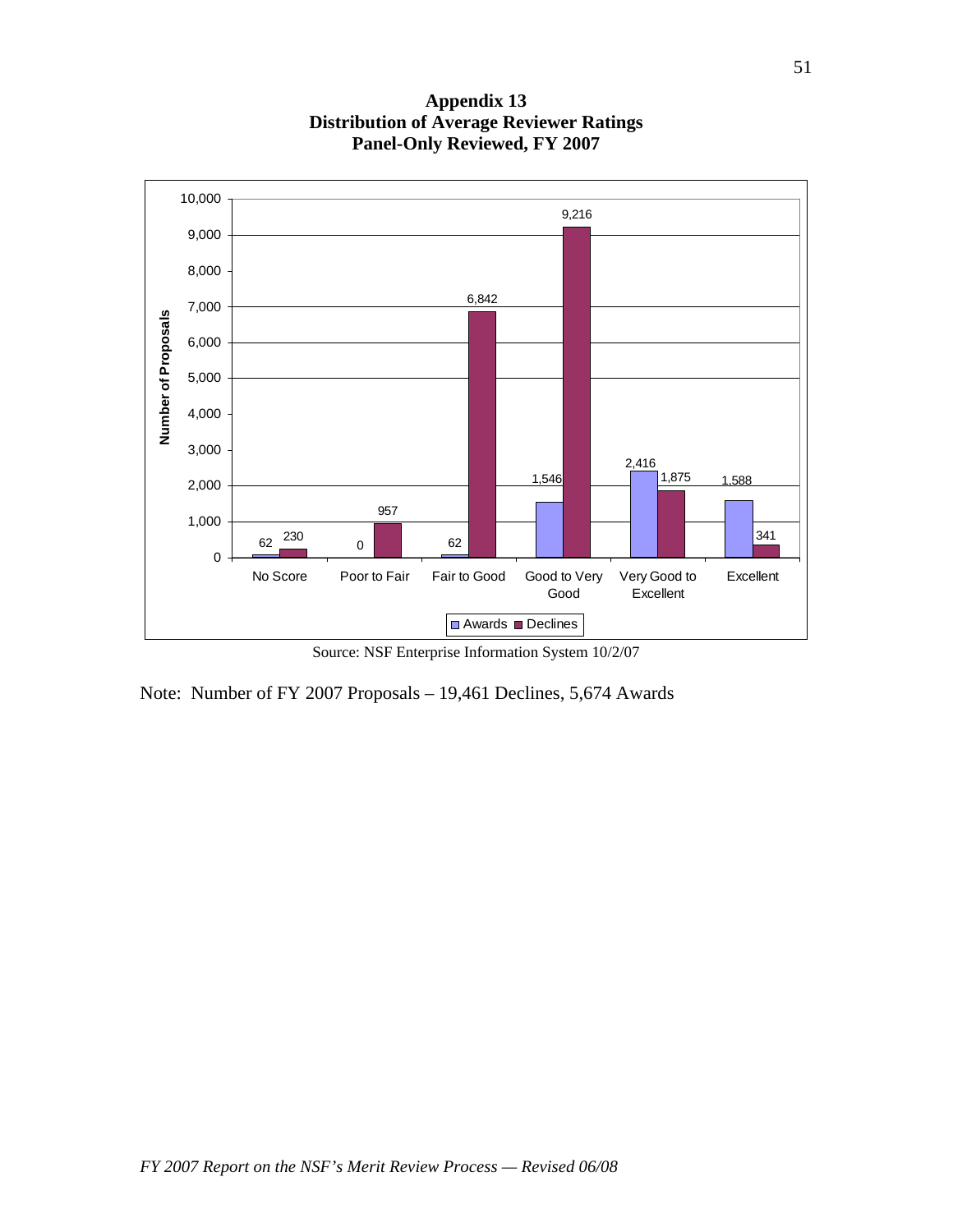# Appendix 13
## Distribution of Average Reviewer Ratings
## Panel-Only Reviewed, FY 2007

| Rating | Awards | Declines |
|---|---|---|
| No Score | 62 | 230 |
| Poor to Fair | 0 | 957 |
| Fair to Good | 62 | 6,842 |
| Good to Very Good | 1,546 | 9,216 |
| Very Good to Excellent | 2,416 | 1,875 |
| Excellent | 1,588 | 341 |

Source: NSF Enterprise Information System 10/2/07

Note: Number of FY 2007 Proposals – 19,461 Declines, 5,674 Awards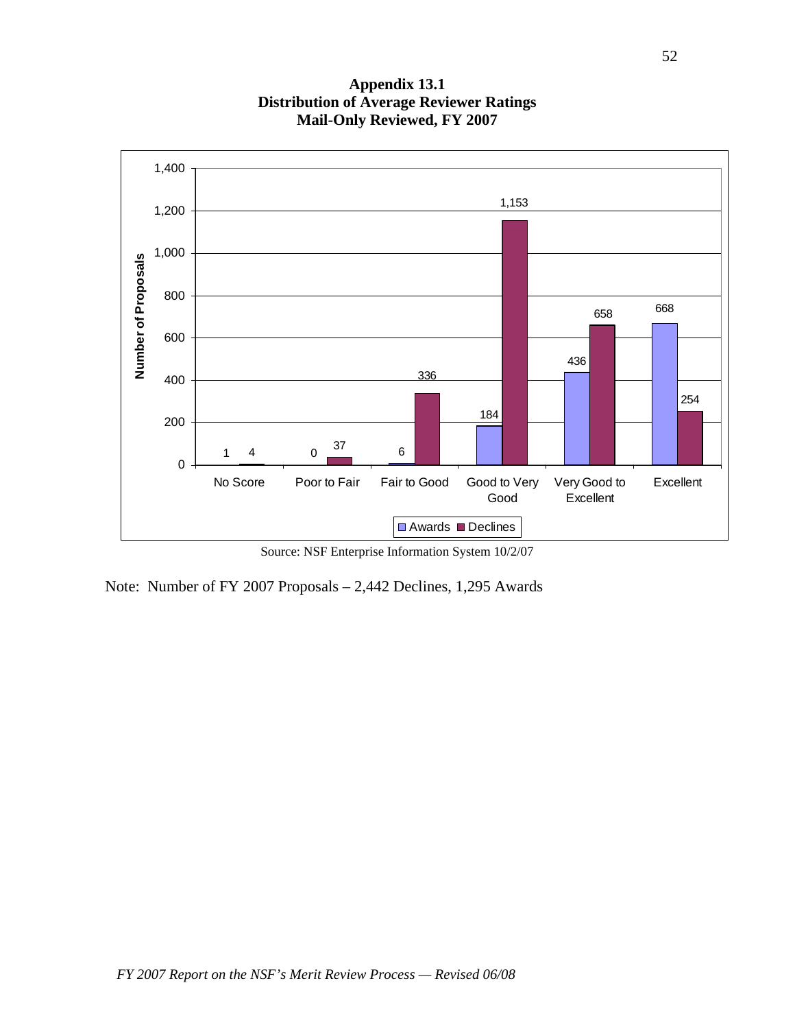**Appendix 13.1**
**Distribution of Average Reviewer Ratings**
**Mail-Only Reviewed, FY 2007**

| Rating | Awards | Declines |
|---|---|---|
| No Score | 1 | 4 |
| Poor to Fair | 0 | 37 |
| Fair to Good | 6 | 336 |
| Good to Very Good | 184 | 1,153 |
| Very Good to Excellent | 436 | 658 |
| Excellent | 668 | 254 |

Source: NSF Enterprise Information System 10/2/07

Note: Number of FY 2007 Proposals – 2,442 Declines, 1,295 Awards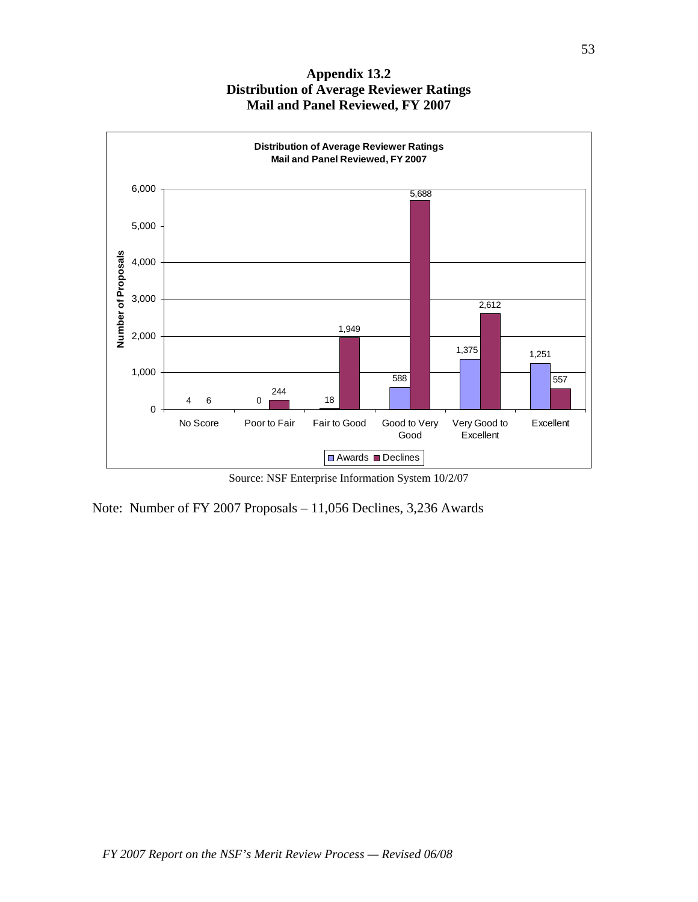# Appendix 13.2
## Distribution of Average Reviewer Ratings
## Mail and Panel Reviewed, FY 2007

**Distribution of Average Reviewer Ratings**
**Mail and Panel Reviewed, FY 2007**

| Rating | Awards | Declines |
|---|---|---|
| No Score | 4 | 6 |
| Poor to Fair | 0 | 244 |
| Fair to Good | 18 | 1,949 |
| Good to Very Good | 588 | 5,688 |
| Very Good to Excellent | 1,375 | 2,612 |
| Excellent | 1,251 | 557 |

Source: NSF Enterprise Information System 10/2/07

Note: Number of FY 2007 Proposals – 11,056 Declines, 3,236 Awards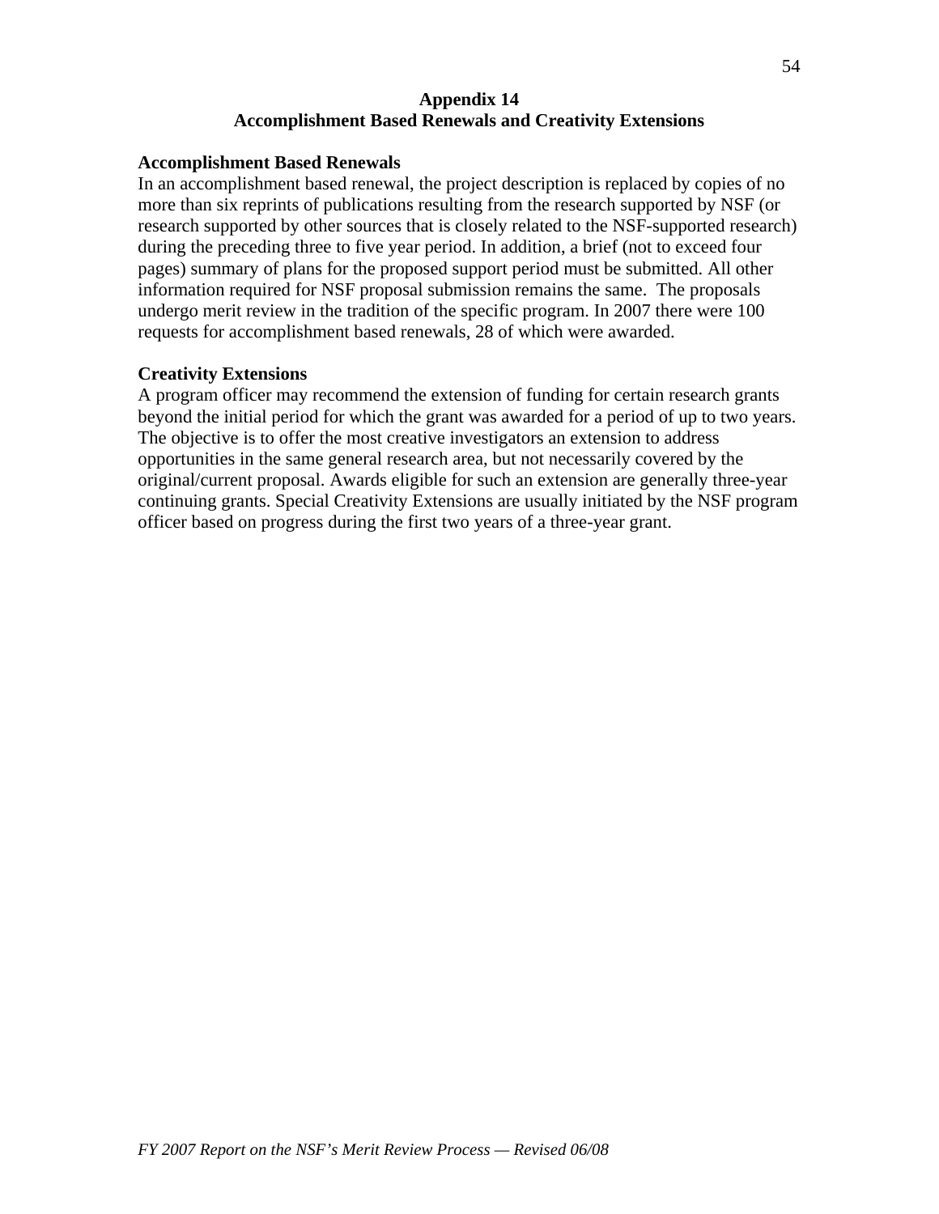## Appendix 14
## Accomplishment Based Renewals and Creativity Extensions

**Accomplishment Based Renewals**

In an accomplishment based renewal, the project description is replaced by copies of no more than six reprints of publications resulting from the research supported by NSF (or research supported by other sources that is closely related to the NSF-supported research) during the preceding three to five year period. In addition, a brief (not to exceed four pages) summary of plans for the proposed support period must be submitted. All other information required for NSF proposal submission remains the same. The proposals undergo merit review in the tradition of the specific program. In 2007 there were 100 requests for accomplishment based renewals, 28 of which were awarded.

**Creativity Extensions**

A program officer may recommend the extension of funding for certain research grants beyond the initial period for which the grant was awarded for a period of up to two years. The objective is to offer the most creative investigators an extension to address opportunities in the same general research area, but not necessarily covered by the original/current proposal. Awards eligible for such an extension are generally three-year continuing grants. Special Creativity Extensions are usually initiated by the NSF program officer based on progress during the first two years of a three-year grant.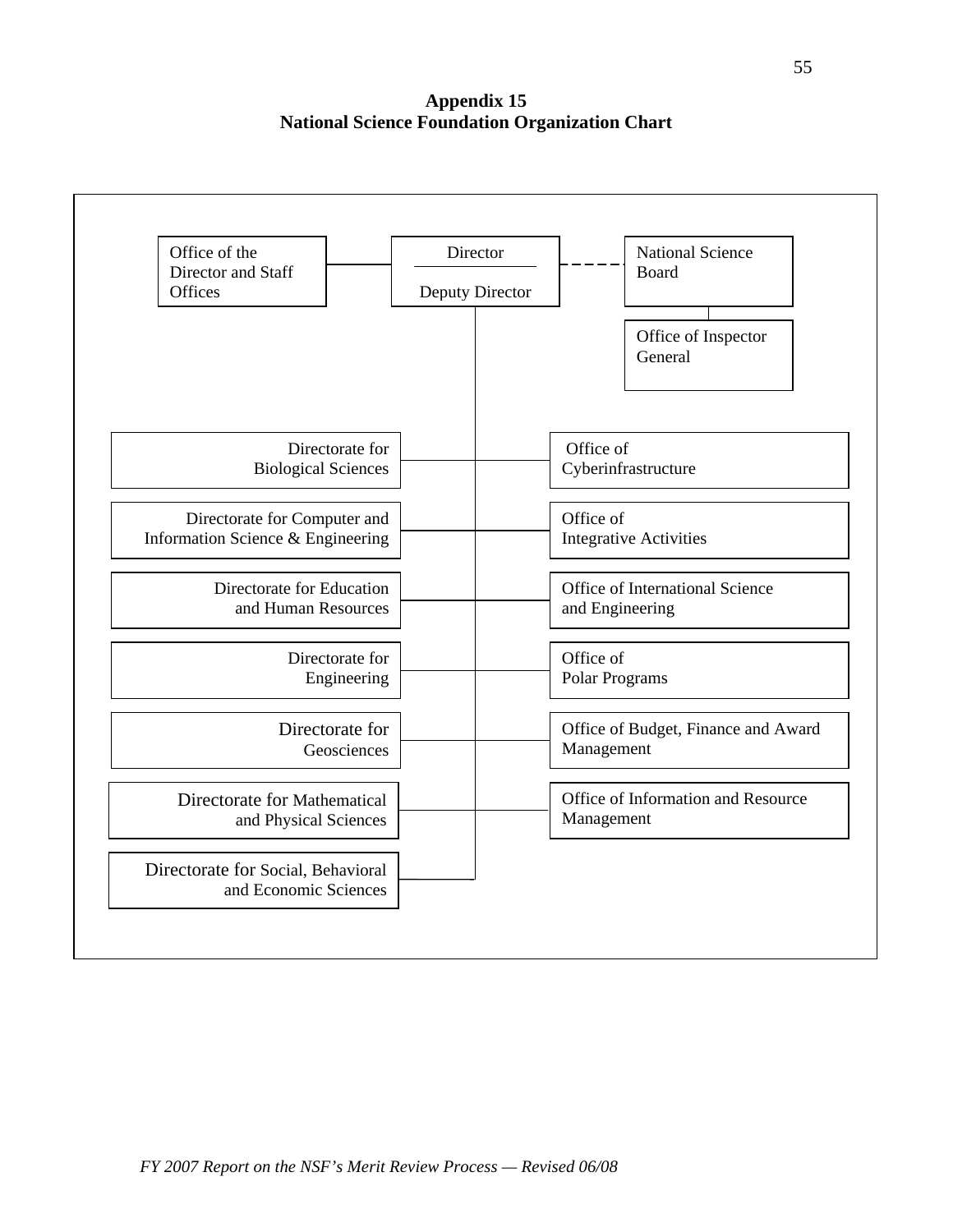**Appendix 15**
**National Science Foundation Organization Chart**

- Director / Deputy Director
  - Office of the Director and Staff Offices
  - National Science Board (dashed line)
    - Office of Inspector General
  - Directorate for Biological Sciences
  - Directorate for Computer and Information Science & Engineering
  - Directorate for Education and Human Resources
  - Directorate for Engineering
  - Directorate for Geosciences
  - Directorate for Mathematical and Physical Sciences
  - Directorate for Social, Behavioral and Economic Sciences
  - Office of Cyberinfrastructure
  - Office of Integrative Activities
  - Office of International Science and Engineering
  - Office of Polar Programs
  - Office of Budget, Finance and Award Management
  - Office of Information and Resource Management

*FY 2007 Report on the NSF's Merit Review Process — Revised 06/08*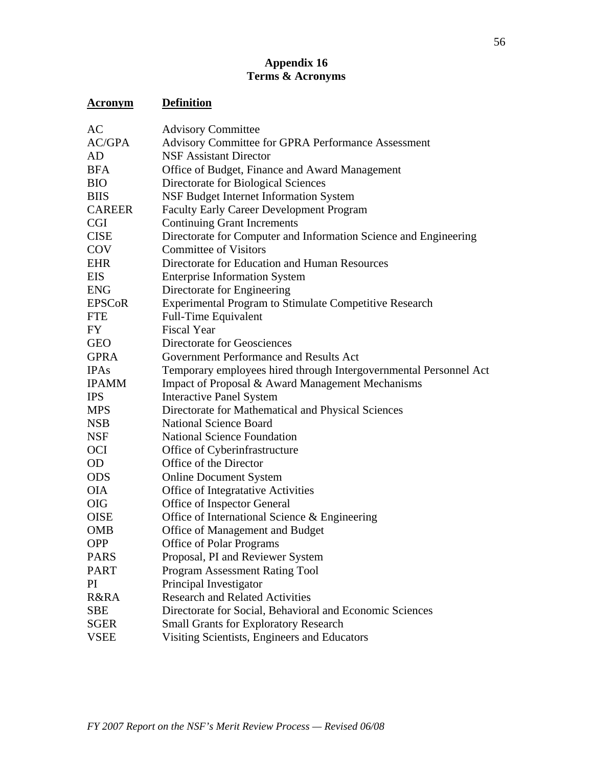# Appendix 16
## Terms & Acronyms

| **Acronym** | **Definition** |
|---|---|
| AC | Advisory Committee |
| AC/GPA | Advisory Committee for GPRA Performance Assessment |
| AD | NSF Assistant Director |
| BFA | Office of Budget, Finance and Award Management |
| BIO | Directorate for Biological Sciences |
| BIIS | NSF Budget Internet Information System |
| CAREER | Faculty Early Career Development Program |
| CGI | Continuing Grant Increments |
| CISE | Directorate for Computer and Information Science and Engineering |
| COV | Committee of Visitors |
| EHR | Directorate for Education and Human Resources |
| EIS | Enterprise Information System |
| ENG | Directorate for Engineering |
| EPSCoR | Experimental Program to Stimulate Competitive Research |
| FTE | Full-Time Equivalent |
| FY | Fiscal Year |
| GEO | Directorate for Geosciences |
| GPRA | Government Performance and Results Act |
| IPAs | Temporary employees hired through Intergovernmental Personnel Act |
| IPAMM | Impact of Proposal & Award Management Mechanisms |
| IPS | Interactive Panel System |
| MPS | Directorate for Mathematical and Physical Sciences |
| NSB | National Science Board |
| NSF | National Science Foundation |
| OCI | Office of Cyberinfrastructure |
| OD | Office of the Director |
| ODS | Online Document System |
| OIA | Office of Integratative Activities |
| OIG | Office of Inspector General |
| OISE | Office of International Science & Engineering |
| OMB | Office of Management and Budget |
| OPP | Office of Polar Programs |
| PARS | Proposal, PI and Reviewer System |
| PART | Program Assessment Rating Tool |
| PI | Principal Investigator |
| R&RA | Research and Related Activities |
| SBE | Directorate for Social, Behavioral and Economic Sciences |
| SGER | Small Grants for Exploratory Research |
| VSEE | Visiting Scientists, Engineers and Educators |